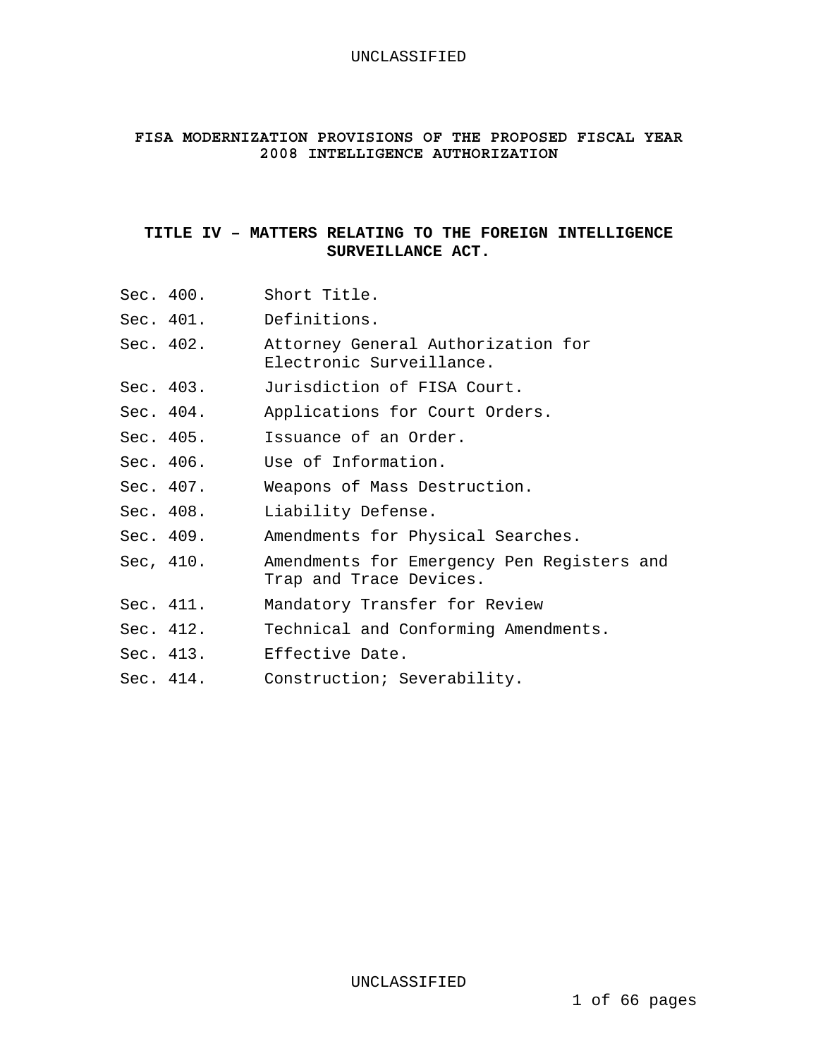# FISA MODERNIZATION PROVISIONS OF THE PROPOSED FISCAL YEAR 2008 INTELLIGENCE AUTHORIZATION

## TITLE IV – MATTERS RELATING TO THE FOREIGN INTELLIGENCE SURVEILLANCE ACT.

| | |
|---|---|
| Sec. 400. | Short Title. |
| Sec. 401. | Definitions. |
| Sec. 402. | Attorney General Authorization for Electronic Surveillance. |
| Sec. 403. | Jurisdiction of FISA Court. |
| Sec. 404. | Applications for Court Orders. |
| Sec. 405. | Issuance of an Order. |
| Sec. 406. | Use of Information. |
| Sec. 407. | Weapons of Mass Destruction. |
| Sec. 408. | Liability Defense. |
| Sec. 409. | Amendments for Physical Searches. |
| Sec, 410. | Amendments for Emergency Pen Registers and Trap and Trace Devices. |
| Sec. 411. | Mandatory Transfer for Review |
| Sec. 412. | Technical and Conforming Amendments. |
| Sec. 413. | Effective Date. |
| Sec. 414. | Construction; Severability. |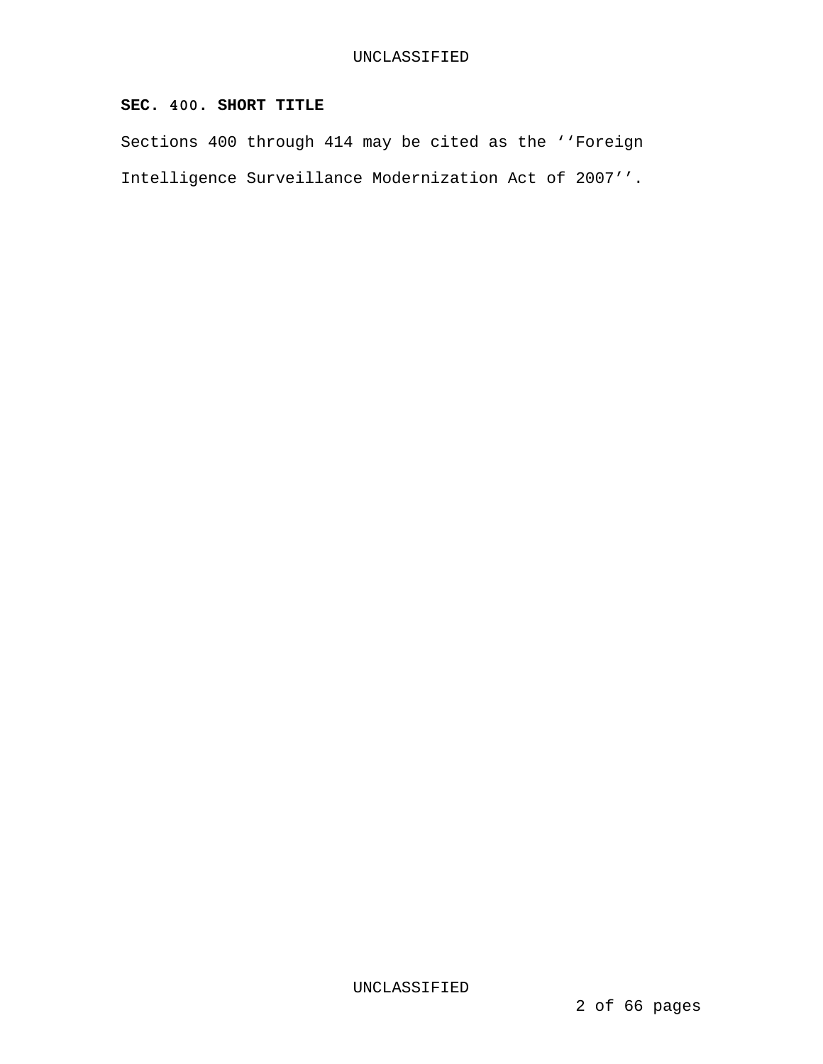**SEC. 400. SHORT TITLE**

Sections 400 through 414 may be cited as the ‘‘Foreign Intelligence Surveillance Modernization Act of 2007’’.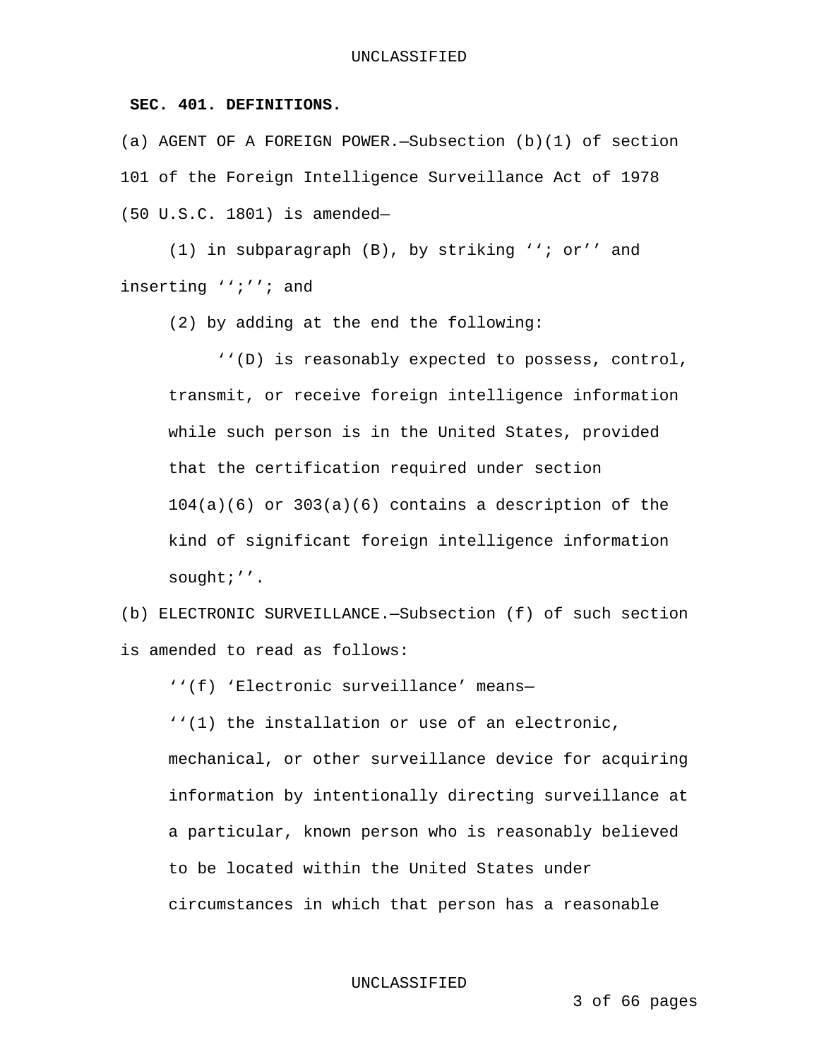**SEC. 401. DEFINITIONS.**

(a) AGENT OF A FOREIGN POWER.—Subsection (b)(1) of section 101 of the Foreign Intelligence Surveillance Act of 1978 (50 U.S.C. 1801) is amended—

(1) in subparagraph (B), by striking ‘‘; or’’ and inserting ‘‘;’’; and

(2) by adding at the end the following:

‘‘(D) is reasonably expected to possess, control, transmit, or receive foreign intelligence information while such person is in the United States, provided that the certification required under section 104(a)(6) or 303(a)(6) contains a description of the kind of significant foreign intelligence information sought;’’.

(b) ELECTRONIC SURVEILLANCE.—Subsection (f) of such section is amended to read as follows:

‘‘(f) ‘Electronic surveillance’ means—

‘‘(1) the installation or use of an electronic, mechanical, or other surveillance device for acquiring information by intentionally directing surveillance at a particular, known person who is reasonably believed to be located within the United States under circumstances in which that person has a reasonable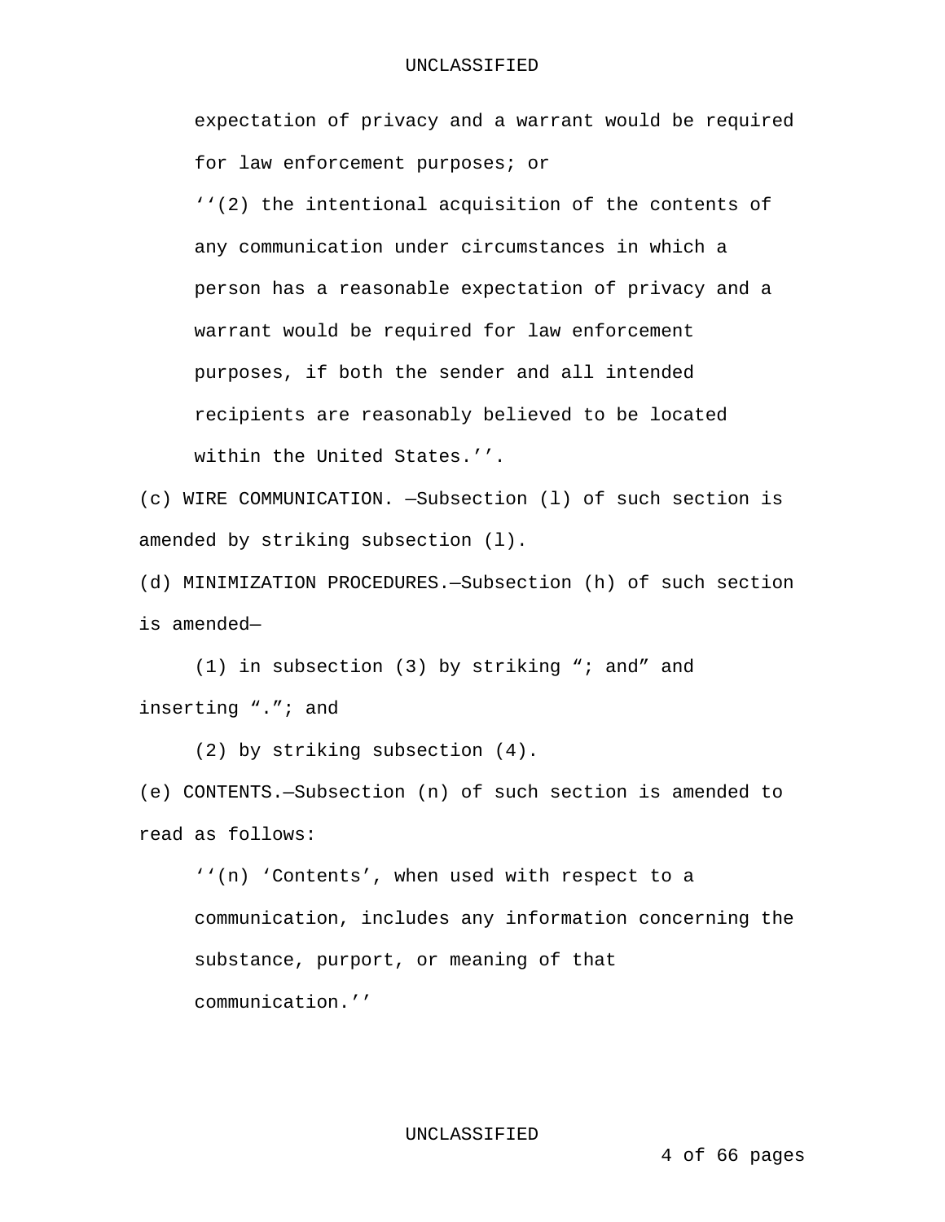expectation of privacy and a warrant would be required for law enforcement purposes; or

‘‘(2) the intentional acquisition of the contents of any communication under circumstances in which a person has a reasonable expectation of privacy and a warrant would be required for law enforcement purposes, if both the sender and all intended recipients are reasonably believed to be located within the United States.’’.

(c) WIRE COMMUNICATION. —Subsection (l) of such section is amended by striking subsection (l).

(d) MINIMIZATION PROCEDURES.—Subsection (h) of such section is amended—

(1) in subsection (3) by striking “; and” and inserting “.”; and

(2) by striking subsection (4).

(e) CONTENTS.—Subsection (n) of such section is amended to read as follows:

‘‘(n) ‘Contents’, when used with respect to a communication, includes any information concerning the substance, purport, or meaning of that communication.’’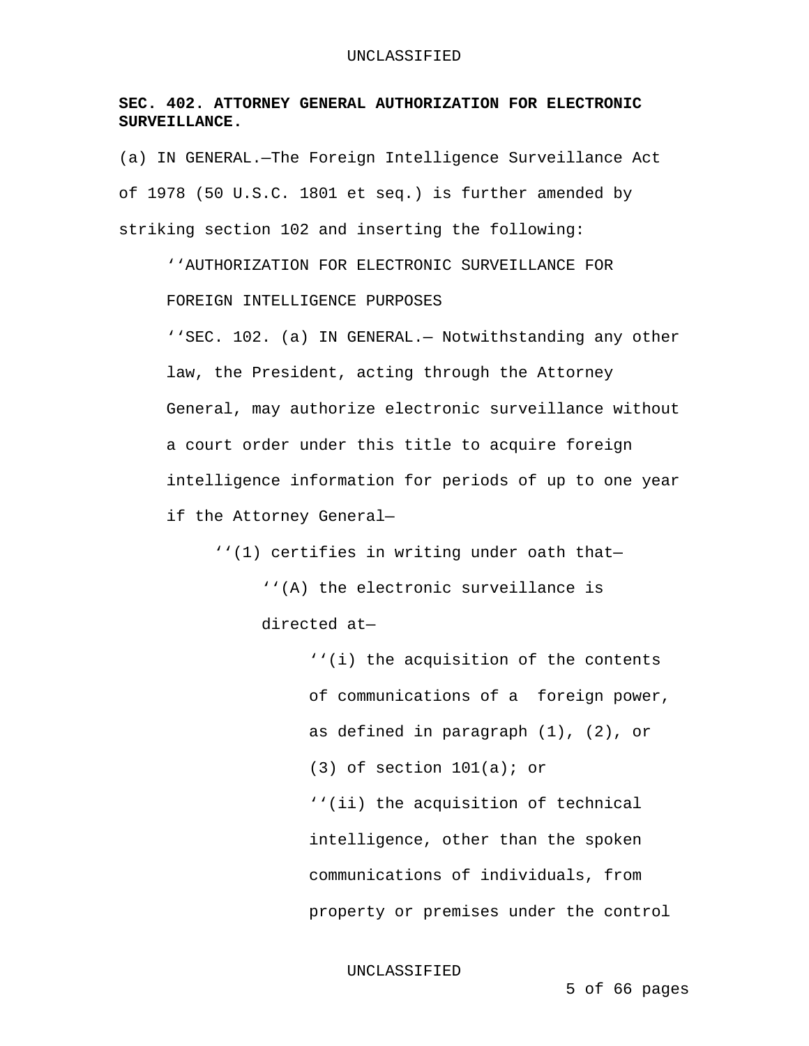**SEC. 402. ATTORNEY GENERAL AUTHORIZATION FOR ELECTRONIC SURVEILLANCE.**

(a) IN GENERAL.—The Foreign Intelligence Surveillance Act of 1978 (50 U.S.C. 1801 et seq.) is further amended by striking section 102 and inserting the following:

‘‘AUTHORIZATION FOR ELECTRONIC SURVEILLANCE FOR FOREIGN INTELLIGENCE PURPOSES

‘‘SEC. 102. (a) IN GENERAL.— Notwithstanding any other law, the President, acting through the Attorney General, may authorize electronic surveillance without a court order under this title to acquire foreign intelligence information for periods of up to one year if the Attorney General—

‘‘(1) certifies in writing under oath that—

‘‘(A) the electronic surveillance is directed at—

‘‘(i) the acquisition of the contents of communications of a foreign power, as defined in paragraph (1), (2), or (3) of section 101(a); or

‘‘(ii) the acquisition of technical intelligence, other than the spoken communications of individuals, from property or premises under the control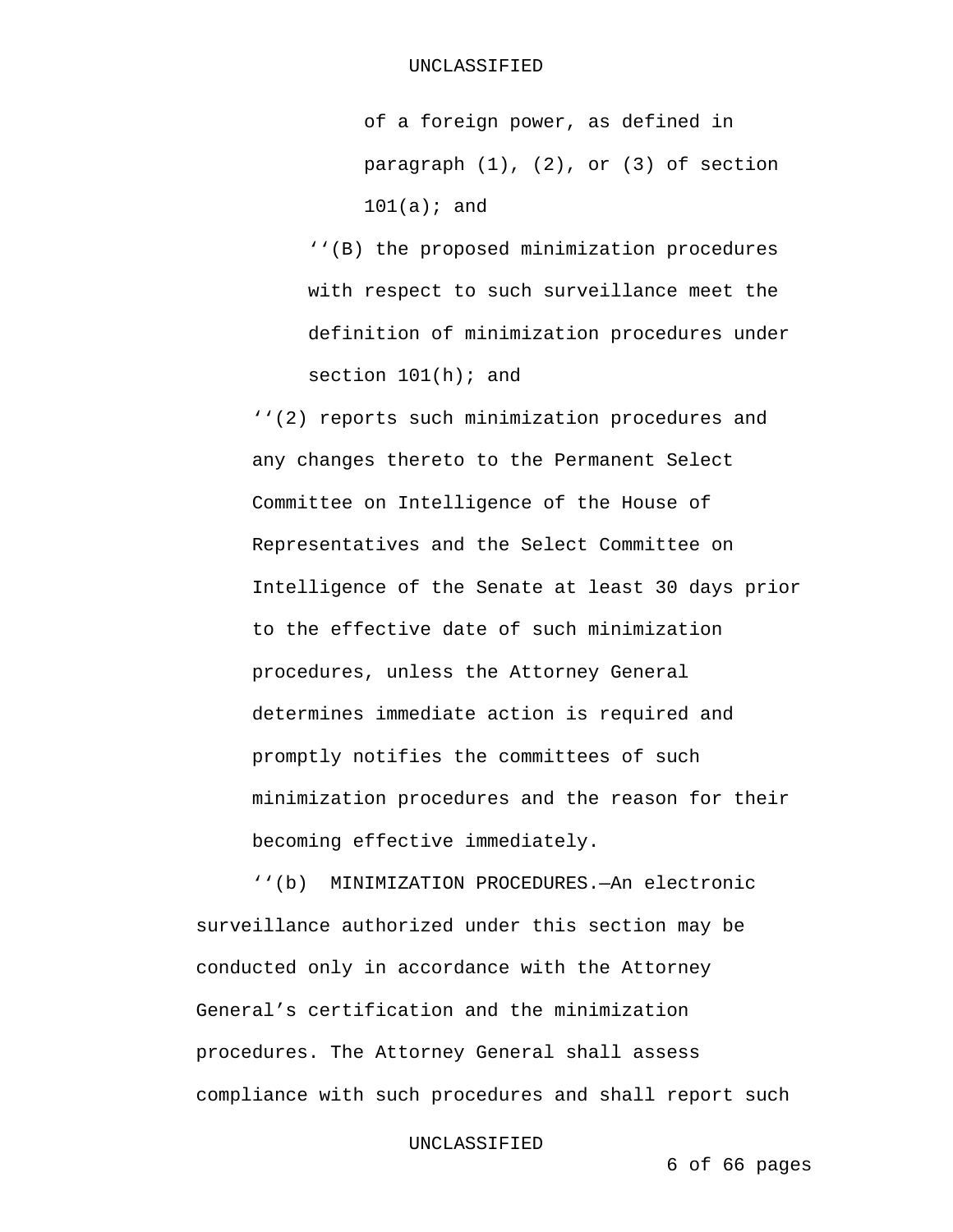of a foreign power, as defined in paragraph (1), (2), or (3) of section 101(a); and

‘‘(B) the proposed minimization procedures with respect to such surveillance meet the definition of minimization procedures under section 101(h); and

‘‘(2) reports such minimization procedures and any changes thereto to the Permanent Select Committee on Intelligence of the House of Representatives and the Select Committee on Intelligence of the Senate at least 30 days prior to the effective date of such minimization procedures, unless the Attorney General determines immediate action is required and promptly notifies the committees of such minimization procedures and the reason for their becoming effective immediately.

‘‘(b) MINIMIZATION PROCEDURES.—An electronic surveillance authorized under this section may be conducted only in accordance with the Attorney General’s certification and the minimization procedures. The Attorney General shall assess compliance with such procedures and shall report such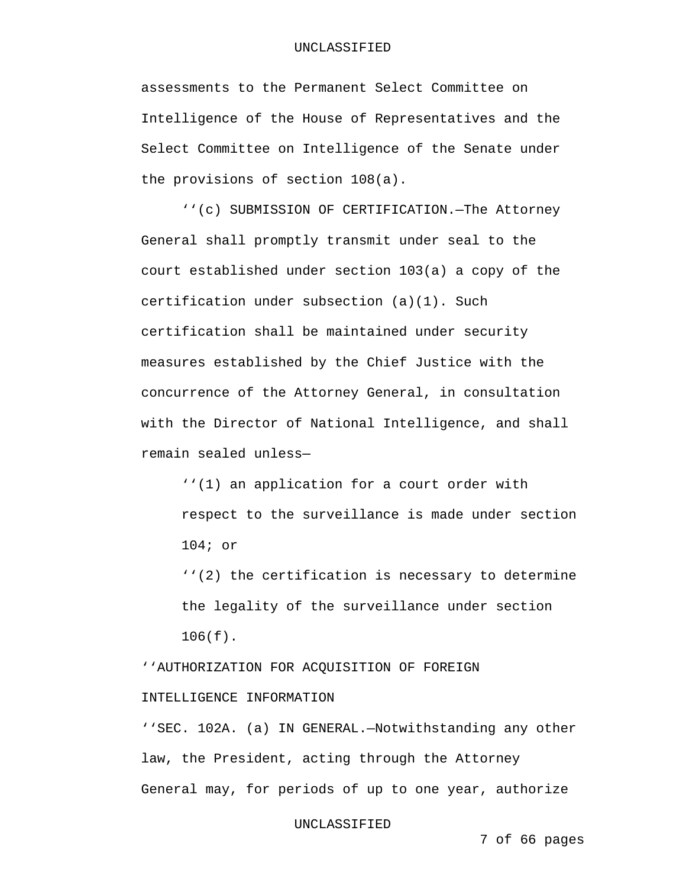assessments to the Permanent Select Committee on Intelligence of the House of Representatives and the Select Committee on Intelligence of the Senate under the provisions of section 108(a).

''(c) SUBMISSION OF CERTIFICATION.—The Attorney General shall promptly transmit under seal to the court established under section 103(a) a copy of the certification under subsection (a)(1). Such certification shall be maintained under security measures established by the Chief Justice with the concurrence of the Attorney General, in consultation with the Director of National Intelligence, and shall remain sealed unless—

''(1) an application for a court order with respect to the surveillance is made under section 104; or

''(2) the certification is necessary to determine the legality of the surveillance under section 106(f).

''AUTHORIZATION FOR ACQUISITION OF FOREIGN INTELLIGENCE INFORMATION

''SEC. 102A. (a) IN GENERAL.—Notwithstanding any other law, the President, acting through the Attorney General may, for periods of up to one year, authorize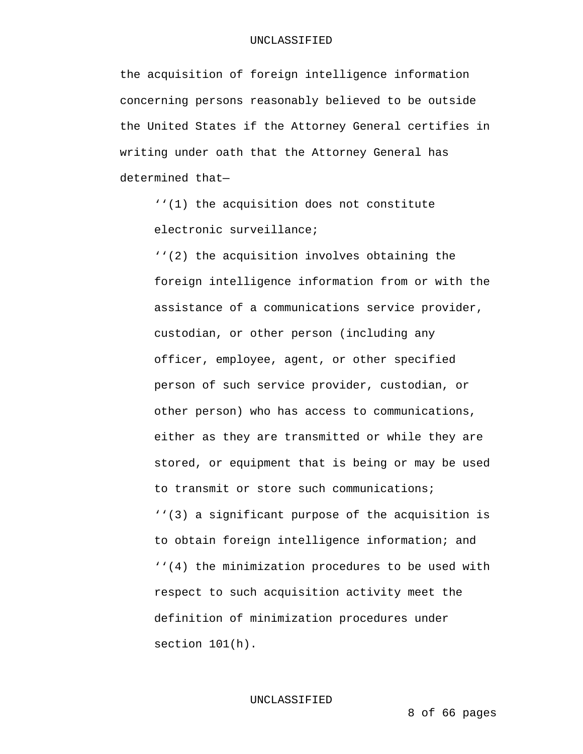the acquisition of foreign intelligence information concerning persons reasonably believed to be outside the United States if the Attorney General certifies in writing under oath that the Attorney General has determined that—

> ‘‘(1) the acquisition does not constitute electronic surveillance;
>
> ‘‘(2) the acquisition involves obtaining the foreign intelligence information from or with the assistance of a communications service provider, custodian, or other person (including any officer, employee, agent, or other specified person of such service provider, custodian, or other person) who has access to communications, either as they are transmitted or while they are stored, or equipment that is being or may be used to transmit or store such communications;
>
> ‘‘(3) a significant purpose of the acquisition is to obtain foreign intelligence information; and
>
> ‘‘(4) the minimization procedures to be used with respect to such acquisition activity meet the definition of minimization procedures under section 101(h).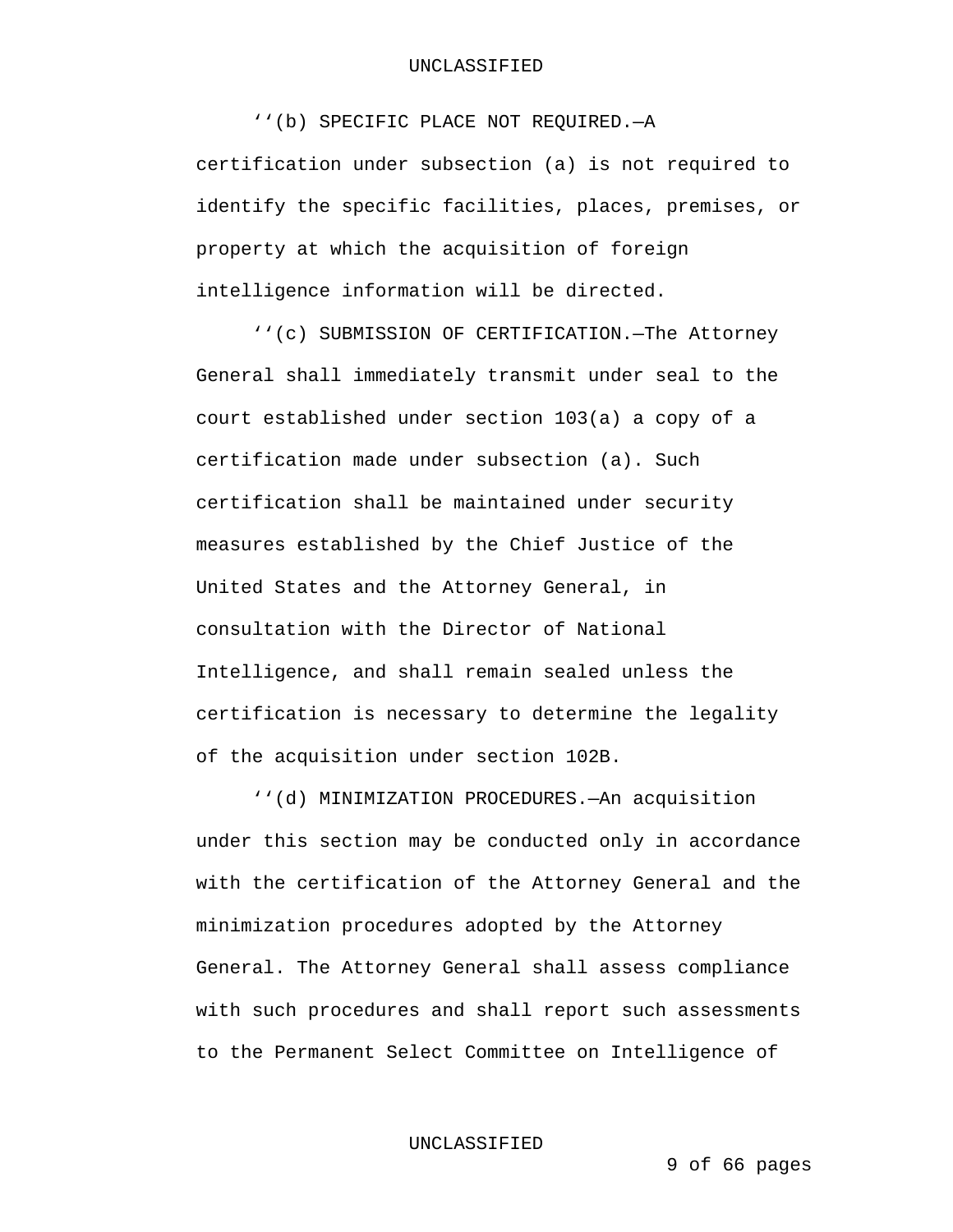''(b) SPECIFIC PLACE NOT REQUIRED.—A certification under subsection (a) is not required to identify the specific facilities, places, premises, or property at which the acquisition of foreign intelligence information will be directed.

''(c) SUBMISSION OF CERTIFICATION.—The Attorney General shall immediately transmit under seal to the court established under section 103(a) a copy of a certification made under subsection (a). Such certification shall be maintained under security measures established by the Chief Justice of the United States and the Attorney General, in consultation with the Director of National Intelligence, and shall remain sealed unless the certification is necessary to determine the legality of the acquisition under section 102B.

''(d) MINIMIZATION PROCEDURES.—An acquisition under this section may be conducted only in accordance with the certification of the Attorney General and the minimization procedures adopted by the Attorney General. The Attorney General shall assess compliance with such procedures and shall report such assessments to the Permanent Select Committee on Intelligence of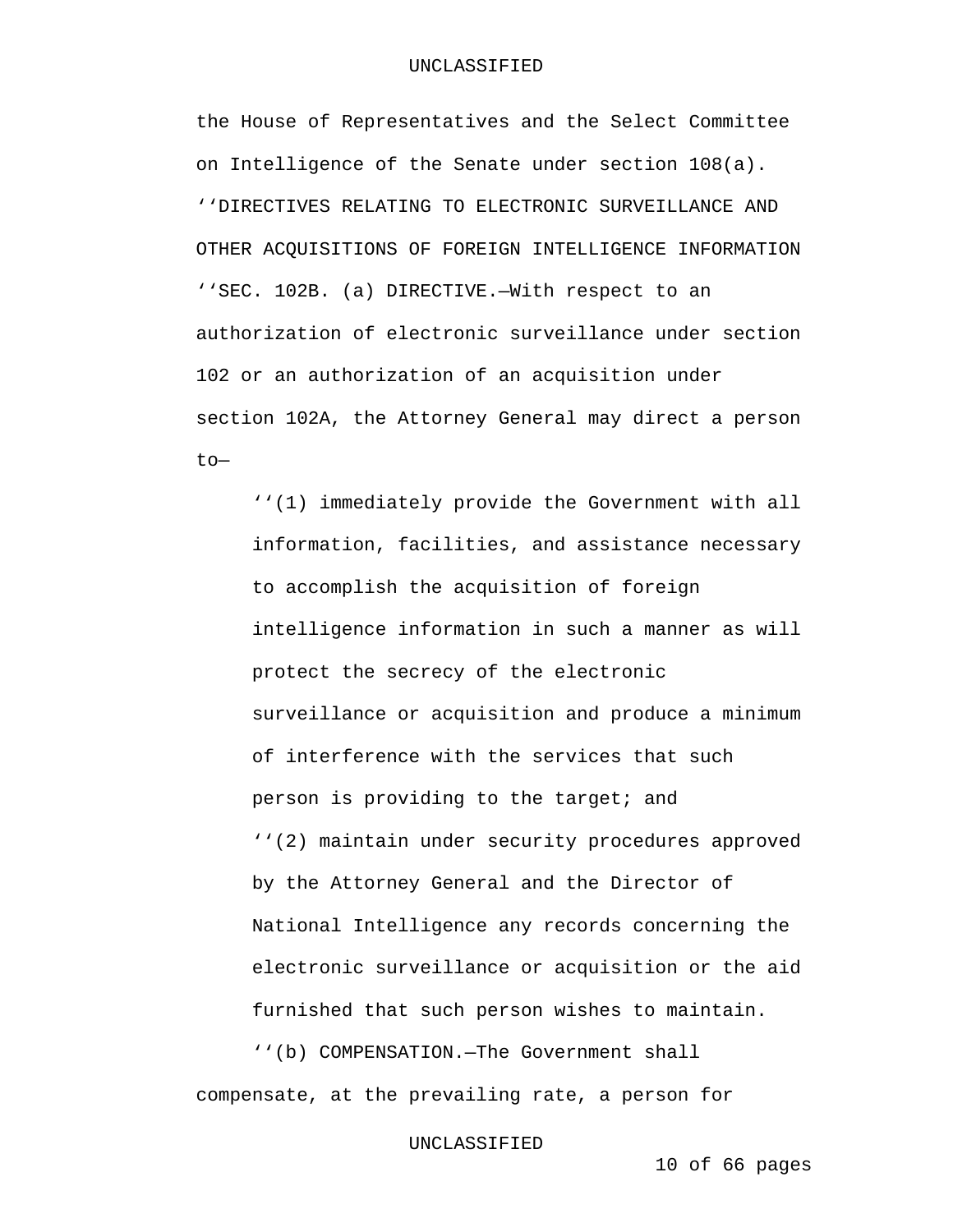the House of Representatives and the Select Committee on Intelligence of the Senate under section 108(a).

''DIRECTIVES RELATING TO ELECTRONIC SURVEILLANCE AND OTHER ACQUISITIONS OF FOREIGN INTELLIGENCE INFORMATION

''SEC. 102B. (a) DIRECTIVE.—With respect to an authorization of electronic surveillance under section 102 or an authorization of an acquisition under section 102A, the Attorney General may direct a person to—

''(1) immediately provide the Government with all information, facilities, and assistance necessary to accomplish the acquisition of foreign intelligence information in such a manner as will protect the secrecy of the electronic surveillance or acquisition and produce a minimum of interference with the services that such person is providing to the target; and

''(2) maintain under security procedures approved by the Attorney General and the Director of National Intelligence any records concerning the electronic surveillance or acquisition or the aid furnished that such person wishes to maintain.

''(b) COMPENSATION.—The Government shall compensate, at the prevailing rate, a person for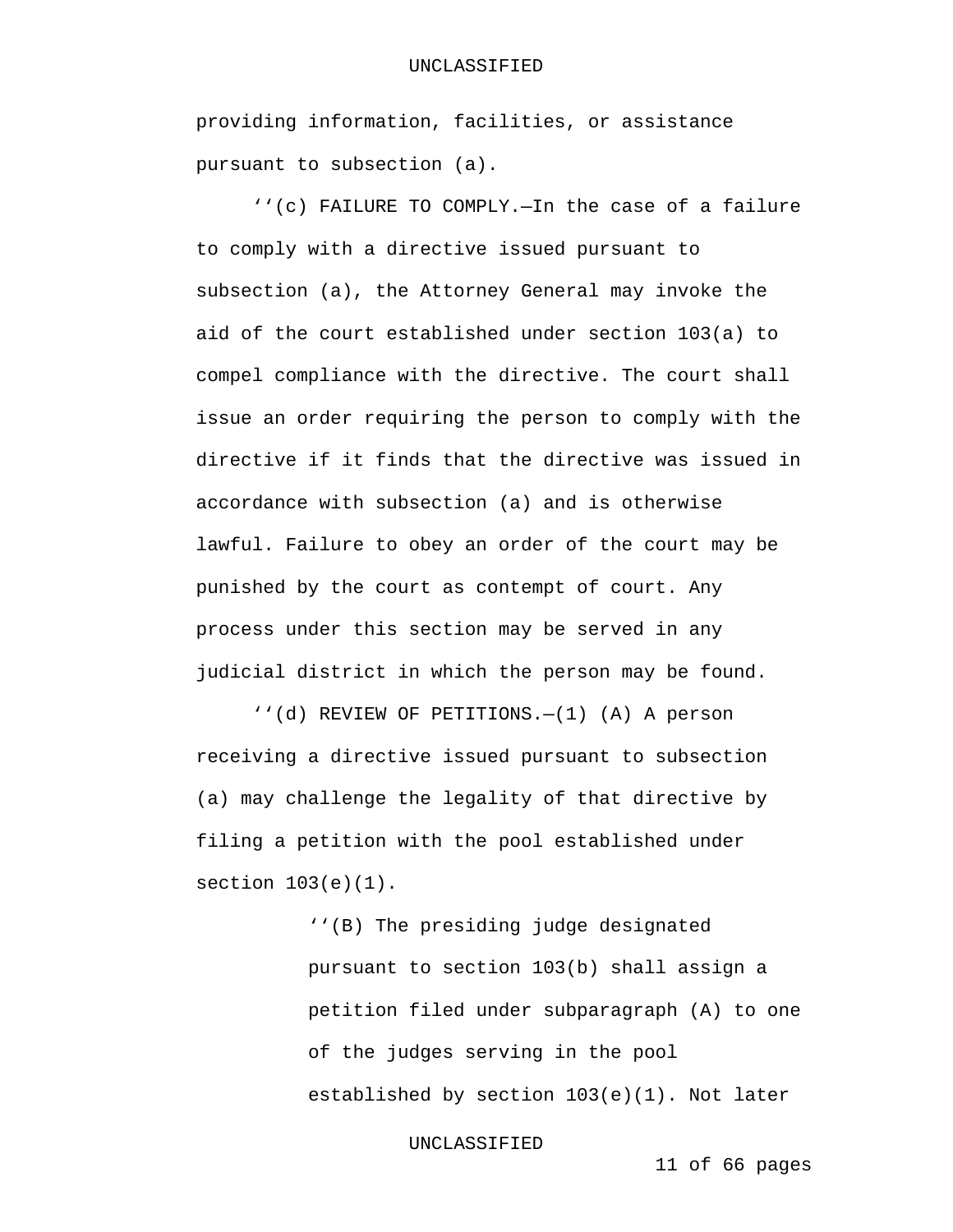providing information, facilities, or assistance pursuant to subsection (a).

‘‘(c) FAILURE TO COMPLY.—In the case of a failure to comply with a directive issued pursuant to subsection (a), the Attorney General may invoke the aid of the court established under section 103(a) to compel compliance with the directive. The court shall issue an order requiring the person to comply with the directive if it finds that the directive was issued in accordance with subsection (a) and is otherwise lawful. Failure to obey an order of the court may be punished by the court as contempt of court. Any process under this section may be served in any judicial district in which the person may be found.

‘‘(d) REVIEW OF PETITIONS.—(1) (A) A person receiving a directive issued pursuant to subsection (a) may challenge the legality of that directive by filing a petition with the pool established under section 103(e)(1).

‘‘(B) The presiding judge designated pursuant to section 103(b) shall assign a petition filed under subparagraph (A) to one of the judges serving in the pool established by section 103(e)(1). Not later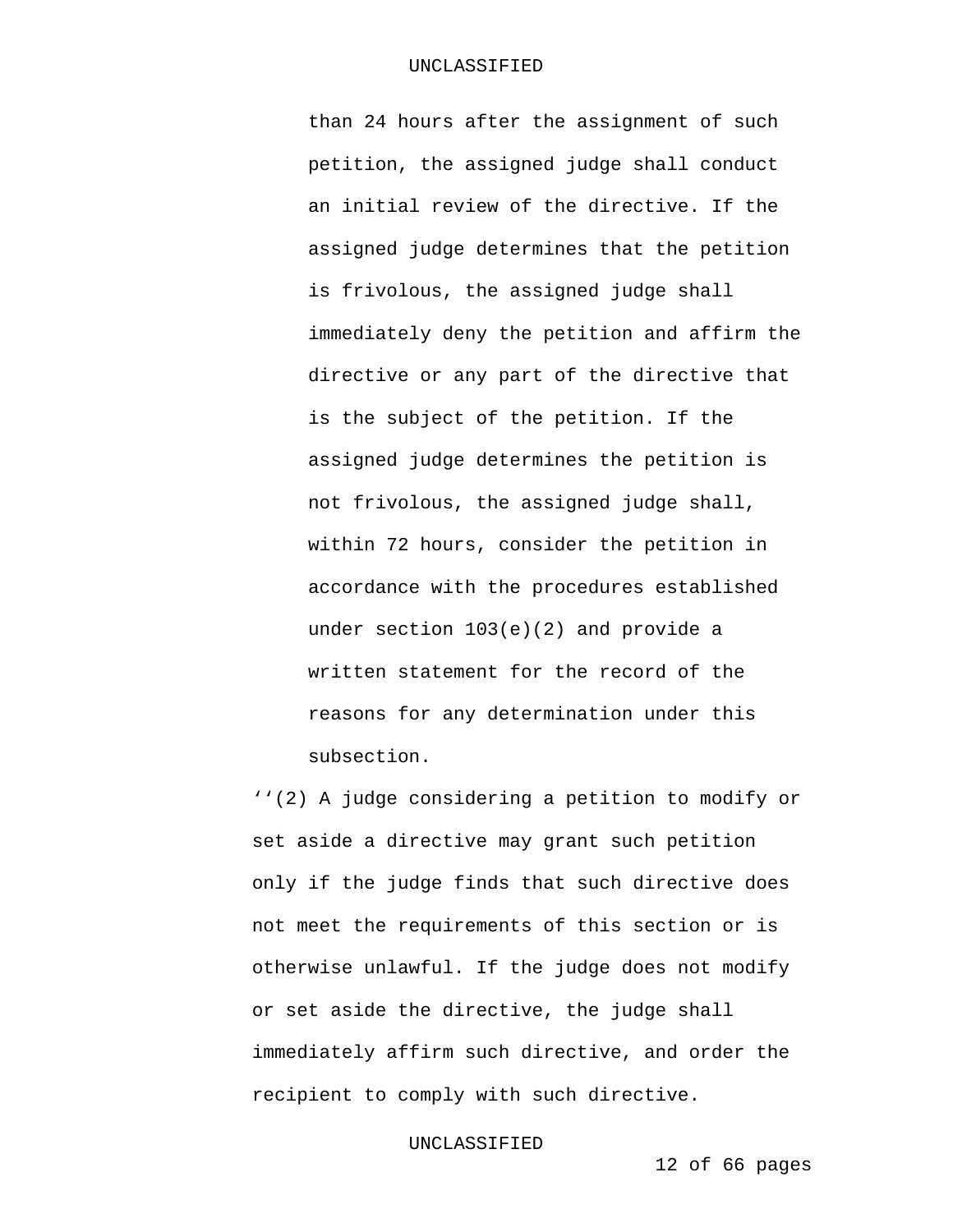than 24 hours after the assignment of such petition, the assigned judge shall conduct an initial review of the directive. If the assigned judge determines that the petition is frivolous, the assigned judge shall immediately deny the petition and affirm the directive or any part of the directive that is the subject of the petition. If the assigned judge determines the petition is not frivolous, the assigned judge shall, within 72 hours, consider the petition in accordance with the procedures established under section 103(e)(2) and provide a written statement for the record of the reasons for any determination under this subsection.

''(2) A judge considering a petition to modify or set aside a directive may grant such petition only if the judge finds that such directive does not meet the requirements of this section or is otherwise unlawful. If the judge does not modify or set aside the directive, the judge shall immediately affirm such directive, and order the recipient to comply with such directive.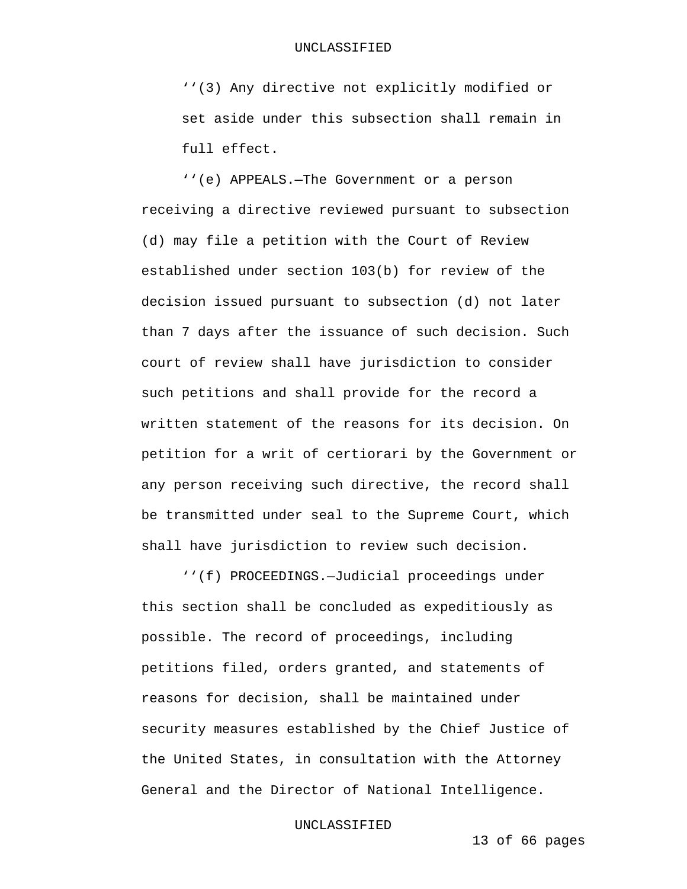''(3) Any directive not explicitly modified or set aside under this subsection shall remain in full effect.

''(e) APPEALS.—The Government or a person receiving a directive reviewed pursuant to subsection (d) may file a petition with the Court of Review established under section 103(b) for review of the decision issued pursuant to subsection (d) not later than 7 days after the issuance of such decision. Such court of review shall have jurisdiction to consider such petitions and shall provide for the record a written statement of the reasons for its decision. On petition for a writ of certiorari by the Government or any person receiving such directive, the record shall be transmitted under seal to the Supreme Court, which shall have jurisdiction to review such decision.

''(f) PROCEEDINGS.—Judicial proceedings under this section shall be concluded as expeditiously as possible. The record of proceedings, including petitions filed, orders granted, and statements of reasons for decision, shall be maintained under security measures established by the Chief Justice of the United States, in consultation with the Attorney General and the Director of National Intelligence.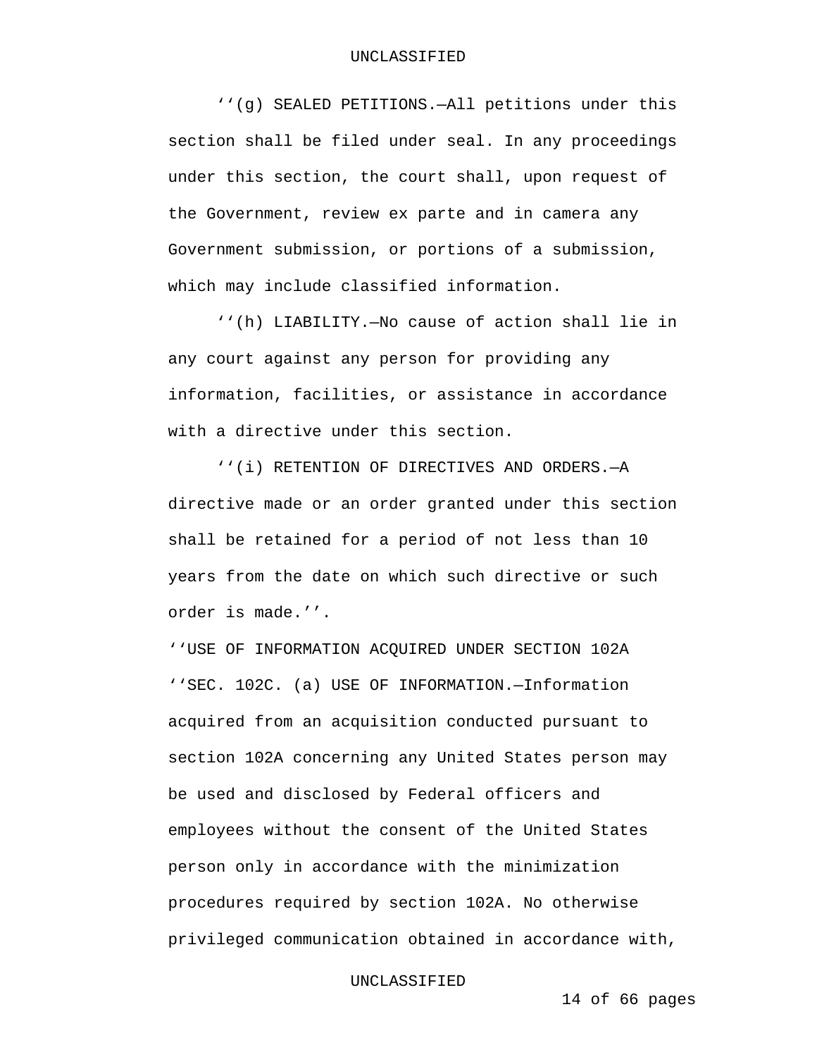''(g) SEALED PETITIONS.—All petitions under this section shall be filed under seal. In any proceedings under this section, the court shall, upon request of the Government, review ex parte and in camera any Government submission, or portions of a submission, which may include classified information.

''(h) LIABILITY.—No cause of action shall lie in any court against any person for providing any information, facilities, or assistance in accordance with a directive under this section.

''(i) RETENTION OF DIRECTIVES AND ORDERS.—A directive made or an order granted under this section shall be retained for a period of not less than 10 years from the date on which such directive or such order is made.''.

''USE OF INFORMATION ACQUIRED UNDER SECTION 102A

''SEC. 102C. (a) USE OF INFORMATION.—Information acquired from an acquisition conducted pursuant to section 102A concerning any United States person may be used and disclosed by Federal officers and employees without the consent of the United States person only in accordance with the minimization procedures required by section 102A. No otherwise privileged communication obtained in accordance with,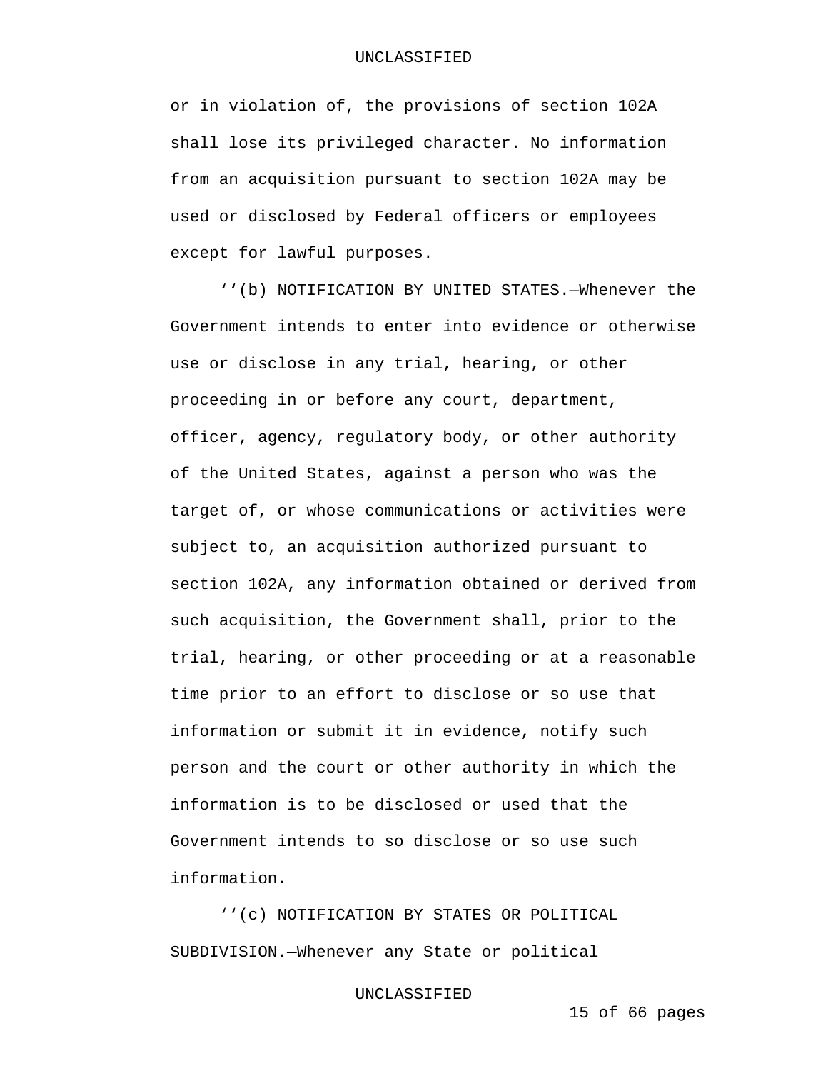or in violation of, the provisions of section 102A shall lose its privileged character. No information from an acquisition pursuant to section 102A may be used or disclosed by Federal officers or employees except for lawful purposes.

‘‘(b) NOTIFICATION BY UNITED STATES.—Whenever the Government intends to enter into evidence or otherwise use or disclose in any trial, hearing, or other proceeding in or before any court, department, officer, agency, regulatory body, or other authority of the United States, against a person who was the target of, or whose communications or activities were subject to, an acquisition authorized pursuant to section 102A, any information obtained or derived from such acquisition, the Government shall, prior to the trial, hearing, or other proceeding or at a reasonable time prior to an effort to disclose or so use that information or submit it in evidence, notify such person and the court or other authority in which the information is to be disclosed or used that the Government intends to so disclose or so use such information.

‘‘(c) NOTIFICATION BY STATES OR POLITICAL SUBDIVISION.—Whenever any State or political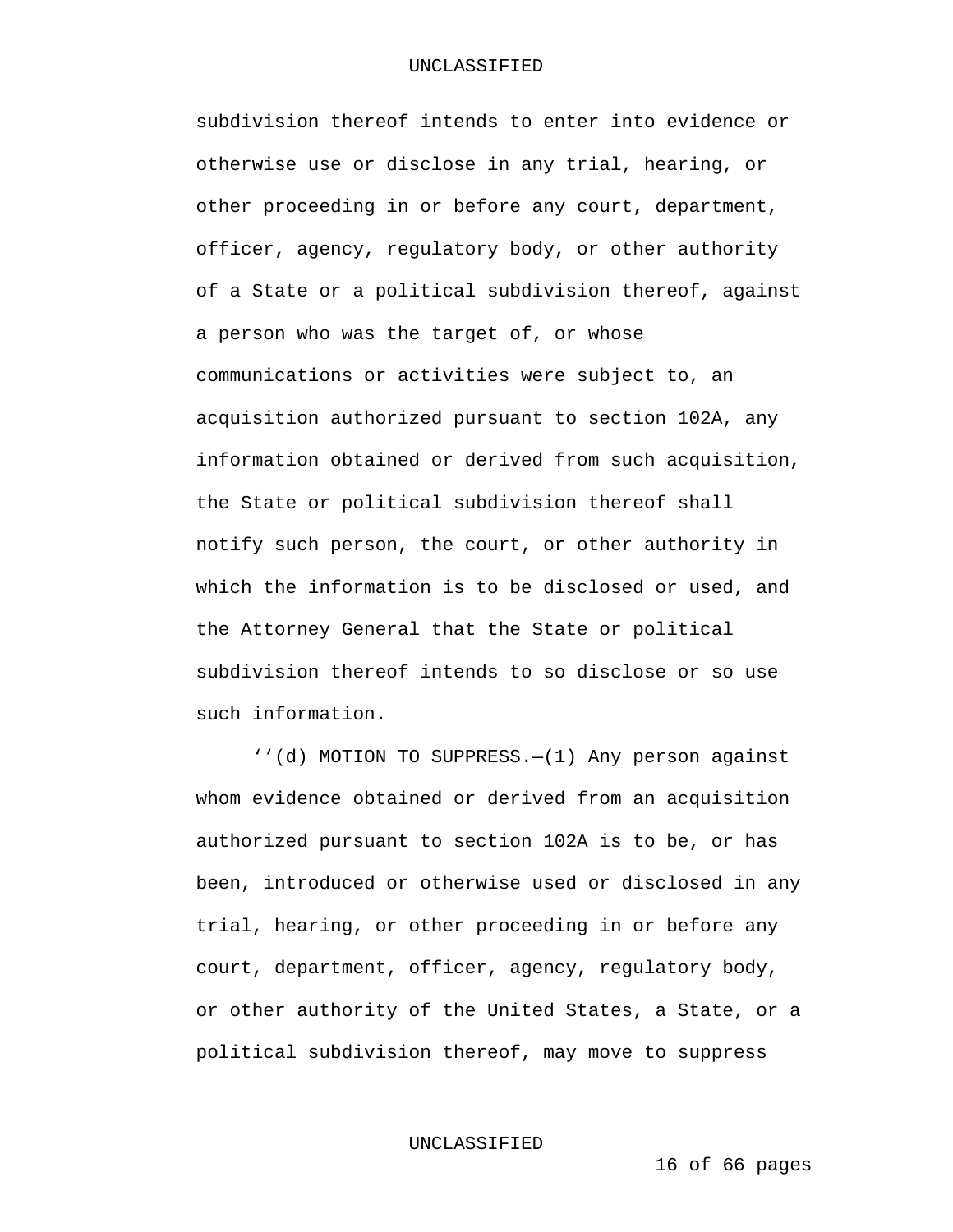subdivision thereof intends to enter into evidence or otherwise use or disclose in any trial, hearing, or other proceeding in or before any court, department, officer, agency, regulatory body, or other authority of a State or a political subdivision thereof, against a person who was the target of, or whose communications or activities were subject to, an acquisition authorized pursuant to section 102A, any information obtained or derived from such acquisition, the State or political subdivision thereof shall notify such person, the court, or other authority in which the information is to be disclosed or used, and the Attorney General that the State or political subdivision thereof intends to so disclose or so use such information.

‘‘(d) MOTION TO SUPPRESS.—(1) Any person against whom evidence obtained or derived from an acquisition authorized pursuant to section 102A is to be, or has been, introduced or otherwise used or disclosed in any trial, hearing, or other proceeding in or before any court, department, officer, agency, regulatory body, or other authority of the United States, a State, or a political subdivision thereof, may move to suppress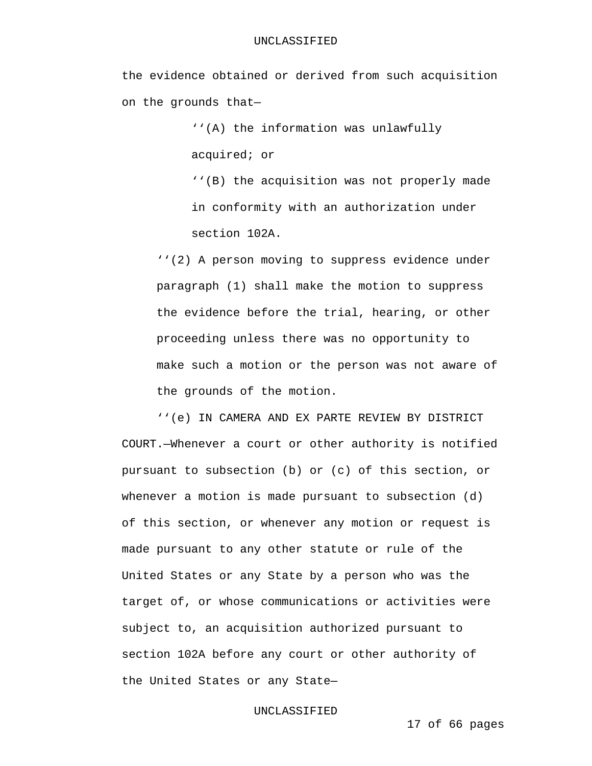the evidence obtained or derived from such acquisition on the grounds that—

> ''(A) the information was unlawfully acquired; or
>
> ''(B) the acquisition was not properly made in conformity with an authorization under section 102A.

''(2) A person moving to suppress evidence under paragraph (1) shall make the motion to suppress the evidence before the trial, hearing, or other proceeding unless there was no opportunity to make such a motion or the person was not aware of the grounds of the motion.

''(e) IN CAMERA AND EX PARTE REVIEW BY DISTRICT COURT.—Whenever a court or other authority is notified pursuant to subsection (b) or (c) of this section, or whenever a motion is made pursuant to subsection (d) of this section, or whenever any motion or request is made pursuant to any other statute or rule of the United States or any State by a person who was the target of, or whose communications or activities were subject to, an acquisition authorized pursuant to section 102A before any court or other authority of the United States or any State—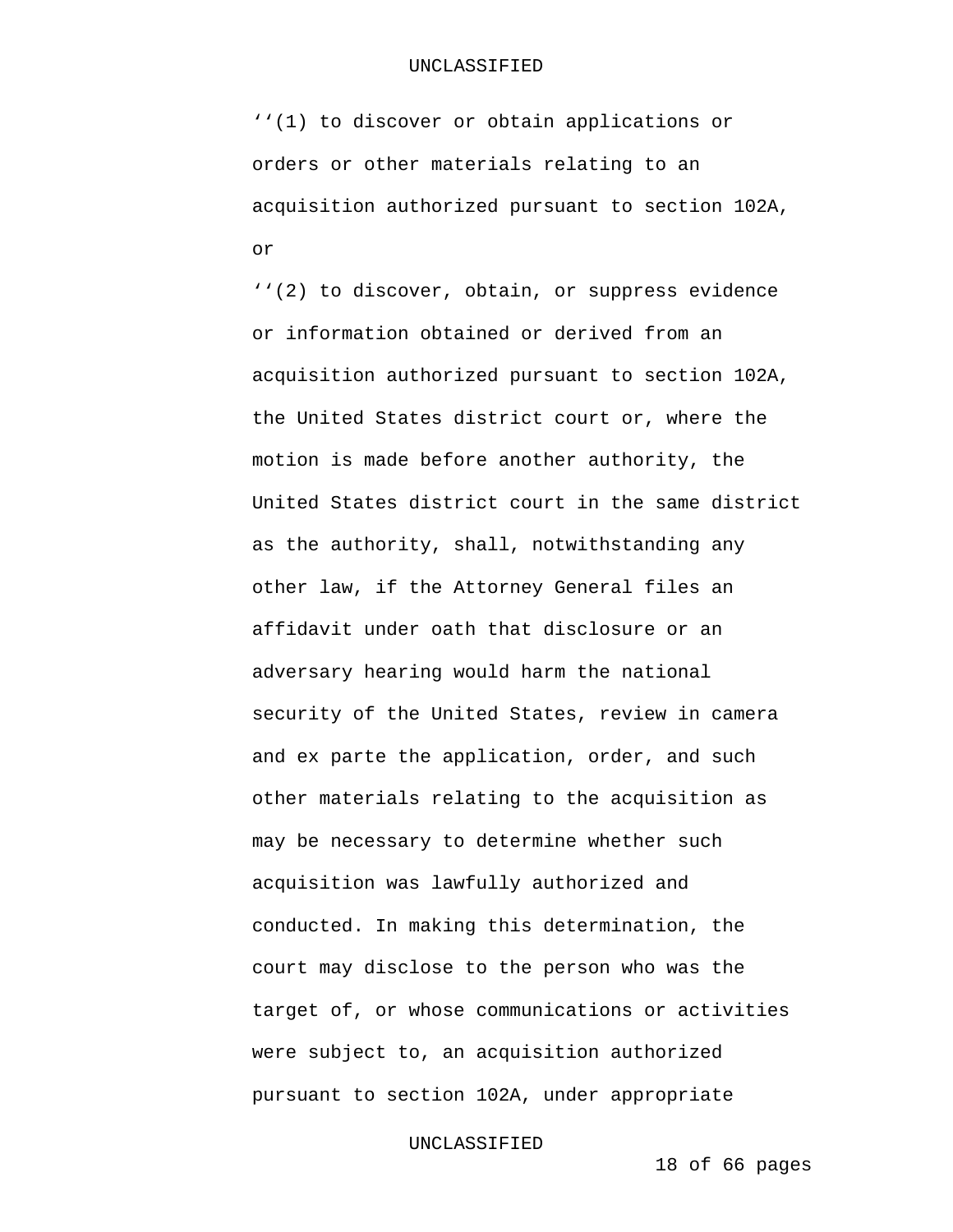‘‘(1) to discover or obtain applications or orders or other materials relating to an acquisition authorized pursuant to section 102A, or

‘‘(2) to discover, obtain, or suppress evidence or information obtained or derived from an acquisition authorized pursuant to section 102A, the United States district court or, where the motion is made before another authority, the United States district court in the same district as the authority, shall, notwithstanding any other law, if the Attorney General files an affidavit under oath that disclosure or an adversary hearing would harm the national security of the United States, review in camera and ex parte the application, order, and such other materials relating to the acquisition as may be necessary to determine whether such acquisition was lawfully authorized and conducted. In making this determination, the court may disclose to the person who was the target of, or whose communications or activities were subject to, an acquisition authorized pursuant to section 102A, under appropriate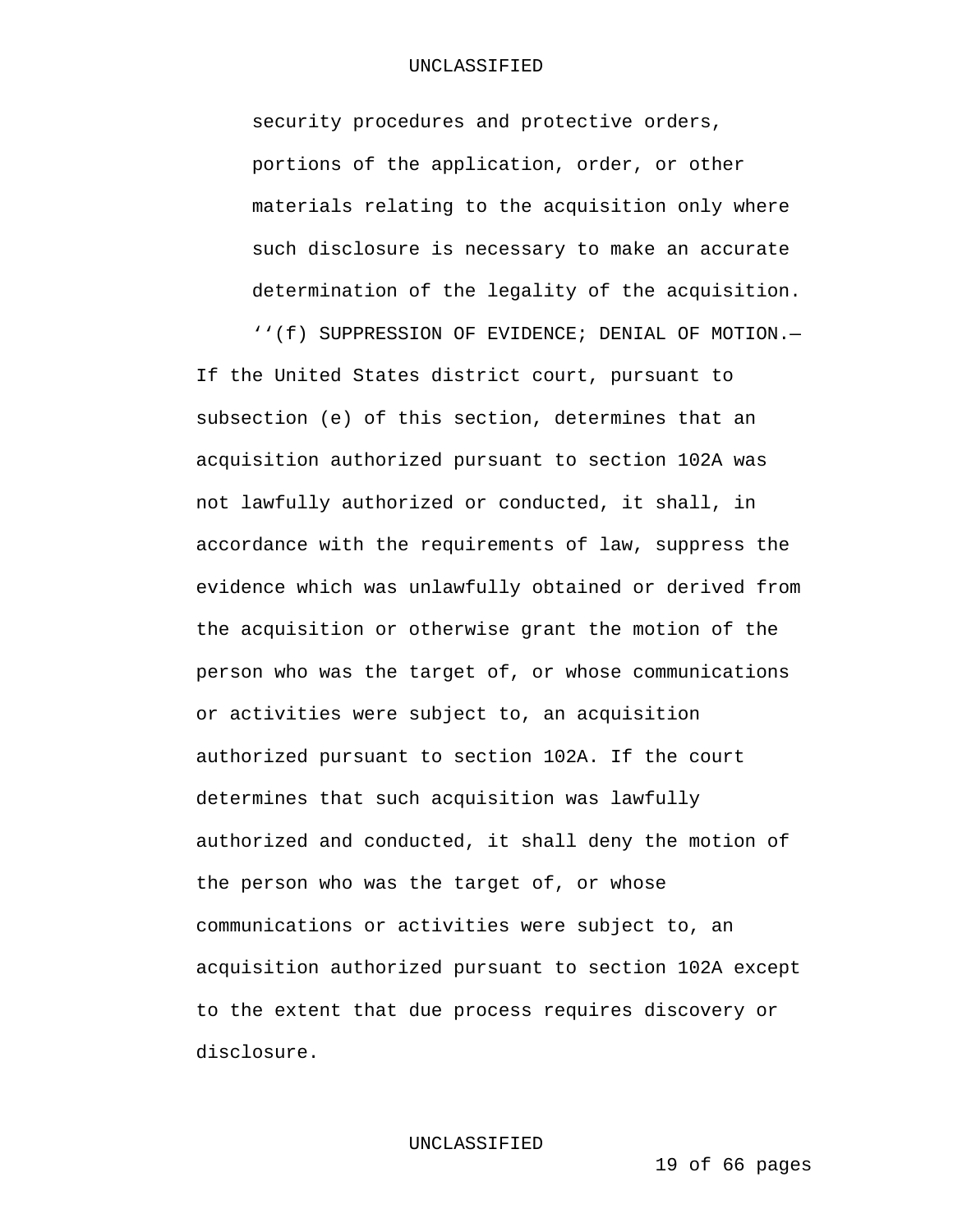security procedures and protective orders, portions of the application, order, or other materials relating to the acquisition only where such disclosure is necessary to make an accurate determination of the legality of the acquisition.

''(f) SUPPRESSION OF EVIDENCE; DENIAL OF MOTION.—If the United States district court, pursuant to subsection (e) of this section, determines that an acquisition authorized pursuant to section 102A was not lawfully authorized or conducted, it shall, in accordance with the requirements of law, suppress the evidence which was unlawfully obtained or derived from the acquisition or otherwise grant the motion of the person who was the target of, or whose communications or activities were subject to, an acquisition authorized pursuant to section 102A. If the court determines that such acquisition was lawfully authorized and conducted, it shall deny the motion of the person who was the target of, or whose communications or activities were subject to, an acquisition authorized pursuant to section 102A except to the extent that due process requires discovery or disclosure.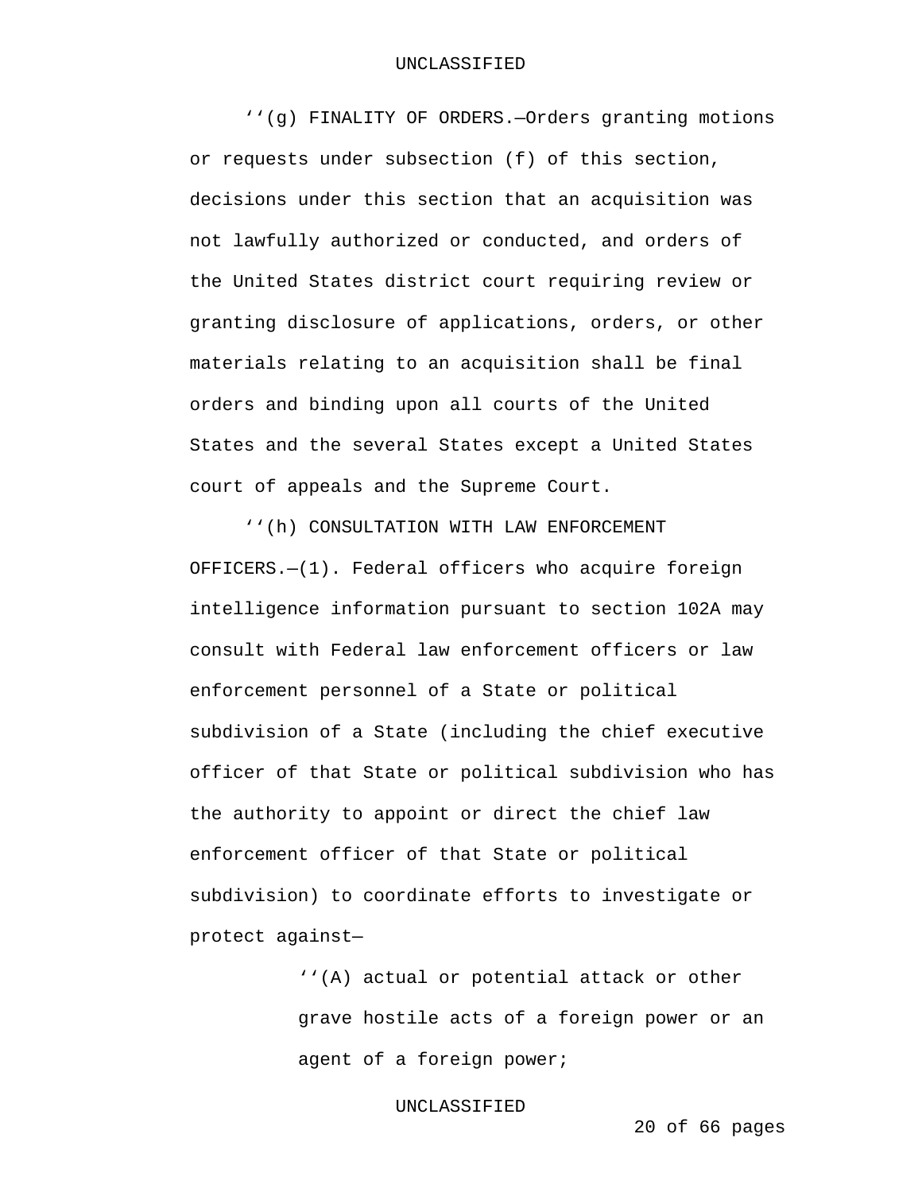''(g) FINALITY OF ORDERS.—Orders granting motions or requests under subsection (f) of this section, decisions under this section that an acquisition was not lawfully authorized or conducted, and orders of the United States district court requiring review or granting disclosure of applications, orders, or other materials relating to an acquisition shall be final orders and binding upon all courts of the United States and the several States except a United States court of appeals and the Supreme Court.

''(h) CONSULTATION WITH LAW ENFORCEMENT OFFICERS.—(1). Federal officers who acquire foreign intelligence information pursuant to section 102A may consult with Federal law enforcement officers or law enforcement personnel of a State or political subdivision of a State (including the chief executive officer of that State or political subdivision who has the authority to appoint or direct the chief law enforcement officer of that State or political subdivision) to coordinate efforts to investigate or protect against—

> ''(A) actual or potential attack or other grave hostile acts of a foreign power or an agent of a foreign power;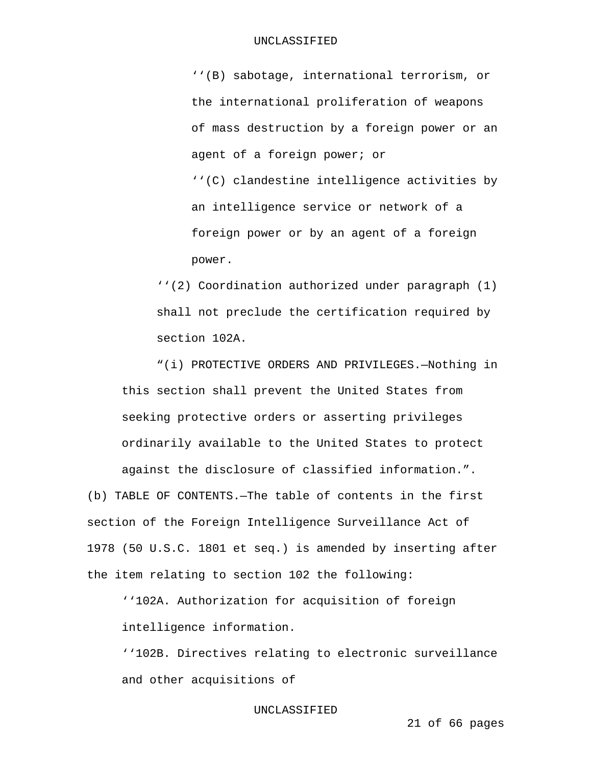''(B) sabotage, international terrorism, or the international proliferation of weapons of mass destruction by a foreign power or an agent of a foreign power; or

''(C) clandestine intelligence activities by an intelligence service or network of a foreign power or by an agent of a foreign power.

''(2) Coordination authorized under paragraph (1) shall not preclude the certification required by section 102A.

"(i) PROTECTIVE ORDERS AND PRIVILEGES.—Nothing in this section shall prevent the United States from seeking protective orders or asserting privileges ordinarily available to the United States to protect against the disclosure of classified information.".

(b) TABLE OF CONTENTS.—The table of contents in the first section of the Foreign Intelligence Surveillance Act of 1978 (50 U.S.C. 1801 et seq.) is amended by inserting after the item relating to section 102 the following:

''102A. Authorization for acquisition of foreign intelligence information.

''102B. Directives relating to electronic surveillance and other acquisitions of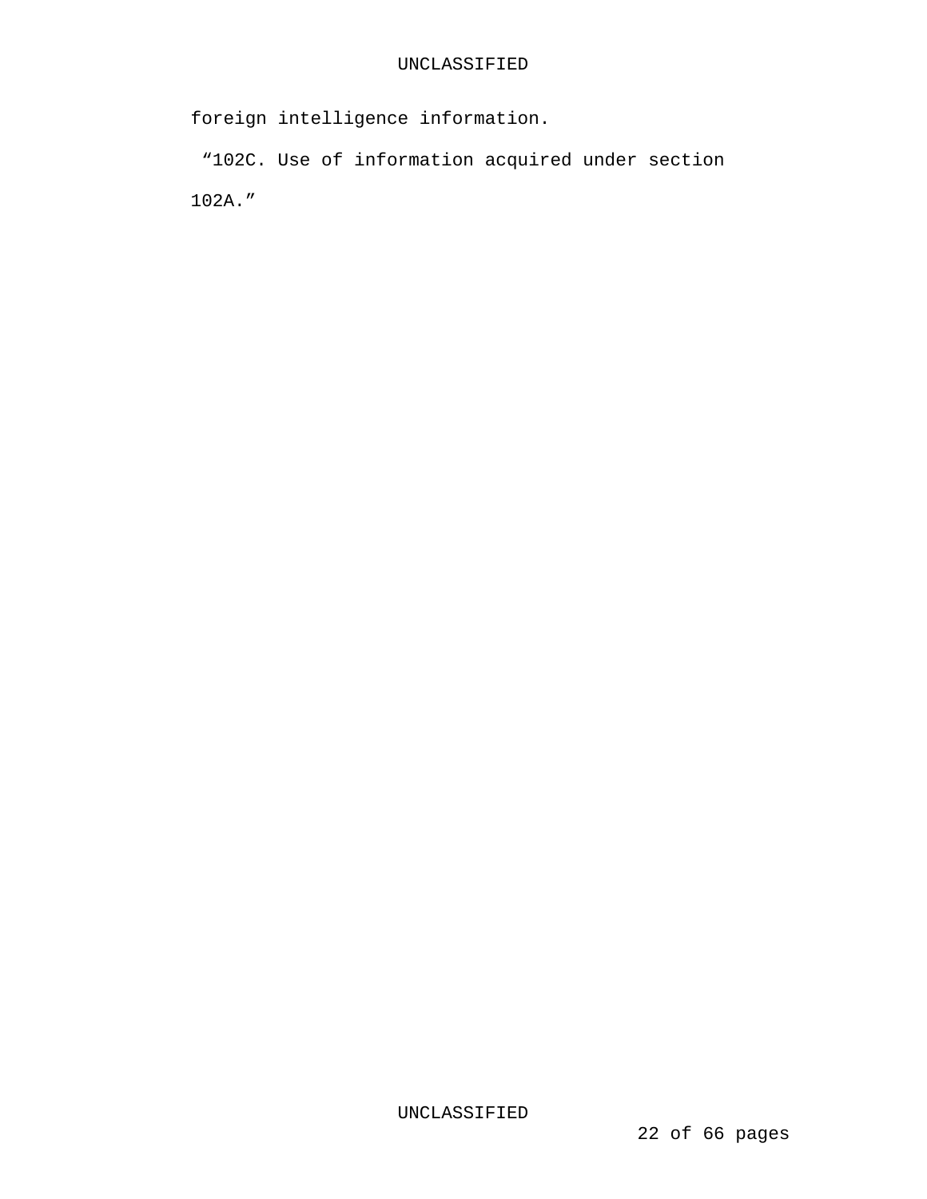foreign intelligence information.

“102C. Use of information acquired under section 102A.”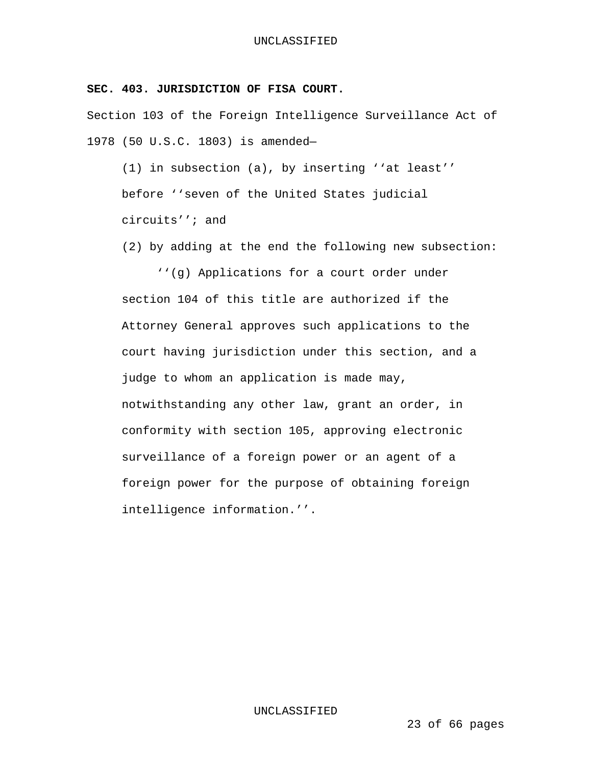**SEC. 403. JURISDICTION OF FISA COURT.**

Section 103 of the Foreign Intelligence Surveillance Act of 1978 (50 U.S.C. 1803) is amended—

(1) in subsection (a), by inserting ‘‘at least’’ before ‘‘seven of the United States judicial circuits’’; and

(2) by adding at the end the following new subsection:

‘‘(g) Applications for a court order under section 104 of this title are authorized if the Attorney General approves such applications to the court having jurisdiction under this section, and a judge to whom an application is made may, notwithstanding any other law, grant an order, in conformity with section 105, approving electronic surveillance of a foreign power or an agent of a foreign power for the purpose of obtaining foreign intelligence information.’’.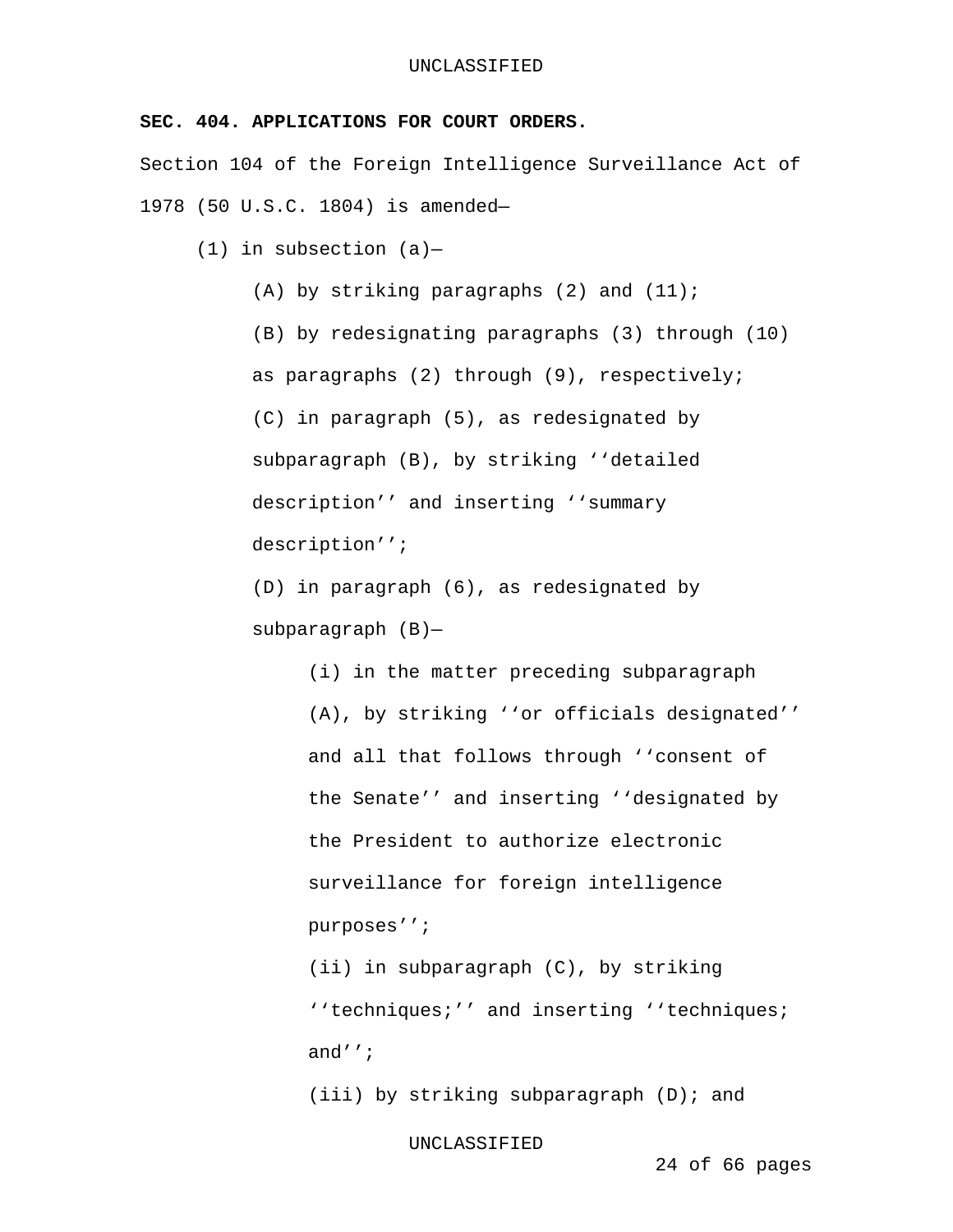**SEC. 404. APPLICATIONS FOR COURT ORDERS.**

Section 104 of the Foreign Intelligence Surveillance Act of 1978 (50 U.S.C. 1804) is amended—

(1) in subsection (a)—

(A) by striking paragraphs (2) and (11);

(B) by redesignating paragraphs (3) through (10) as paragraphs (2) through (9), respectively;

(C) in paragraph (5), as redesignated by subparagraph (B), by striking ‘‘detailed description’’ and inserting ‘‘summary description’’;

(D) in paragraph (6), as redesignated by subparagraph (B)—

(i) in the matter preceding subparagraph (A), by striking ‘‘or officials designated’’ and all that follows through ‘‘consent of the Senate’’ and inserting ‘‘designated by the President to authorize electronic surveillance for foreign intelligence purposes’’;

(ii) in subparagraph (C), by striking ‘‘techniques;’’ and inserting ‘‘techniques; and’’;

(iii) by striking subparagraph (D); and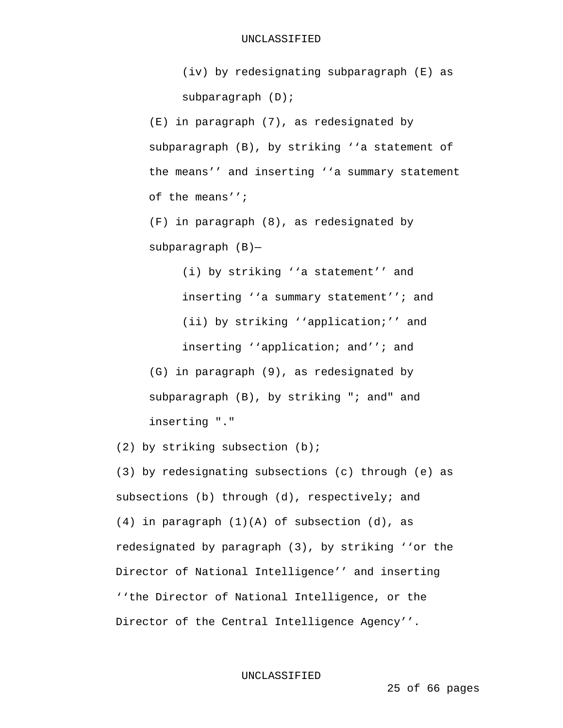(iv) by redesignating subparagraph (E) as subparagraph (D);

(E) in paragraph (7), as redesignated by subparagraph (B), by striking ‘‘a statement of the means’’ and inserting ‘‘a summary statement of the means’’;

(F) in paragraph (8), as redesignated by subparagraph (B)—

(i) by striking ‘‘a statement’’ and inserting ‘‘a summary statement’’; and

(ii) by striking ‘‘application;’’ and inserting ‘‘application; and’’; and

(G) in paragraph (9), as redesignated by subparagraph (B), by striking "; and" and inserting "."

(2) by striking subsection (b);

(3) by redesignating subsections (c) through (e) as subsections (b) through (d), respectively; and

(4) in paragraph (1)(A) of subsection (d), as redesignated by paragraph (3), by striking ‘‘or the Director of National Intelligence’’ and inserting ‘‘the Director of National Intelligence, or the Director of the Central Intelligence Agency’’.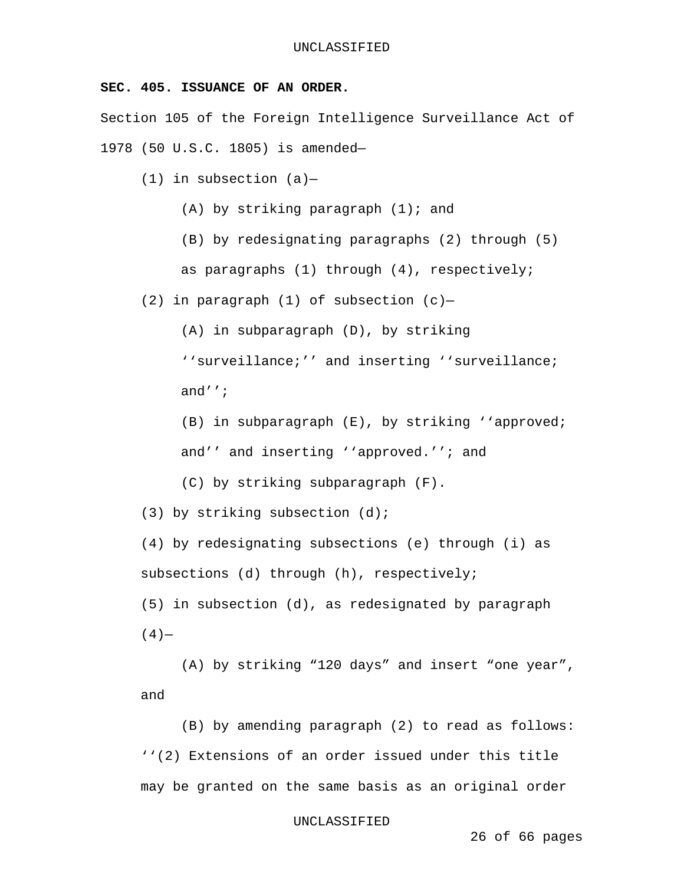**SEC. 405. ISSUANCE OF AN ORDER.**

Section 105 of the Foreign Intelligence Surveillance Act of 1978 (50 U.S.C. 1805) is amended—

(1) in subsection (a)—

(A) by striking paragraph (1); and

(B) by redesignating paragraphs (2) through (5) as paragraphs (1) through (4), respectively;

(2) in paragraph (1) of subsection (c)—

(A) in subparagraph (D), by striking ‘‘surveillance;’’ and inserting ‘‘surveillance; and’’;

(B) in subparagraph (E), by striking ‘‘approved; and’’ and inserting ‘‘approved.’’; and

(C) by striking subparagraph (F).

(3) by striking subsection (d);

(4) by redesignating subsections (e) through (i) as subsections (d) through (h), respectively;

(5) in subsection (d), as redesignated by paragraph (4)—

(A) by striking “120 days” and insert “one year”, and

(B) by amending paragraph (2) to read as follows: ‘‘(2) Extensions of an order issued under this title may be granted on the same basis as an original order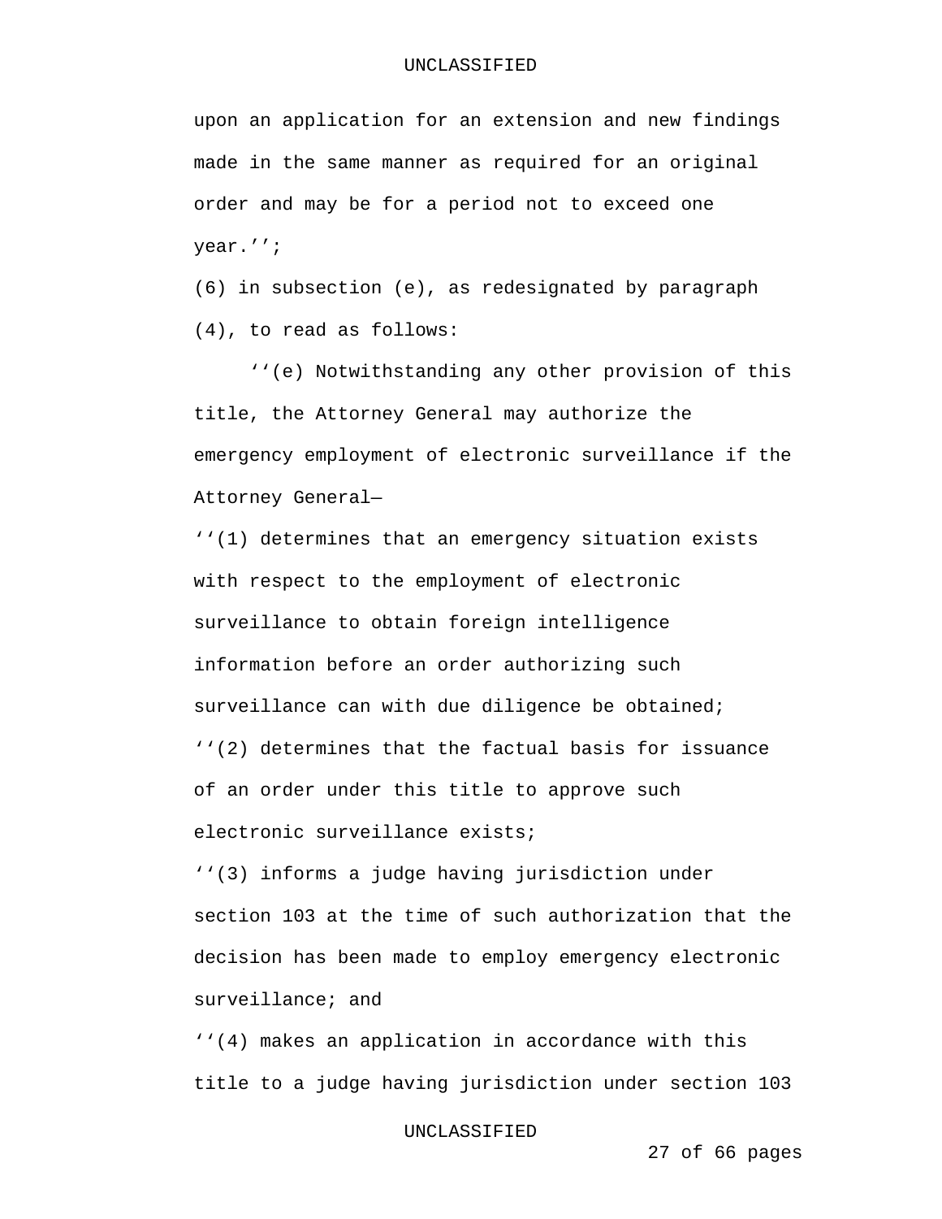upon an application for an extension and new findings made in the same manner as required for an original order and may be for a period not to exceed one year.'';

(6) in subsection (e), as redesignated by paragraph (4), to read as follows:

''(e) Notwithstanding any other provision of this title, the Attorney General may authorize the emergency employment of electronic surveillance if the Attorney General—

''(1) determines that an emergency situation exists with respect to the employment of electronic surveillance to obtain foreign intelligence information before an order authorizing such surveillance can with due diligence be obtained;

''(2) determines that the factual basis for issuance of an order under this title to approve such electronic surveillance exists;

''(3) informs a judge having jurisdiction under section 103 at the time of such authorization that the decision has been made to employ emergency electronic surveillance; and

''(4) makes an application in accordance with this title to a judge having jurisdiction under section 103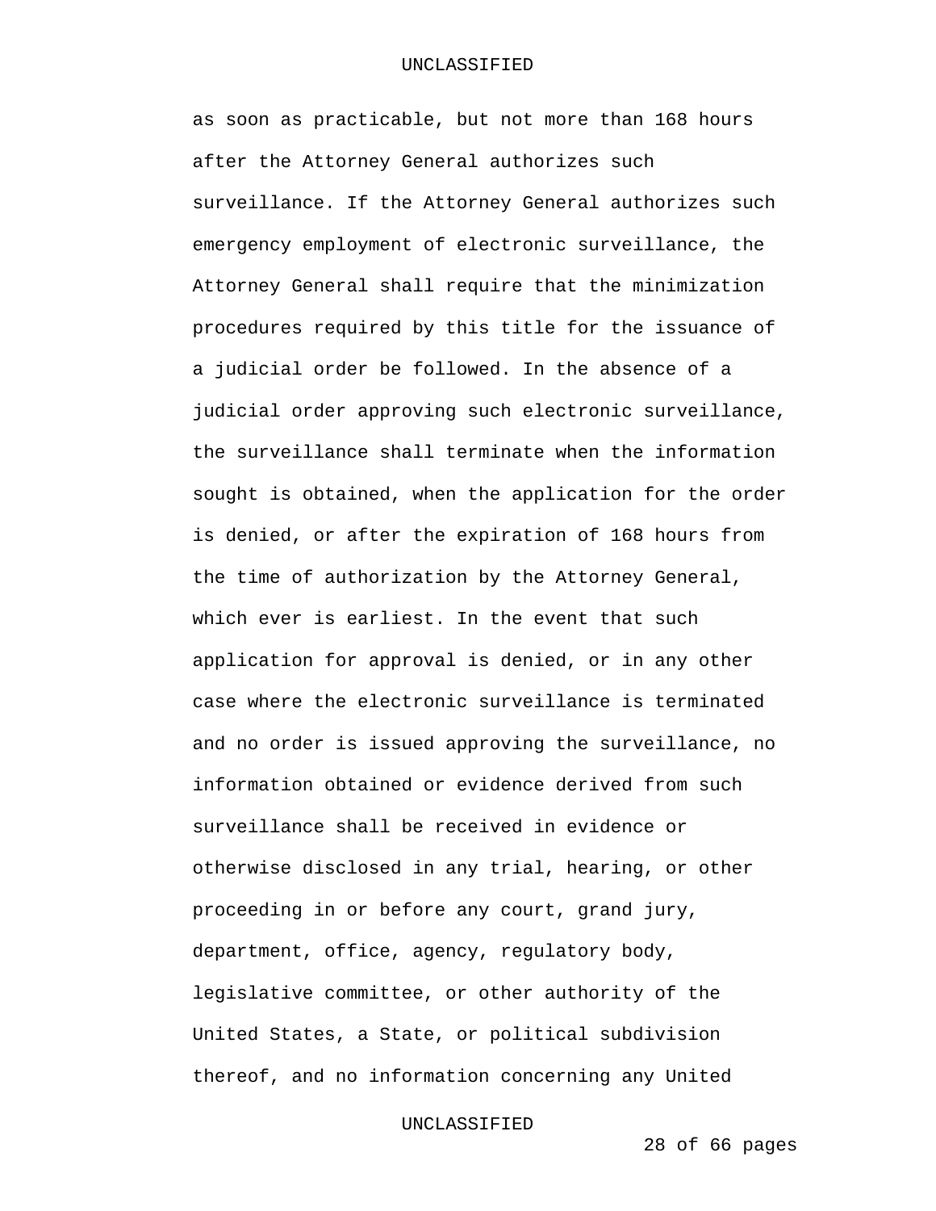as soon as practicable, but not more than 168 hours after the Attorney General authorizes such surveillance. If the Attorney General authorizes such emergency employment of electronic surveillance, the Attorney General shall require that the minimization procedures required by this title for the issuance of a judicial order be followed. In the absence of a judicial order approving such electronic surveillance, the surveillance shall terminate when the information sought is obtained, when the application for the order is denied, or after the expiration of 168 hours from the time of authorization by the Attorney General, which ever is earliest. In the event that such application for approval is denied, or in any other case where the electronic surveillance is terminated and no order is issued approving the surveillance, no information obtained or evidence derived from such surveillance shall be received in evidence or otherwise disclosed in any trial, hearing, or other proceeding in or before any court, grand jury, department, office, agency, regulatory body, legislative committee, or other authority of the United States, a State, or political subdivision thereof, and no information concerning any United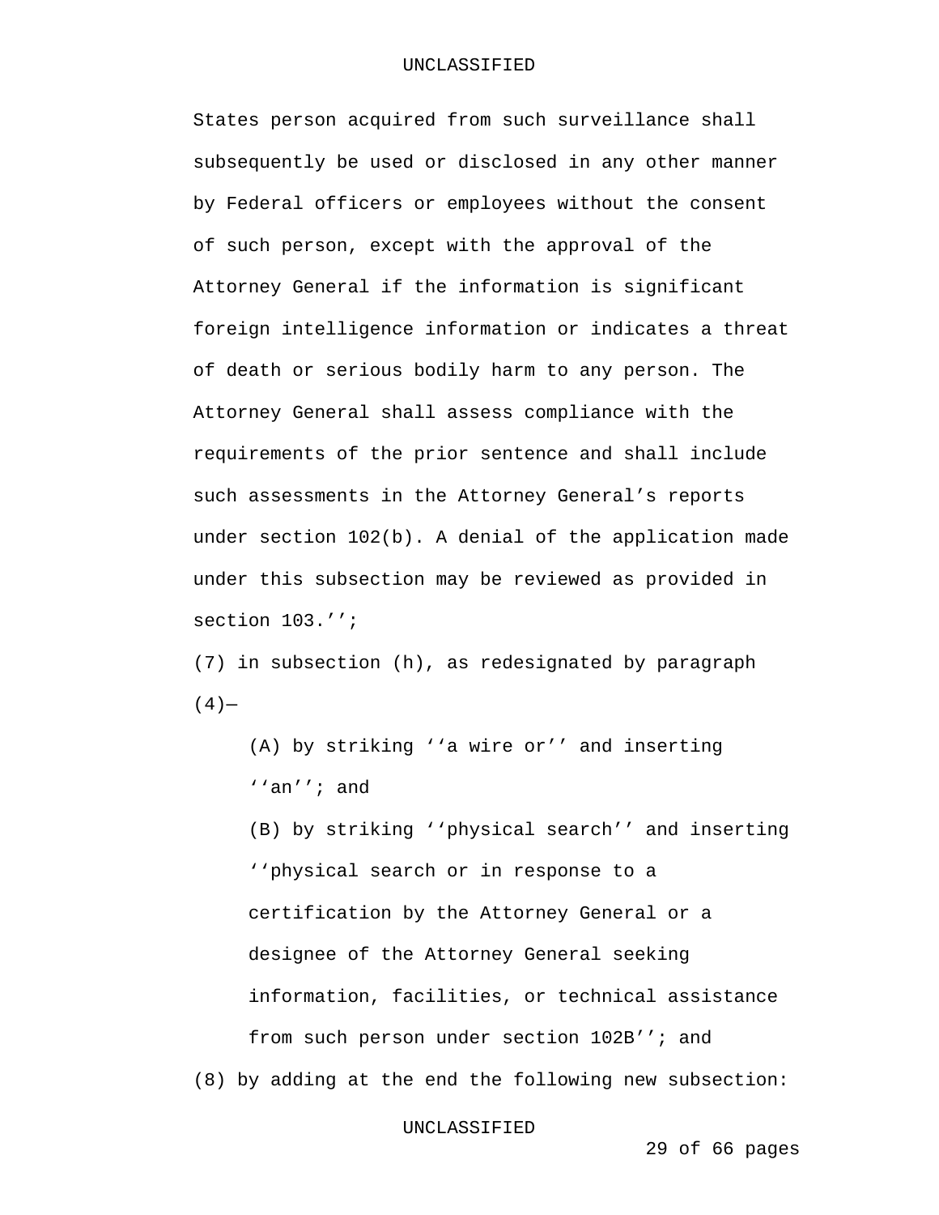States person acquired from such surveillance shall subsequently be used or disclosed in any other manner by Federal officers or employees without the consent of such person, except with the approval of the Attorney General if the information is significant foreign intelligence information or indicates a threat of death or serious bodily harm to any person. The Attorney General shall assess compliance with the requirements of the prior sentence and shall include such assessments in the Attorney General’s reports under section 102(b). A denial of the application made under this subsection may be reviewed as provided in section 103.’’;

(7) in subsection (h), as redesignated by paragraph (4)—

(A) by striking ‘‘a wire or’’ and inserting ‘‘an’’; and

(B) by striking ‘‘physical search’’ and inserting ‘‘physical search or in response to a certification by the Attorney General or a designee of the Attorney General seeking information, facilities, or technical assistance from such person under section 102B’’; and

(8) by adding at the end the following new subsection: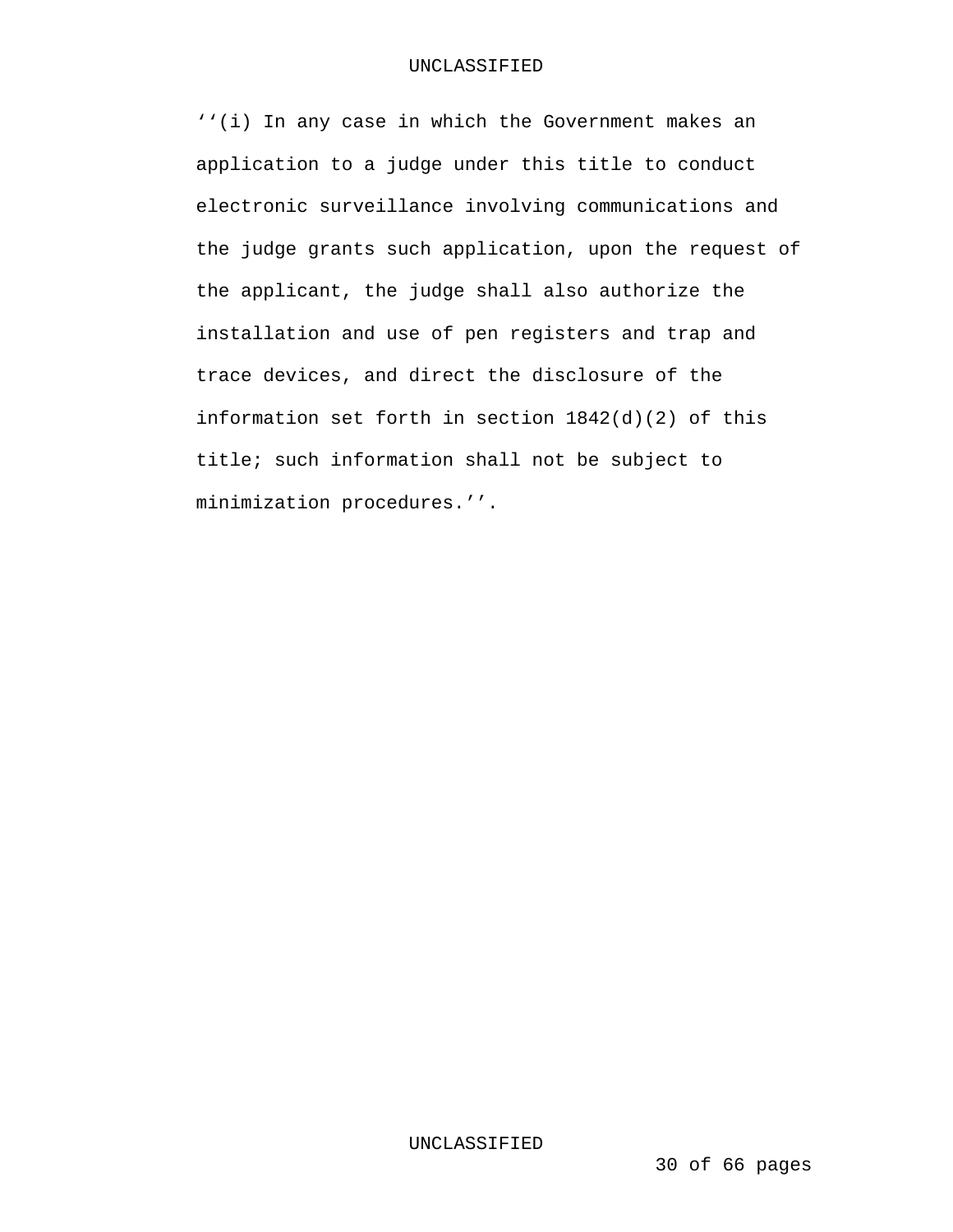‘‘(i) In any case in which the Government makes an application to a judge under this title to conduct electronic surveillance involving communications and the judge grants such application, upon the request of the applicant, the judge shall also authorize the installation and use of pen registers and trap and trace devices, and direct the disclosure of the information set forth in section 1842(d)(2) of this title; such information shall not be subject to minimization procedures.’’.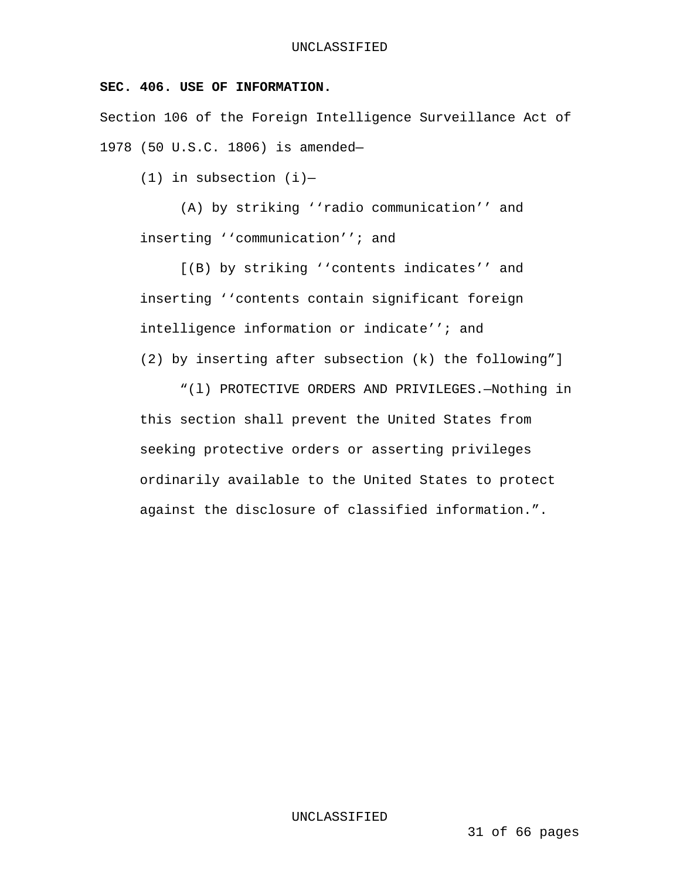**SEC. 406. USE OF INFORMATION.**

Section 106 of the Foreign Intelligence Surveillance Act of 1978 (50 U.S.C. 1806) is amended—

(1) in subsection (i)—

(A) by striking ''radio communication'' and inserting ''communication''; and

[(B) by striking ''contents indicates'' and inserting ''contents contain significant foreign intelligence information or indicate''; and

(2) by inserting after subsection (k) the following"]

"(l) PROTECTIVE ORDERS AND PRIVILEGES.—Nothing in this section shall prevent the United States from seeking protective orders or asserting privileges ordinarily available to the United States to protect against the disclosure of classified information.".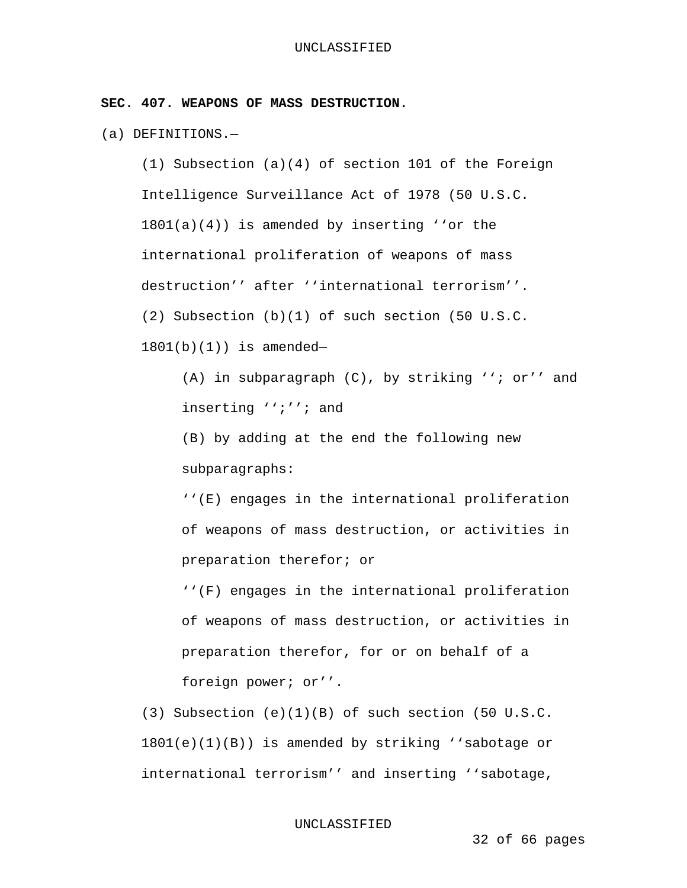**SEC. 407. WEAPONS OF MASS DESTRUCTION.**

(a) DEFINITIONS.—

(1) Subsection (a)(4) of section 101 of the Foreign Intelligence Surveillance Act of 1978 (50 U.S.C. 1801(a)(4)) is amended by inserting ‘‘or the international proliferation of weapons of mass destruction’’ after ‘‘international terrorism’’.

(2) Subsection (b)(1) of such section (50 U.S.C. 1801(b)(1)) is amended—

(A) in subparagraph (C), by striking ‘‘; or’’ and inserting ‘‘;’’; and

(B) by adding at the end the following new subparagraphs:

‘‘(E) engages in the international proliferation of weapons of mass destruction, or activities in preparation therefor; or

‘‘(F) engages in the international proliferation of weapons of mass destruction, or activities in preparation therefor, for or on behalf of a foreign power; or’’.

(3) Subsection (e)(1)(B) of such section (50 U.S.C. 1801(e)(1)(B)) is amended by striking ‘‘sabotage or international terrorism’’ and inserting ‘‘sabotage,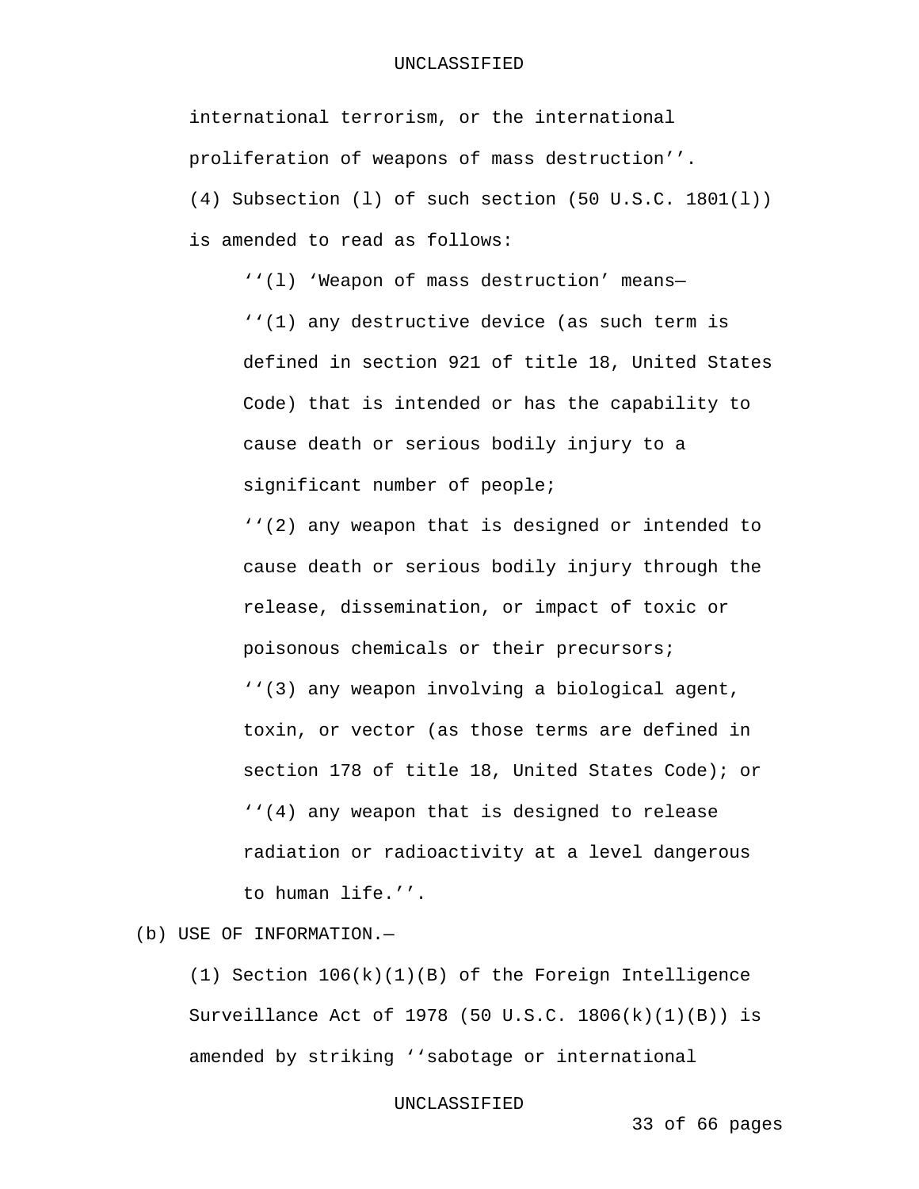international terrorism, or the international proliferation of weapons of mass destruction''.

(4) Subsection (l) of such section (50 U.S.C. 1801(l)) is amended to read as follows:

''(l) 'Weapon of mass destruction' means—

''(1) any destructive device (as such term is defined in section 921 of title 18, United States Code) that is intended or has the capability to cause death or serious bodily injury to a significant number of people;

''(2) any weapon that is designed or intended to cause death or serious bodily injury through the release, dissemination, or impact of toxic or poisonous chemicals or their precursors;

''(3) any weapon involving a biological agent, toxin, or vector (as those terms are defined in section 178 of title 18, United States Code); or

''(4) any weapon that is designed to release radiation or radioactivity at a level dangerous to human life.''.

(b) USE OF INFORMATION.—

(1) Section 106(k)(1)(B) of the Foreign Intelligence Surveillance Act of 1978 (50 U.S.C. 1806(k)(1)(B)) is amended by striking ''sabotage or international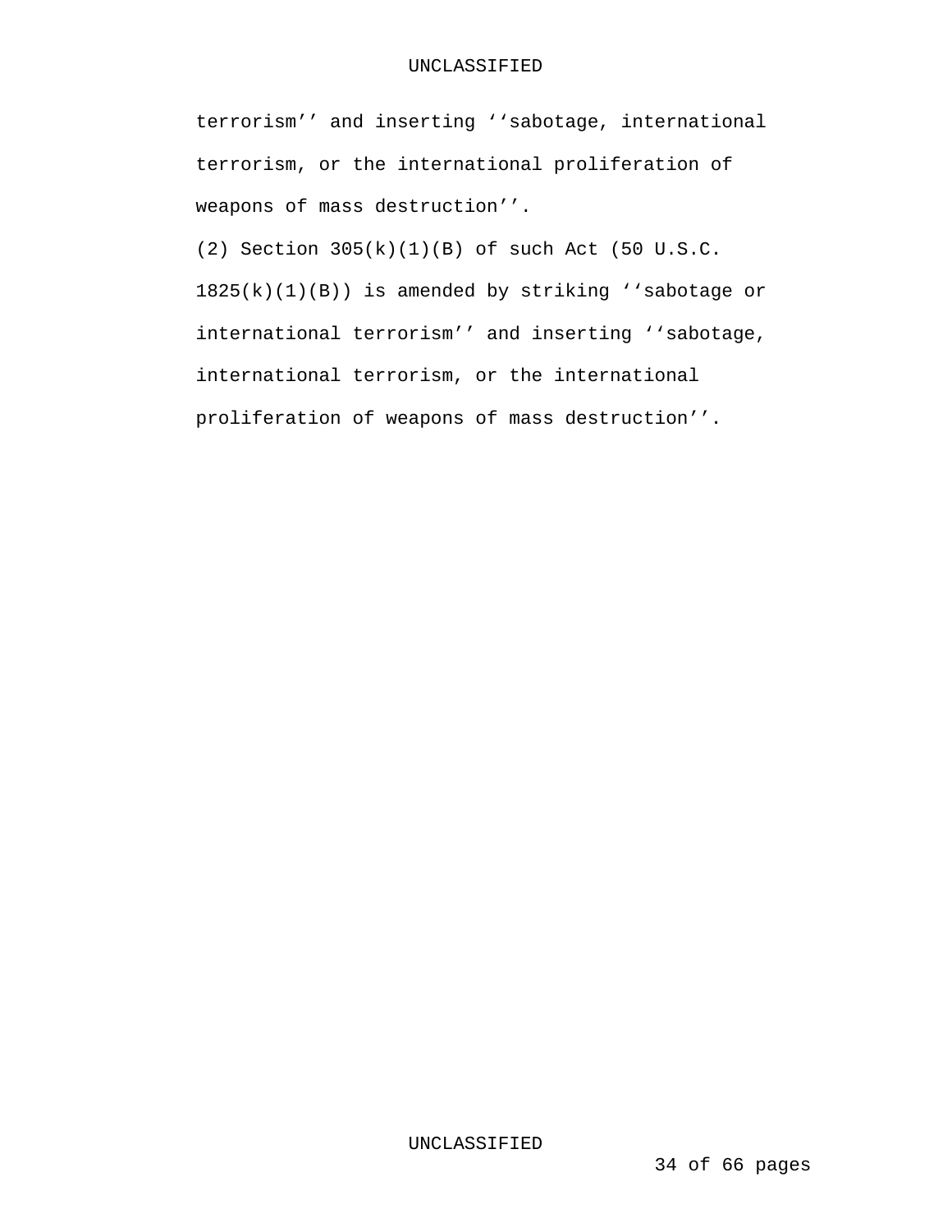terrorism'' and inserting ''sabotage, international terrorism, or the international proliferation of weapons of mass destruction''.

(2) Section 305(k)(1)(B) of such Act (50 U.S.C. 1825(k)(1)(B)) is amended by striking ''sabotage or international terrorism'' and inserting ''sabotage, international terrorism, or the international proliferation of weapons of mass destruction''.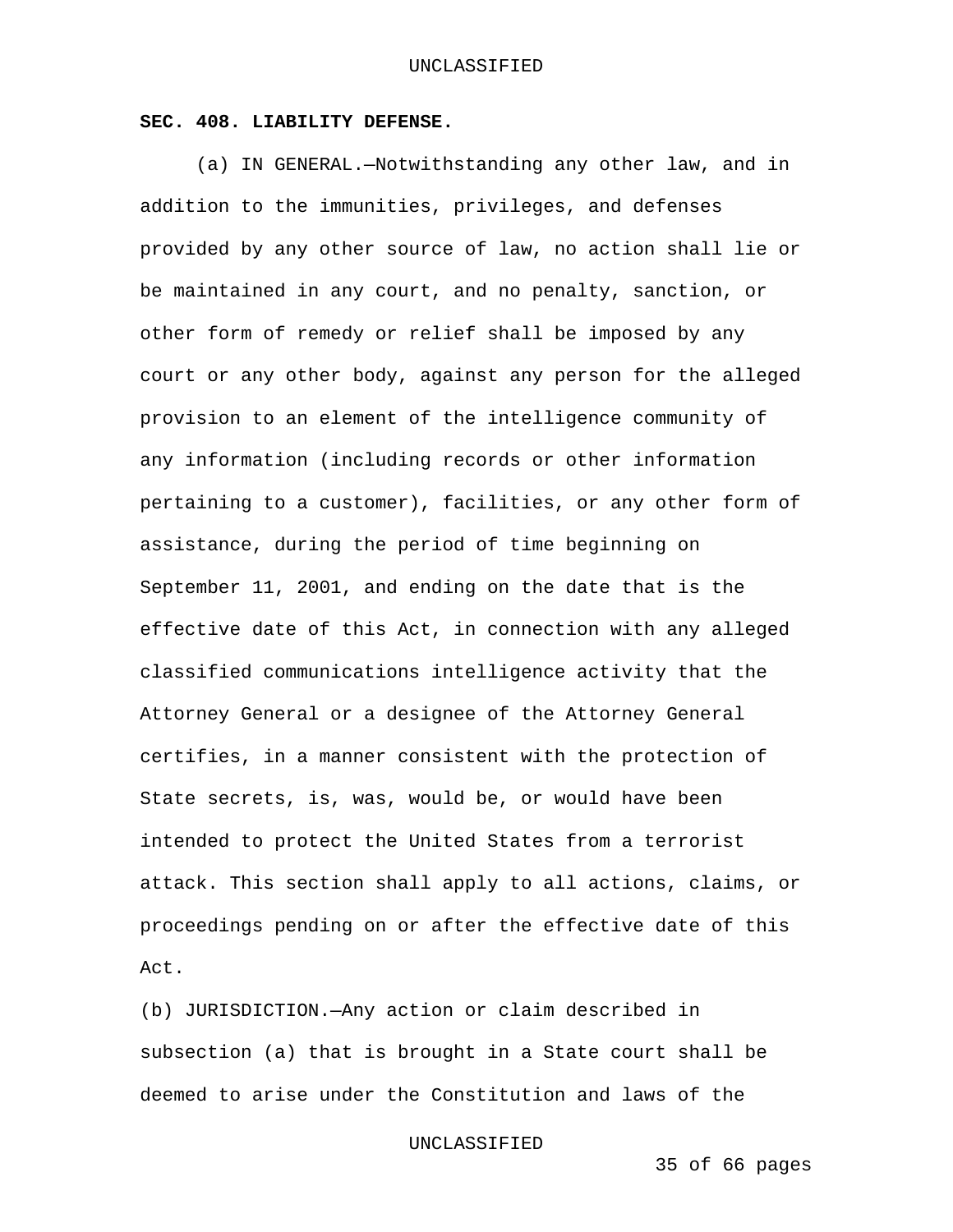**SEC. 408. LIABILITY DEFENSE.**

(a) IN GENERAL.—Notwithstanding any other law, and in addition to the immunities, privileges, and defenses provided by any other source of law, no action shall lie or be maintained in any court, and no penalty, sanction, or other form of remedy or relief shall be imposed by any court or any other body, against any person for the alleged provision to an element of the intelligence community of any information (including records or other information pertaining to a customer), facilities, or any other form of assistance, during the period of time beginning on September 11, 2001, and ending on the date that is the effective date of this Act, in connection with any alleged classified communications intelligence activity that the Attorney General or a designee of the Attorney General certifies, in a manner consistent with the protection of State secrets, is, was, would be, or would have been intended to protect the United States from a terrorist attack. This section shall apply to all actions, claims, or proceedings pending on or after the effective date of this Act.

(b) JURISDICTION.—Any action or claim described in subsection (a) that is brought in a State court shall be deemed to arise under the Constitution and laws of the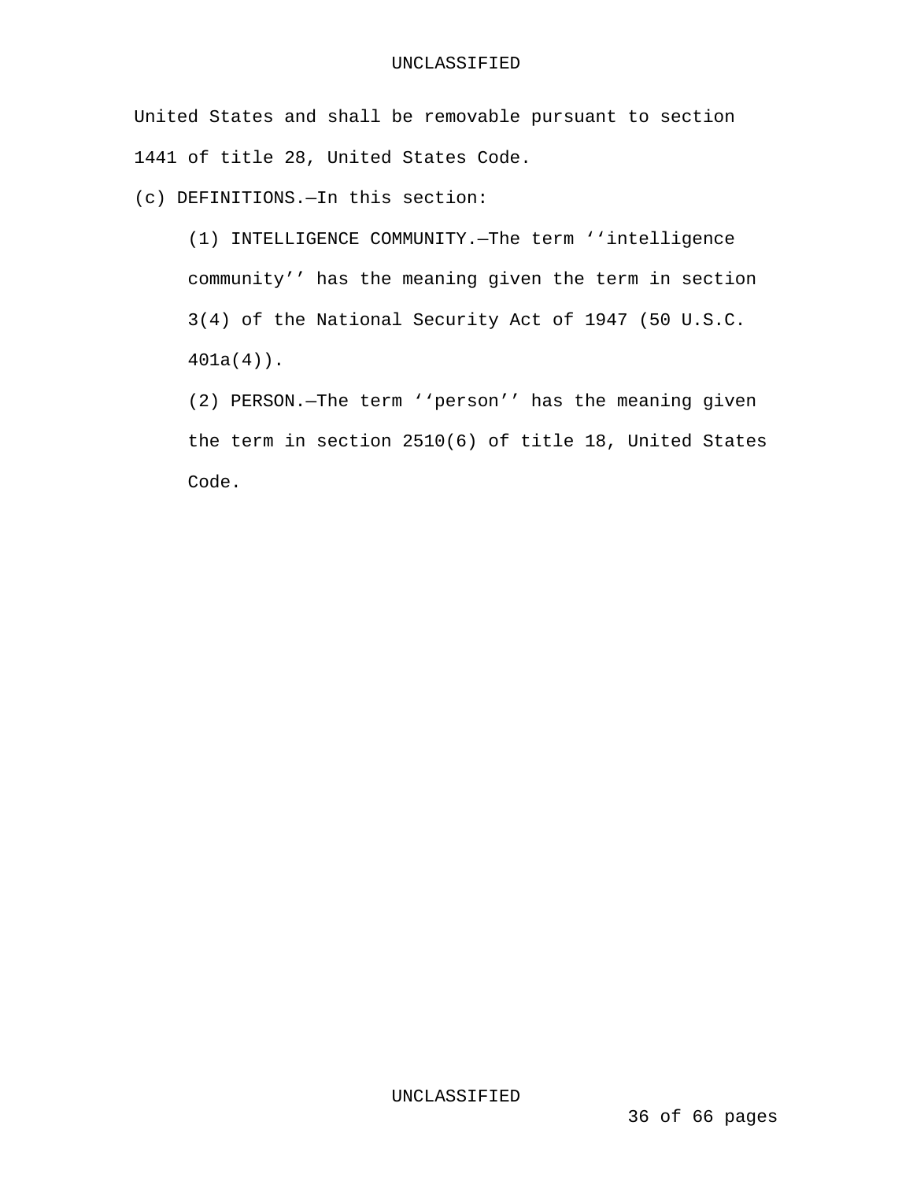United States and shall be removable pursuant to section 1441 of title 28, United States Code.

(c) DEFINITIONS.—In this section:

(1) INTELLIGENCE COMMUNITY.—The term ‘‘intelligence community’’ has the meaning given the term in section 3(4) of the National Security Act of 1947 (50 U.S.C. 401a(4)).

(2) PERSON.—The term ‘‘person’’ has the meaning given the term in section 2510(6) of title 18, United States Code.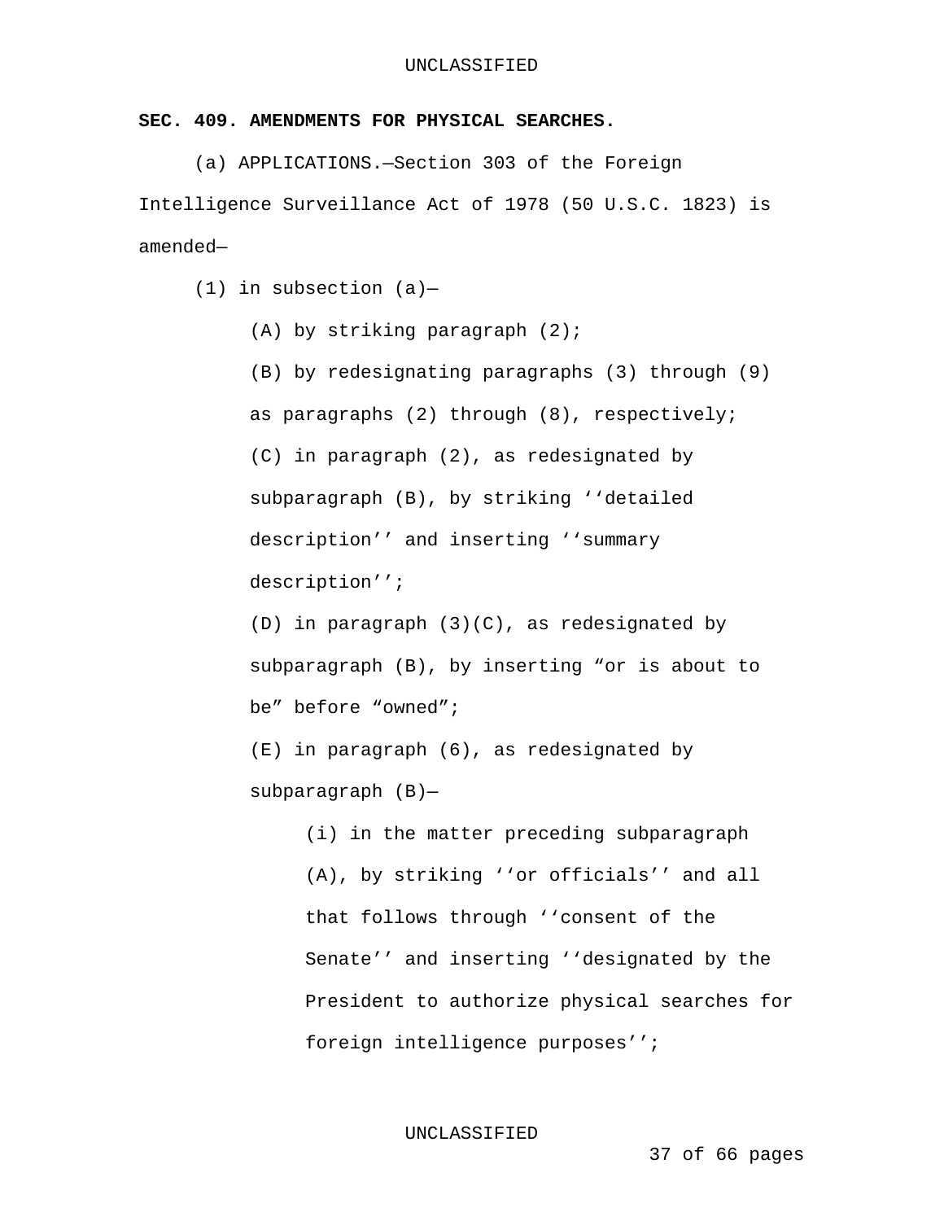**SEC. 409. AMENDMENTS FOR PHYSICAL SEARCHES.**

(a) APPLICATIONS.—Section 303 of the Foreign Intelligence Surveillance Act of 1978 (50 U.S.C. 1823) is amended—

(1) in subsection (a)—

(A) by striking paragraph (2);

(B) by redesignating paragraphs (3) through (9) as paragraphs (2) through (8), respectively;

(C) in paragraph (2), as redesignated by subparagraph (B), by striking ''detailed description'' and inserting ''summary description'';

(D) in paragraph (3)(C), as redesignated by subparagraph (B), by inserting "or is about to be" before "owned";

(E) in paragraph (6), as redesignated by subparagraph (B)—

(i) in the matter preceding subparagraph (A), by striking ''or officials'' and all that follows through ''consent of the Senate'' and inserting ''designated by the President to authorize physical searches for foreign intelligence purposes'';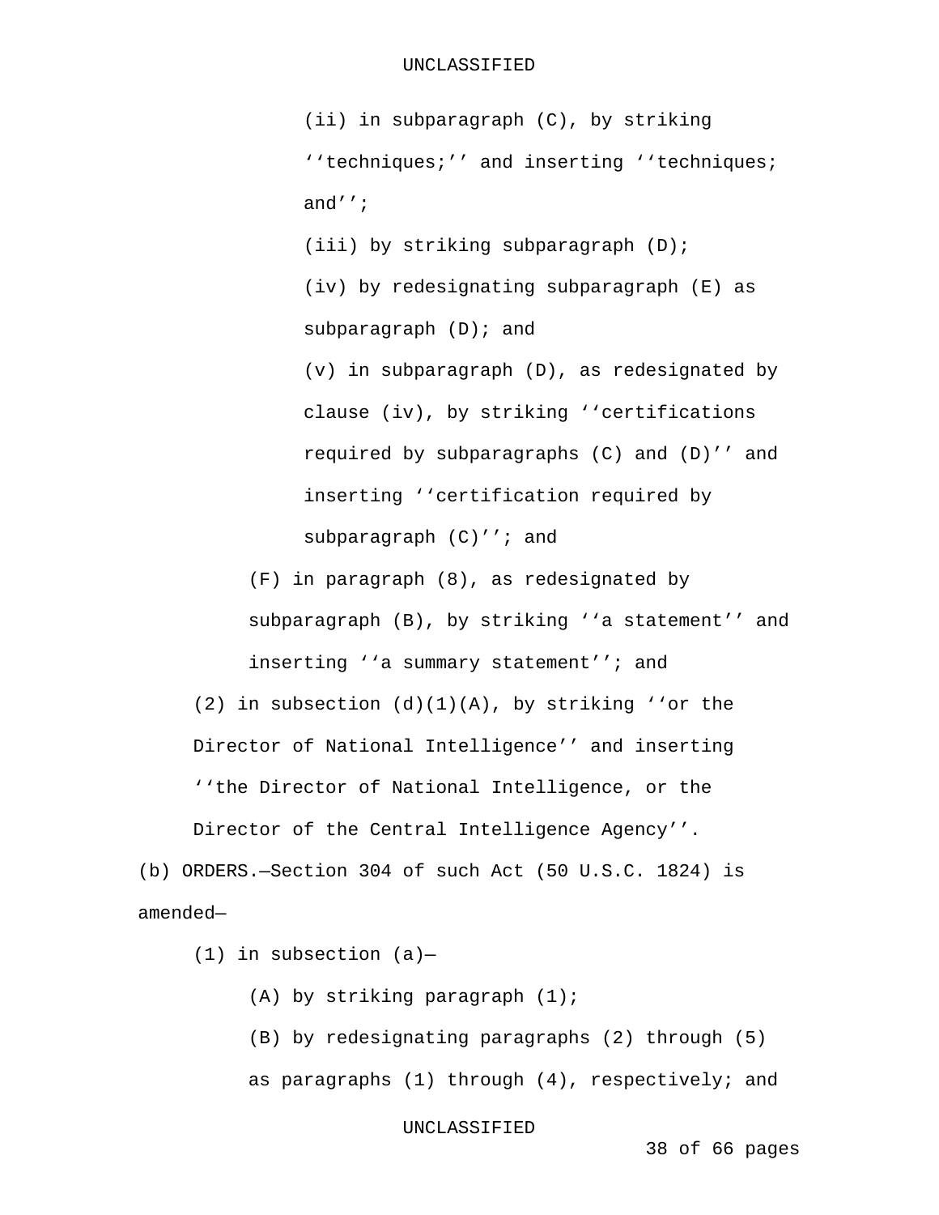(ii) in subparagraph (C), by striking ‘‘techniques;’’ and inserting ‘‘techniques; and’’;

(iii) by striking subparagraph (D);

(iv) by redesignating subparagraph (E) as subparagraph (D); and

(v) in subparagraph (D), as redesignated by clause (iv), by striking ‘‘certifications required by subparagraphs (C) and (D)’’ and inserting ‘‘certification required by subparagraph (C)’’; and

(F) in paragraph (8), as redesignated by subparagraph (B), by striking ‘‘a statement’’ and inserting ‘‘a summary statement’’; and

(2) in subsection (d)(1)(A), by striking ‘‘or the Director of National Intelligence’’ and inserting ‘‘the Director of National Intelligence, or the Director of the Central Intelligence Agency’’.

(b) ORDERS.—Section 304 of such Act (50 U.S.C. 1824) is amended—

(1) in subsection (a)—

(A) by striking paragraph (1);

(B) by redesignating paragraphs (2) through (5) as paragraphs (1) through (4), respectively; and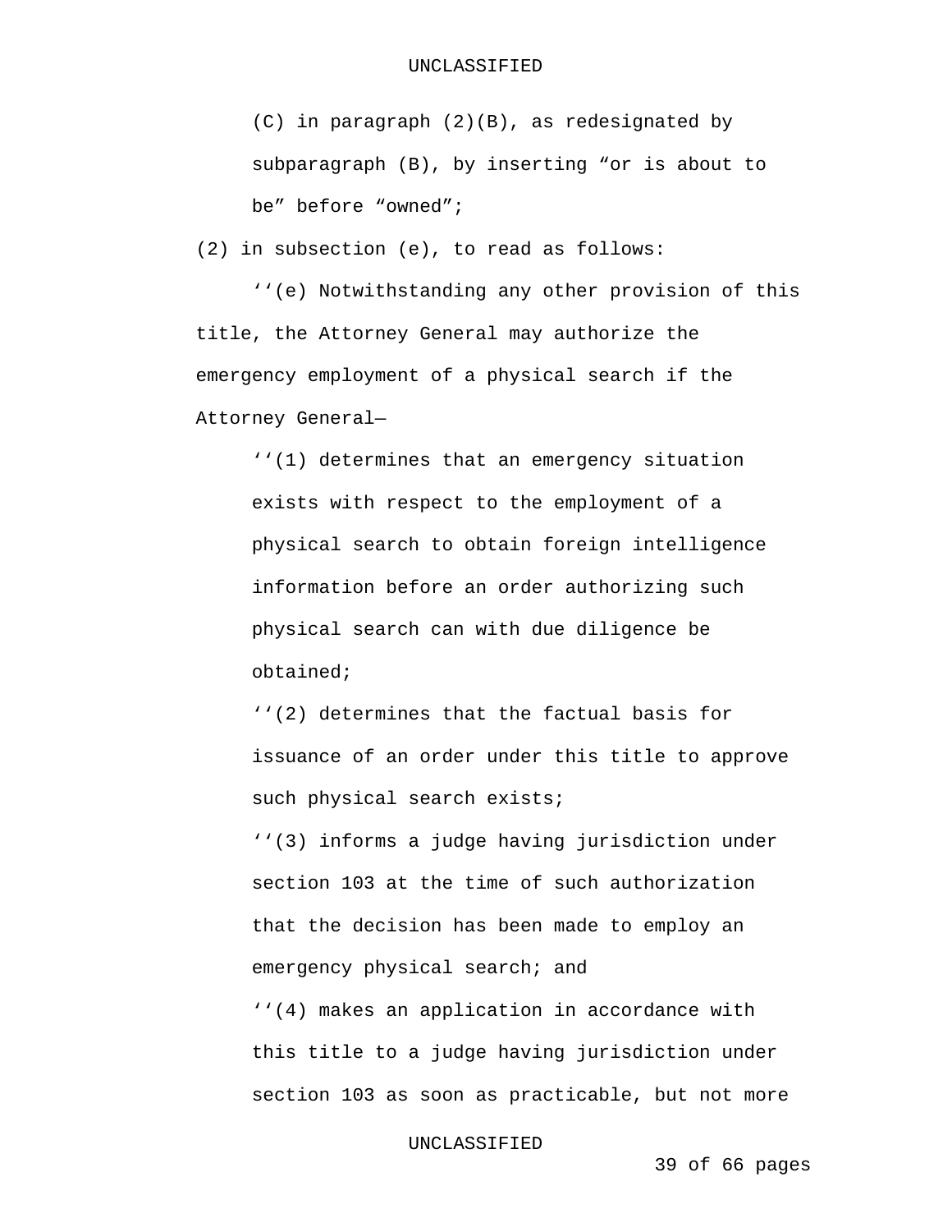(C) in paragraph (2)(B), as redesignated by subparagraph (B), by inserting “or is about to be” before “owned”;

(2) in subsection (e), to read as follows:

‘‘(e) Notwithstanding any other provision of this title, the Attorney General may authorize the emergency employment of a physical search if the Attorney General—

‘‘(1) determines that an emergency situation exists with respect to the employment of a physical search to obtain foreign intelligence information before an order authorizing such physical search can with due diligence be obtained;

‘‘(2) determines that the factual basis for issuance of an order under this title to approve such physical search exists;

‘‘(3) informs a judge having jurisdiction under section 103 at the time of such authorization that the decision has been made to employ an emergency physical search; and

‘‘(4) makes an application in accordance with this title to a judge having jurisdiction under section 103 as soon as practicable, but not more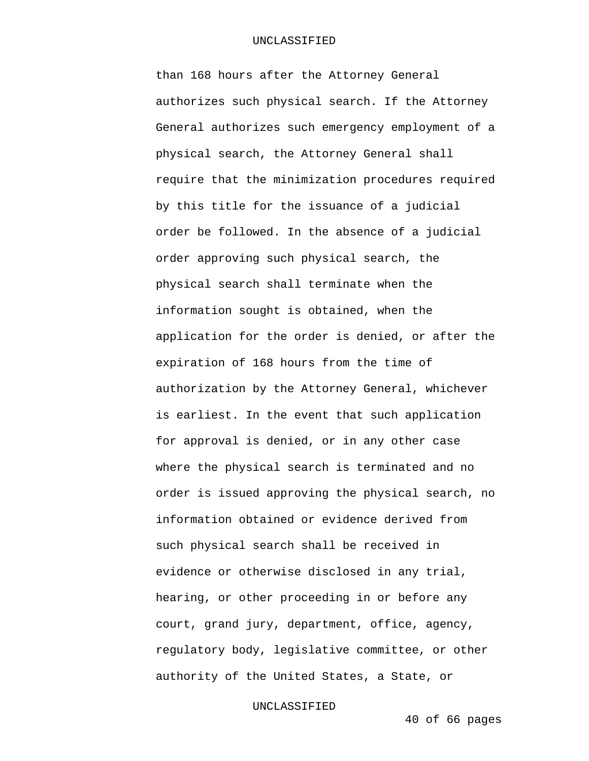than 168 hours after the Attorney General authorizes such physical search. If the Attorney General authorizes such emergency employment of a physical search, the Attorney General shall require that the minimization procedures required by this title for the issuance of a judicial order be followed. In the absence of a judicial order approving such physical search, the physical search shall terminate when the information sought is obtained, when the application for the order is denied, or after the expiration of 168 hours from the time of authorization by the Attorney General, whichever is earliest. In the event that such application for approval is denied, or in any other case where the physical search is terminated and no order is issued approving the physical search, no information obtained or evidence derived from such physical search shall be received in evidence or otherwise disclosed in any trial, hearing, or other proceeding in or before any court, grand jury, department, office, agency, regulatory body, legislative committee, or other authority of the United States, a State, or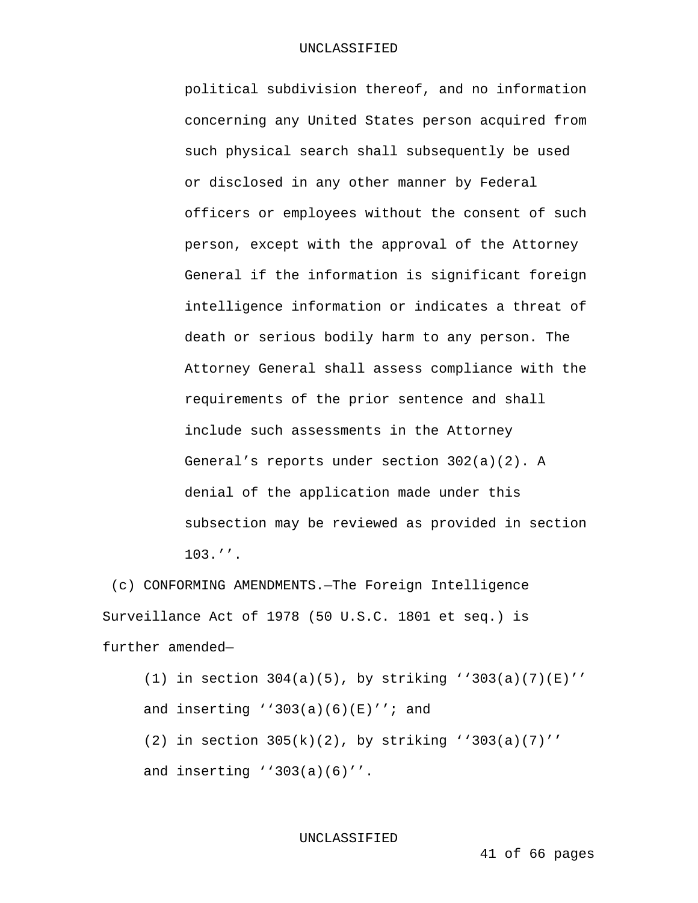political subdivision thereof, and no information concerning any United States person acquired from such physical search shall subsequently be used or disclosed in any other manner by Federal officers or employees without the consent of such person, except with the approval of the Attorney General if the information is significant foreign intelligence information or indicates a threat of death or serious bodily harm to any person. The Attorney General shall assess compliance with the requirements of the prior sentence and shall include such assessments in the Attorney General's reports under section 302(a)(2). A denial of the application made under this subsection may be reviewed as provided in section 103.''.

(c) CONFORMING AMENDMENTS.—The Foreign Intelligence Surveillance Act of 1978 (50 U.S.C. 1801 et seq.) is further amended—

(1) in section 304(a)(5), by striking ''303(a)(7)(E)'' and inserting ''303(a)(6)(E)''; and

(2) in section 305(k)(2), by striking ''303(a)(7)'' and inserting ''303(a)(6)''.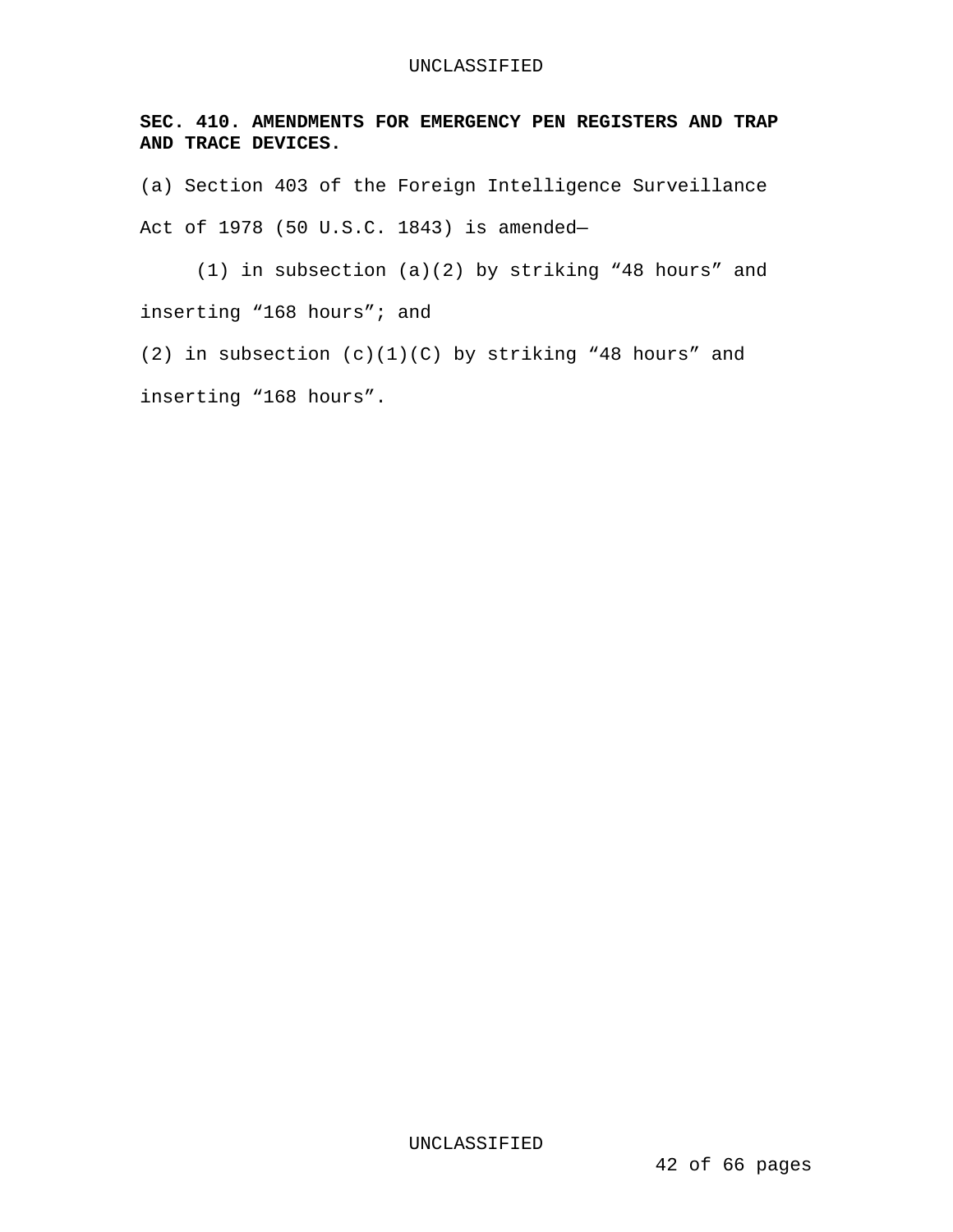**SEC. 410. AMENDMENTS FOR EMERGENCY PEN REGISTERS AND TRAP AND TRACE DEVICES.**

(a) Section 403 of the Foreign Intelligence Surveillance Act of 1978 (50 U.S.C. 1843) is amended—

(1) in subsection (a)(2) by striking "48 hours" and inserting "168 hours"; and

(2) in subsection (c)(1)(C) by striking "48 hours" and inserting "168 hours".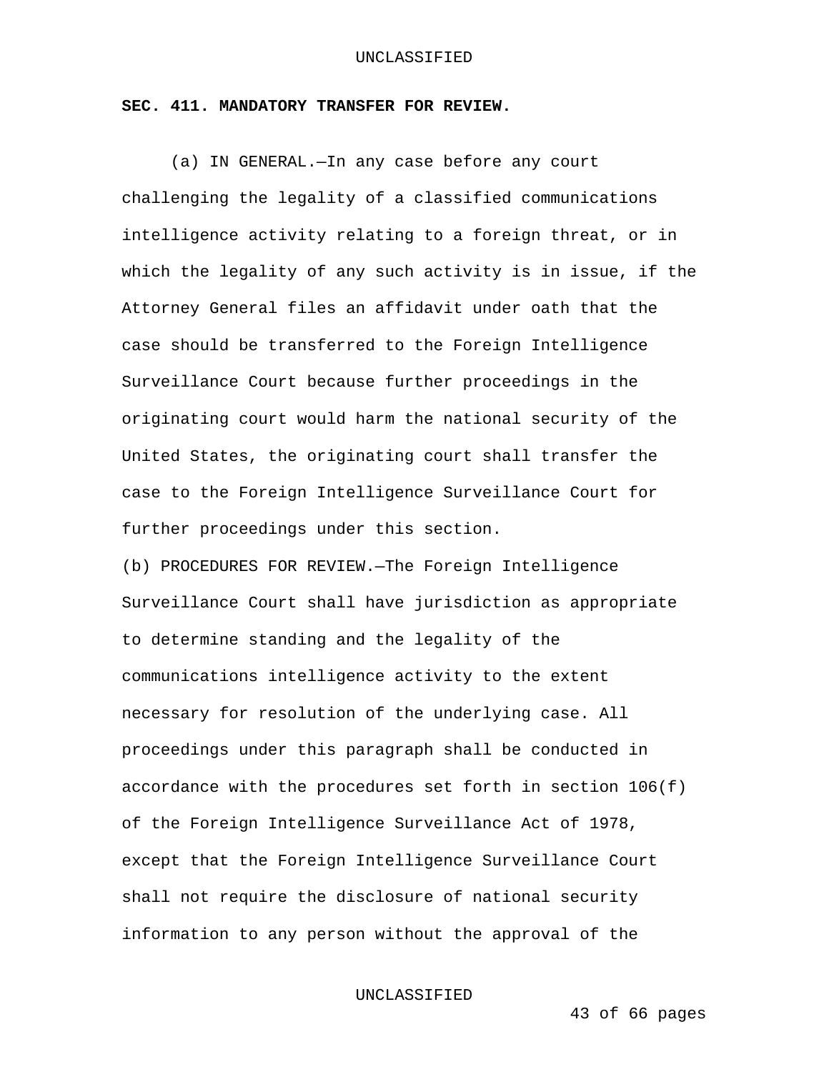**SEC. 411. MANDATORY TRANSFER FOR REVIEW.**

(a) IN GENERAL.—In any case before any court challenging the legality of a classified communications intelligence activity relating to a foreign threat, or in which the legality of any such activity is in issue, if the Attorney General files an affidavit under oath that the case should be transferred to the Foreign Intelligence Surveillance Court because further proceedings in the originating court would harm the national security of the United States, the originating court shall transfer the case to the Foreign Intelligence Surveillance Court for further proceedings under this section.

(b) PROCEDURES FOR REVIEW.—The Foreign Intelligence Surveillance Court shall have jurisdiction as appropriate to determine standing and the legality of the communications intelligence activity to the extent necessary for resolution of the underlying case. All proceedings under this paragraph shall be conducted in accordance with the procedures set forth in section 106(f) of the Foreign Intelligence Surveillance Act of 1978, except that the Foreign Intelligence Surveillance Court shall not require the disclosure of national security information to any person without the approval of the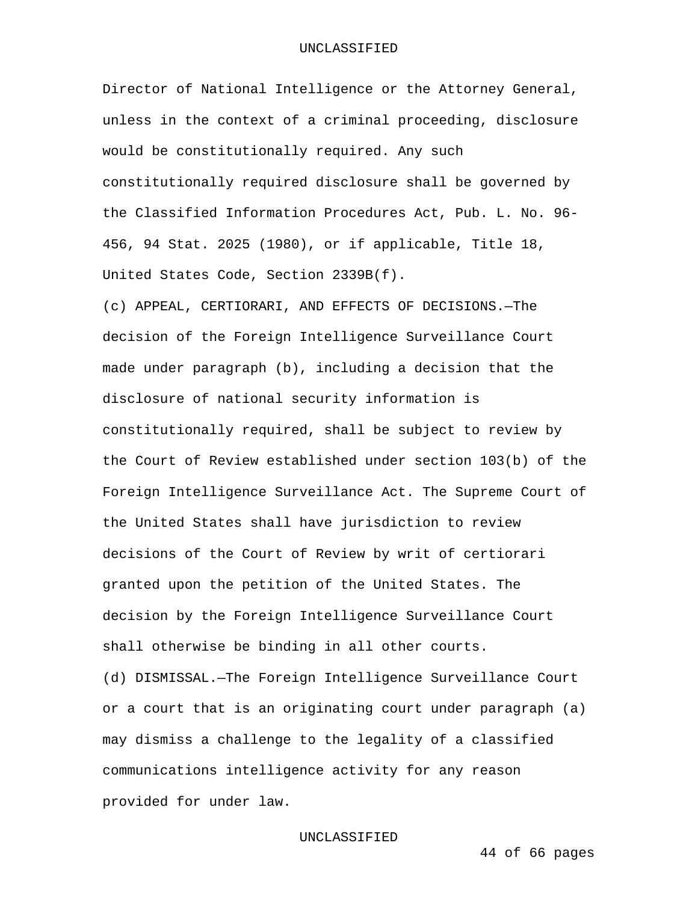Director of National Intelligence or the Attorney General, unless in the context of a criminal proceeding, disclosure would be constitutionally required. Any such constitutionally required disclosure shall be governed by the Classified Information Procedures Act, Pub. L. No. 96-456, 94 Stat. 2025 (1980), or if applicable, Title 18, United States Code, Section 2339B(f).

(c) APPEAL, CERTIORARI, AND EFFECTS OF DECISIONS.—The decision of the Foreign Intelligence Surveillance Court made under paragraph (b), including a decision that the disclosure of national security information is constitutionally required, shall be subject to review by the Court of Review established under section 103(b) of the Foreign Intelligence Surveillance Act. The Supreme Court of the United States shall have jurisdiction to review decisions of the Court of Review by writ of certiorari granted upon the petition of the United States. The decision by the Foreign Intelligence Surveillance Court shall otherwise be binding in all other courts.

(d) DISMISSAL.—The Foreign Intelligence Surveillance Court or a court that is an originating court under paragraph (a) may dismiss a challenge to the legality of a classified communications intelligence activity for any reason provided for under law.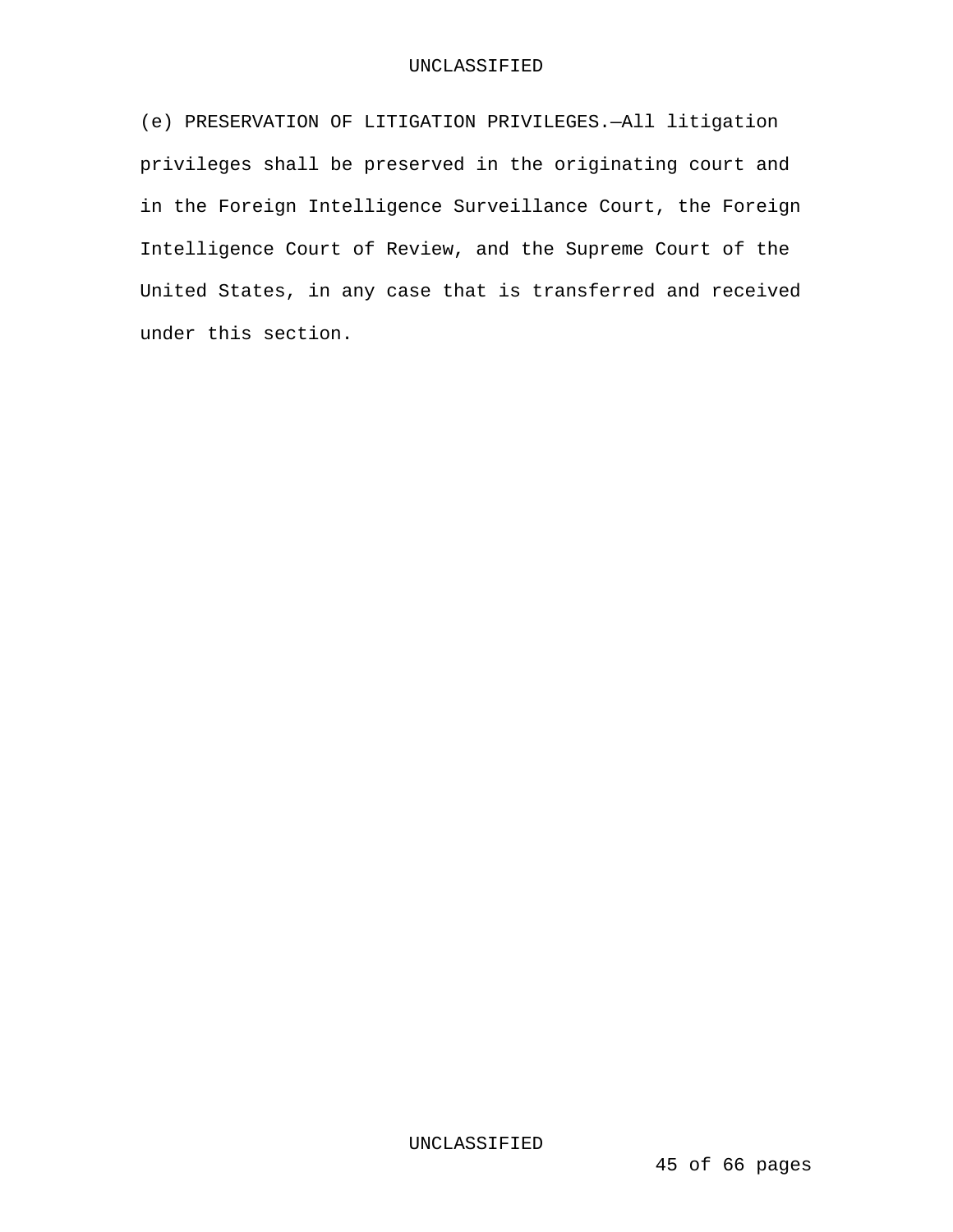(e) PRESERVATION OF LITIGATION PRIVILEGES.—All litigation privileges shall be preserved in the originating court and in the Foreign Intelligence Surveillance Court, the Foreign Intelligence Court of Review, and the Supreme Court of the United States, in any case that is transferred and received under this section.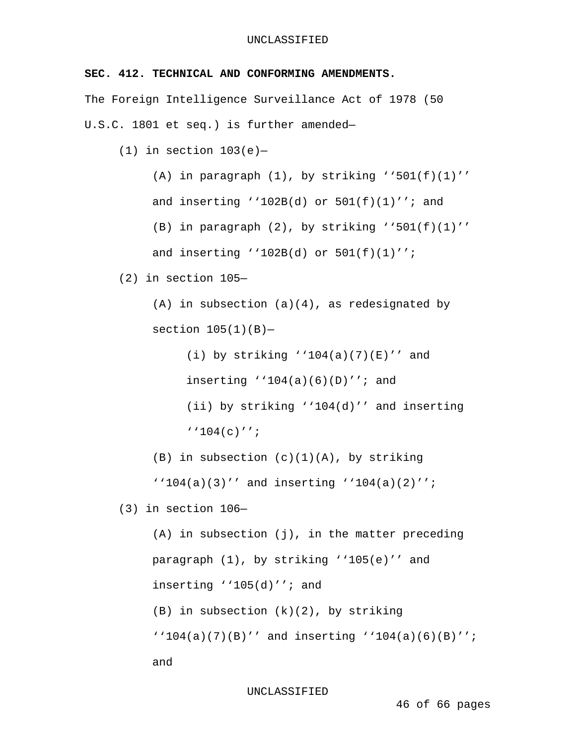**SEC. 412. TECHNICAL AND CONFORMING AMENDMENTS.**

The Foreign Intelligence Surveillance Act of 1978 (50 U.S.C. 1801 et seq.) is further amended—

(1) in section 103(e)—

(A) in paragraph (1), by striking ‘‘501(f)(1)’’ and inserting ‘‘102B(d) or 501(f)(1)’’; and

(B) in paragraph (2), by striking ‘‘501(f)(1)’’ and inserting ‘‘102B(d) or 501(f)(1)’’;

(2) in section 105—

(A) in subsection (a)(4), as redesignated by section 105(1)(B)—

(i) by striking ‘‘104(a)(7)(E)’’ and inserting ‘‘104(a)(6)(D)’’; and

(ii) by striking ‘‘104(d)’’ and inserting ‘‘104(c)’’;

(B) in subsection (c)(1)(A), by striking ‘‘104(a)(3)’’ and inserting ‘‘104(a)(2)’’;

(3) in section 106—

(A) in subsection (j), in the matter preceding paragraph (1), by striking ‘‘105(e)’’ and inserting ‘‘105(d)’’; and

(B) in subsection (k)(2), by striking ‘‘104(a)(7)(B)’’ and inserting ‘‘104(a)(6)(B)’’; and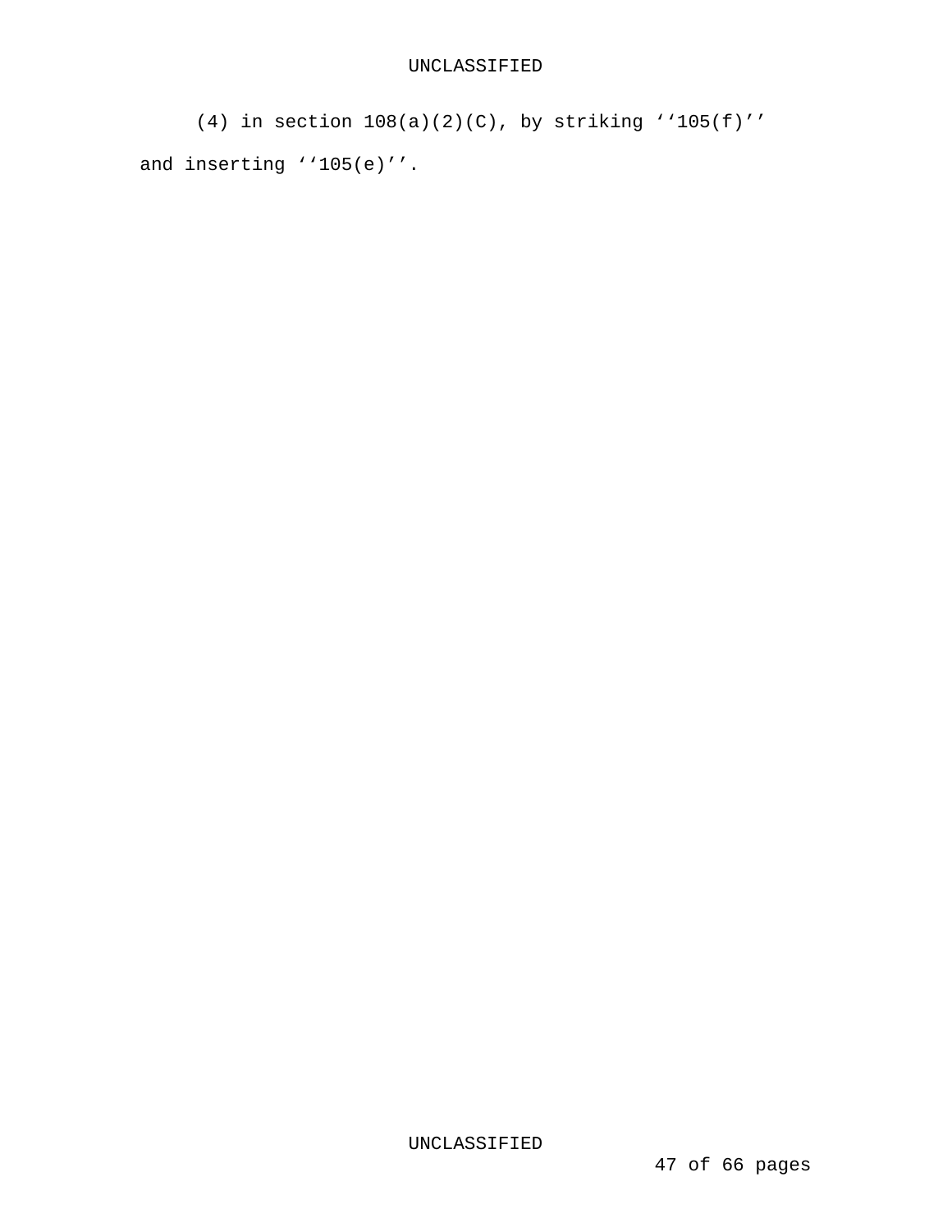(4) in section 108(a)(2)(C), by striking ‘‘105(f)’’ and inserting ‘‘105(e)’’.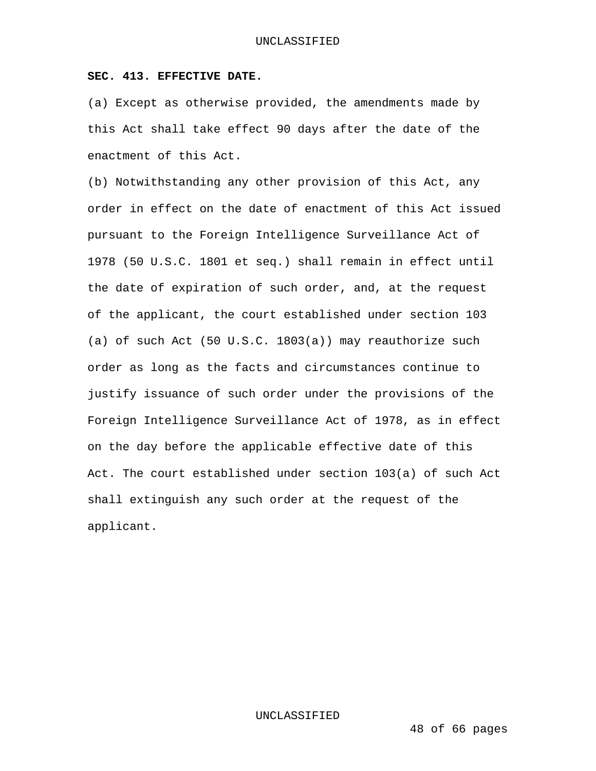**SEC. 413. EFFECTIVE DATE.**

(a) Except as otherwise provided, the amendments made by this Act shall take effect 90 days after the date of the enactment of this Act.

(b) Notwithstanding any other provision of this Act, any order in effect on the date of enactment of this Act issued pursuant to the Foreign Intelligence Surveillance Act of 1978 (50 U.S.C. 1801 et seq.) shall remain in effect until the date of expiration of such order, and, at the request of the applicant, the court established under section 103 (a) of such Act (50 U.S.C. 1803(a)) may reauthorize such order as long as the facts and circumstances continue to justify issuance of such order under the provisions of the Foreign Intelligence Surveillance Act of 1978, as in effect on the day before the applicable effective date of this Act. The court established under section 103(a) of such Act shall extinguish any such order at the request of the applicant.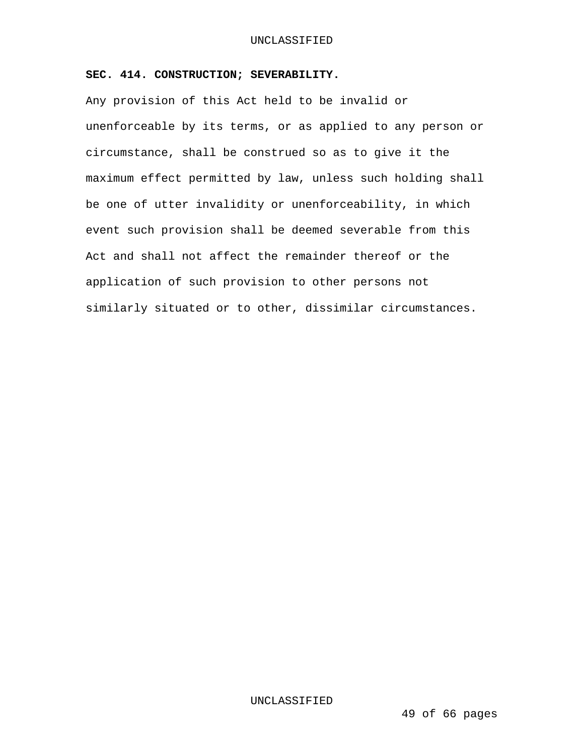**SEC. 414. CONSTRUCTION; SEVERABILITY.**

Any provision of this Act held to be invalid or unenforceable by its terms, or as applied to any person or circumstance, shall be construed so as to give it the maximum effect permitted by law, unless such holding shall be one of utter invalidity or unenforceability, in which event such provision shall be deemed severable from this Act and shall not affect the remainder thereof or the application of such provision to other persons not similarly situated or to other, dissimilar circumstances.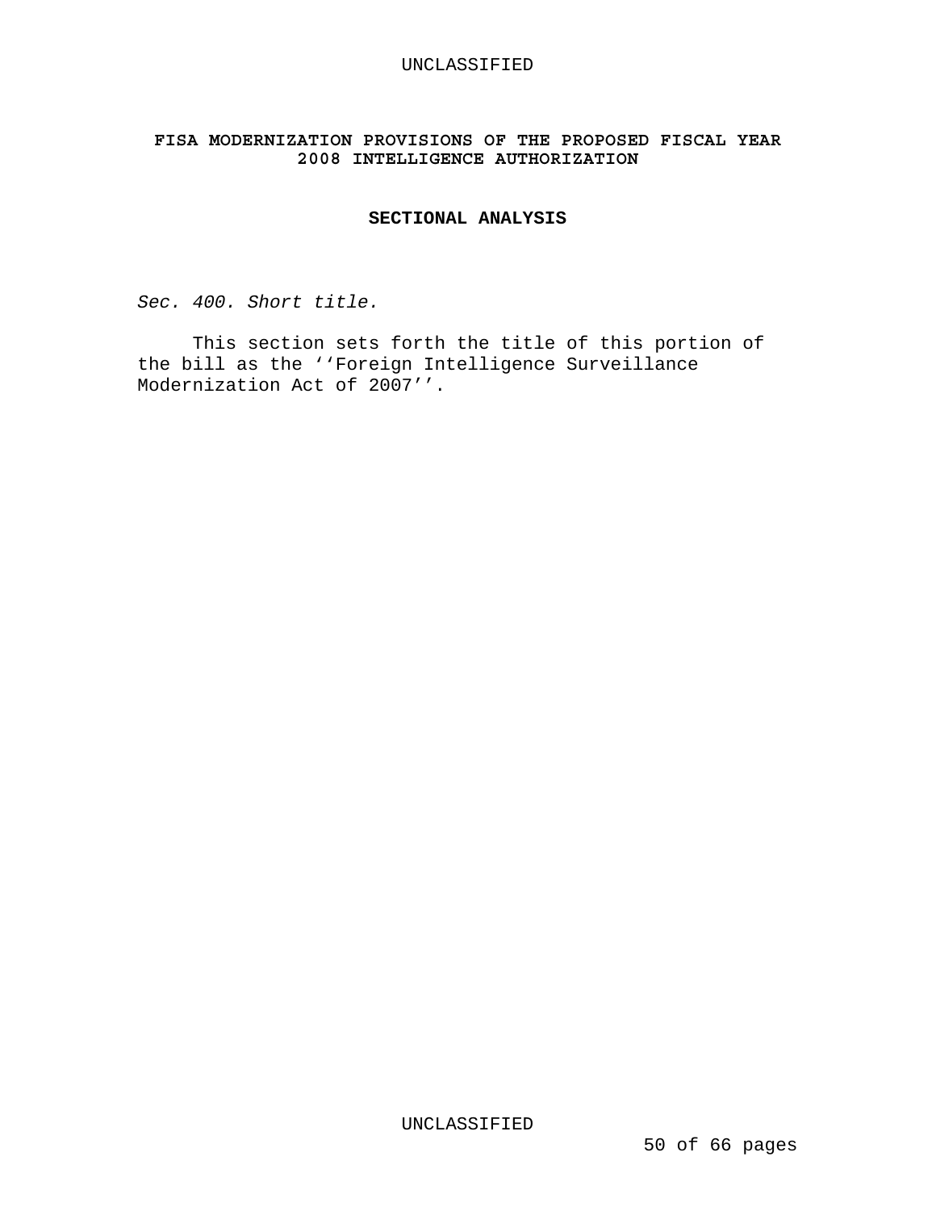## FISA MODERNIZATION PROVISIONS OF THE PROPOSED FISCAL YEAR 2008 INTELLIGENCE AUTHORIZATION

### SECTIONAL ANALYSIS

*Sec. 400. Short title.*

This section sets forth the title of this portion of the bill as the ‘‘Foreign Intelligence Surveillance Modernization Act of 2007’’.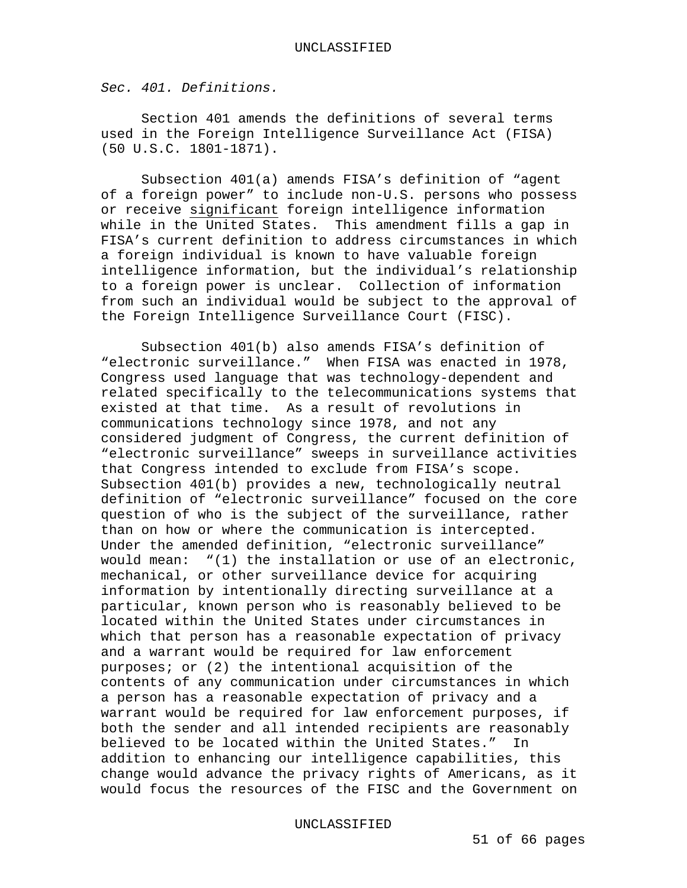*Sec. 401. Definitions.*

Section 401 amends the definitions of several terms used in the Foreign Intelligence Surveillance Act (FISA) (50 U.S.C. 1801-1871).

Subsection 401(a) amends FISA's definition of "agent of a foreign power" to include non-U.S. persons who possess or receive <u>significant</u> foreign intelligence information while in the United States. This amendment fills a gap in FISA's current definition to address circumstances in which a foreign individual is known to have valuable foreign intelligence information, but the individual's relationship to a foreign power is unclear. Collection of information from such an individual would be subject to the approval of the Foreign Intelligence Surveillance Court (FISC).

Subsection 401(b) also amends FISA's definition of "electronic surveillance." When FISA was enacted in 1978, Congress used language that was technology-dependent and related specifically to the telecommunications systems that existed at that time. As a result of revolutions in communications technology since 1978, and not any considered judgment of Congress, the current definition of "electronic surveillance" sweeps in surveillance activities that Congress intended to exclude from FISA's scope. Subsection 401(b) provides a new, technologically neutral definition of "electronic surveillance" focused on the core question of who is the subject of the surveillance, rather than on how or where the communication is intercepted. Under the amended definition, "electronic surveillance" would mean: "(1) the installation or use of an electronic, mechanical, or other surveillance device for acquiring information by intentionally directing surveillance at a particular, known person who is reasonably believed to be located within the United States under circumstances in which that person has a reasonable expectation of privacy and a warrant would be required for law enforcement purposes; or (2) the intentional acquisition of the contents of any communication under circumstances in which a person has a reasonable expectation of privacy and a warrant would be required for law enforcement purposes, if both the sender and all intended recipients are reasonably believed to be located within the United States." In addition to enhancing our intelligence capabilities, this change would advance the privacy rights of Americans, as it would focus the resources of the FISC and the Government on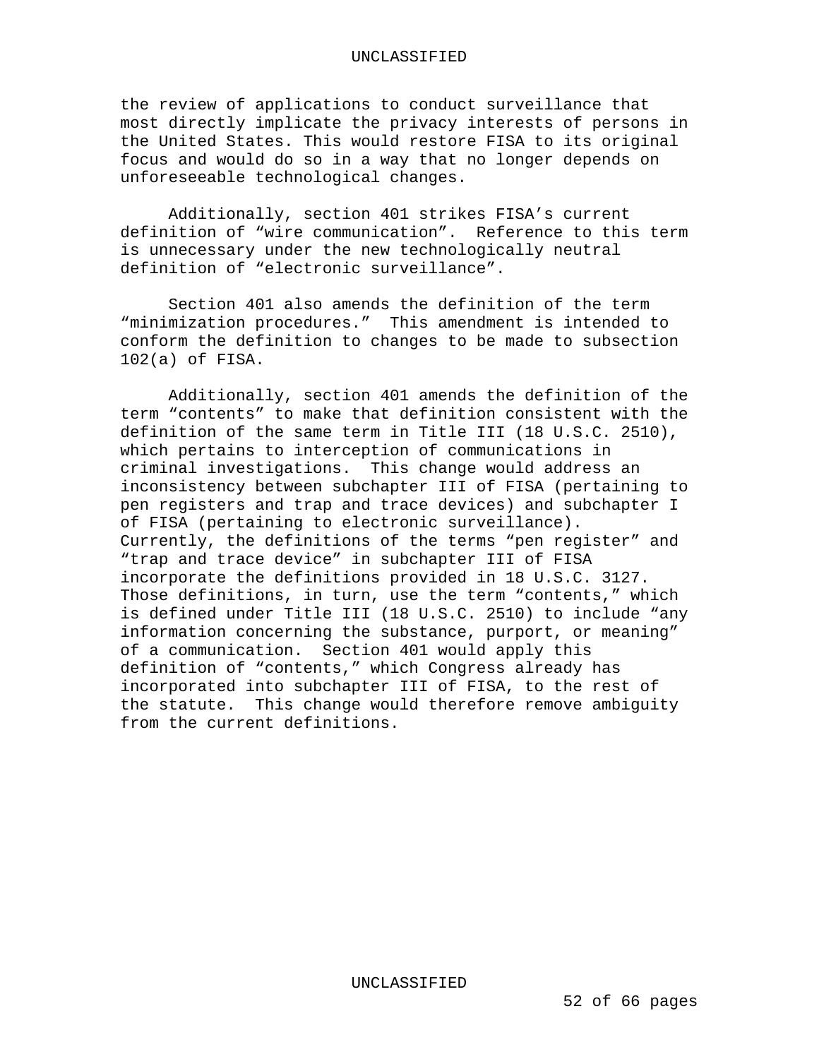the review of applications to conduct surveillance that most directly implicate the privacy interests of persons in the United States. This would restore FISA to its original focus and would do so in a way that no longer depends on unforeseeable technological changes.

Additionally, section 401 strikes FISA's current definition of "wire communication". Reference to this term is unnecessary under the new technologically neutral definition of "electronic surveillance".

Section 401 also amends the definition of the term "minimization procedures." This amendment is intended to conform the definition to changes to be made to subsection 102(a) of FISA.

Additionally, section 401 amends the definition of the term "contents" to make that definition consistent with the definition of the same term in Title III (18 U.S.C. 2510), which pertains to interception of communications in criminal investigations. This change would address an inconsistency between subchapter III of FISA (pertaining to pen registers and trap and trace devices) and subchapter I of FISA (pertaining to electronic surveillance). Currently, the definitions of the terms "pen register" and "trap and trace device" in subchapter III of FISA incorporate the definitions provided in 18 U.S.C. 3127. Those definitions, in turn, use the term "contents," which is defined under Title III (18 U.S.C. 2510) to include "any information concerning the substance, purport, or meaning" of a communication. Section 401 would apply this definition of "contents," which Congress already has incorporated into subchapter III of FISA, to the rest of the statute. This change would therefore remove ambiguity from the current definitions.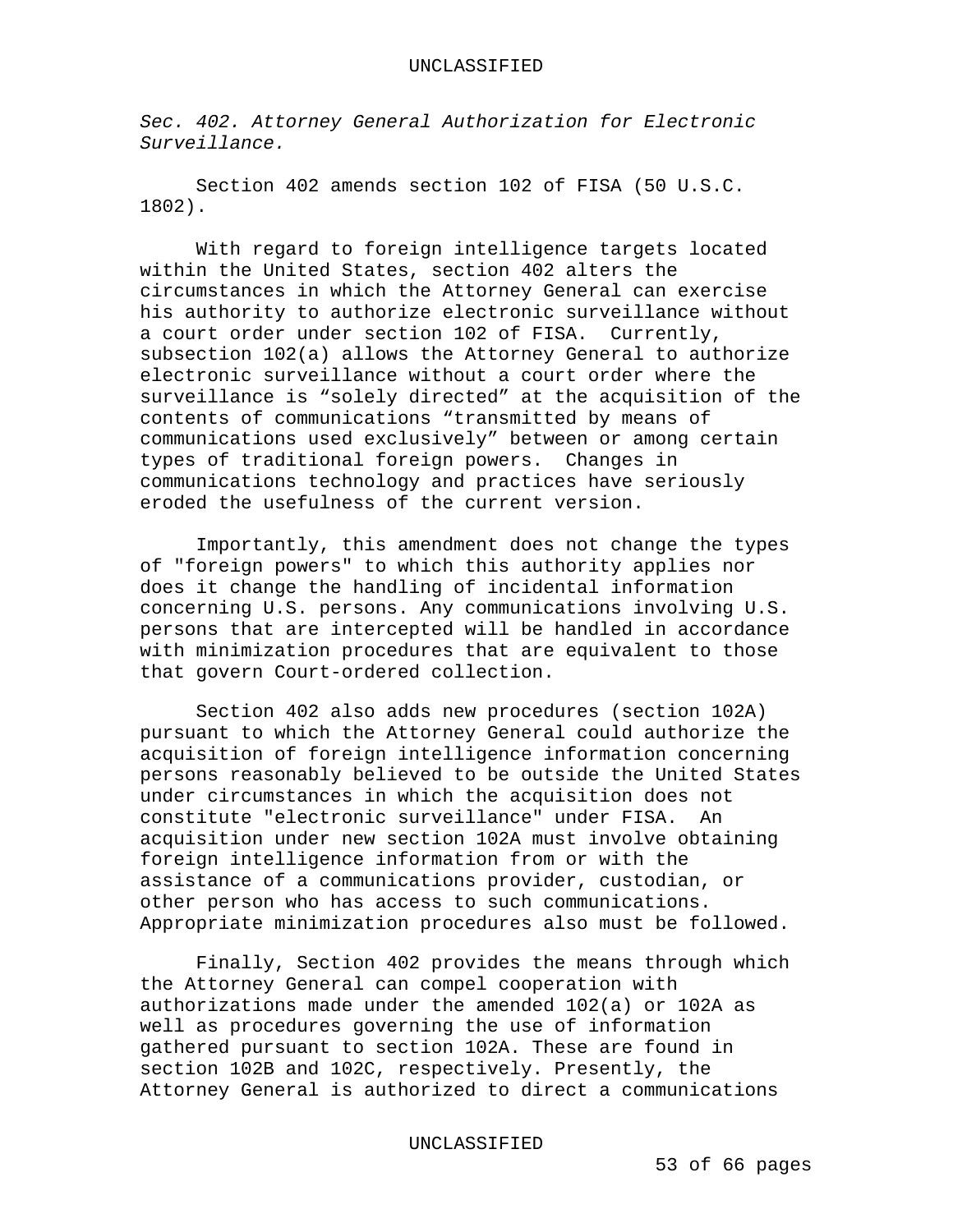*Sec. 402. Attorney General Authorization for Electronic Surveillance.*

Section 402 amends section 102 of FISA (50 U.S.C. 1802).

With regard to foreign intelligence targets located within the United States, section 402 alters the circumstances in which the Attorney General can exercise his authority to authorize electronic surveillance without a court order under section 102 of FISA. Currently, subsection 102(a) allows the Attorney General to authorize electronic surveillance without a court order where the surveillance is “solely directed” at the acquisition of the contents of communications “transmitted by means of communications used exclusively” between or among certain types of traditional foreign powers. Changes in communications technology and practices have seriously eroded the usefulness of the current version.

Importantly, this amendment does not change the types of "foreign powers" to which this authority applies nor does it change the handling of incidental information concerning U.S. persons. Any communications involving U.S. persons that are intercepted will be handled in accordance with minimization procedures that are equivalent to those that govern Court-ordered collection.

Section 402 also adds new procedures (section 102A) pursuant to which the Attorney General could authorize the acquisition of foreign intelligence information concerning persons reasonably believed to be outside the United States under circumstances in which the acquisition does not constitute "electronic surveillance" under FISA. An acquisition under new section 102A must involve obtaining foreign intelligence information from or with the assistance of a communications provider, custodian, or other person who has access to such communications. Appropriate minimization procedures also must be followed.

Finally, Section 402 provides the means through which the Attorney General can compel cooperation with authorizations made under the amended 102(a) or 102A as well as procedures governing the use of information gathered pursuant to section 102A. These are found in section 102B and 102C, respectively. Presently, the Attorney General is authorized to direct a communications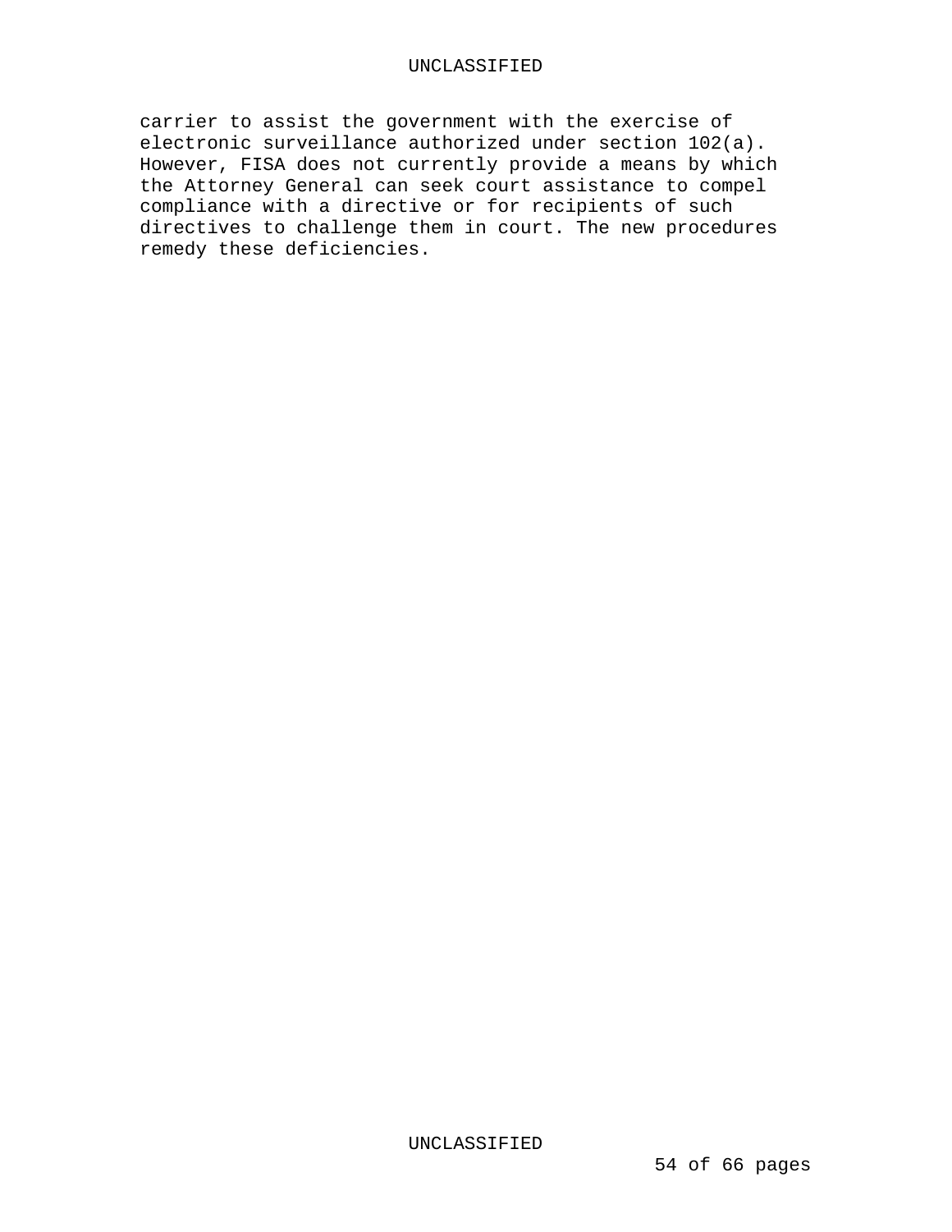carrier to assist the government with the exercise of electronic surveillance authorized under section 102(a). However, FISA does not currently provide a means by which the Attorney General can seek court assistance to compel compliance with a directive or for recipients of such directives to challenge them in court. The new procedures remedy these deficiencies.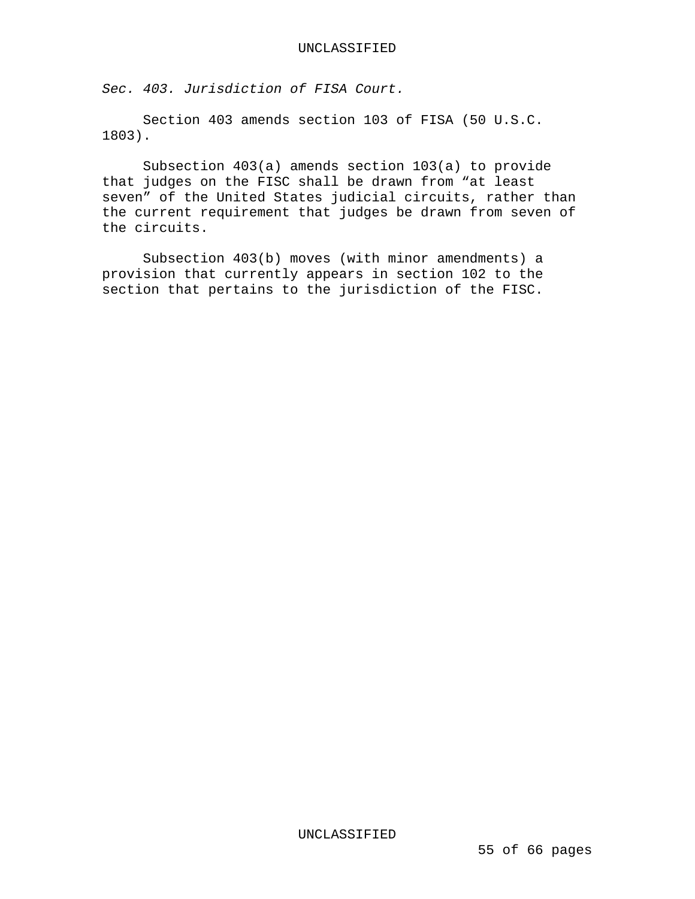*Sec. 403. Jurisdiction of FISA Court.*

Section 403 amends section 103 of FISA (50 U.S.C. 1803).

Subsection 403(a) amends section 103(a) to provide that judges on the FISC shall be drawn from “at least seven” of the United States judicial circuits, rather than the current requirement that judges be drawn from seven of the circuits.

Subsection 403(b) moves (with minor amendments) a provision that currently appears in section 102 to the section that pertains to the jurisdiction of the FISC.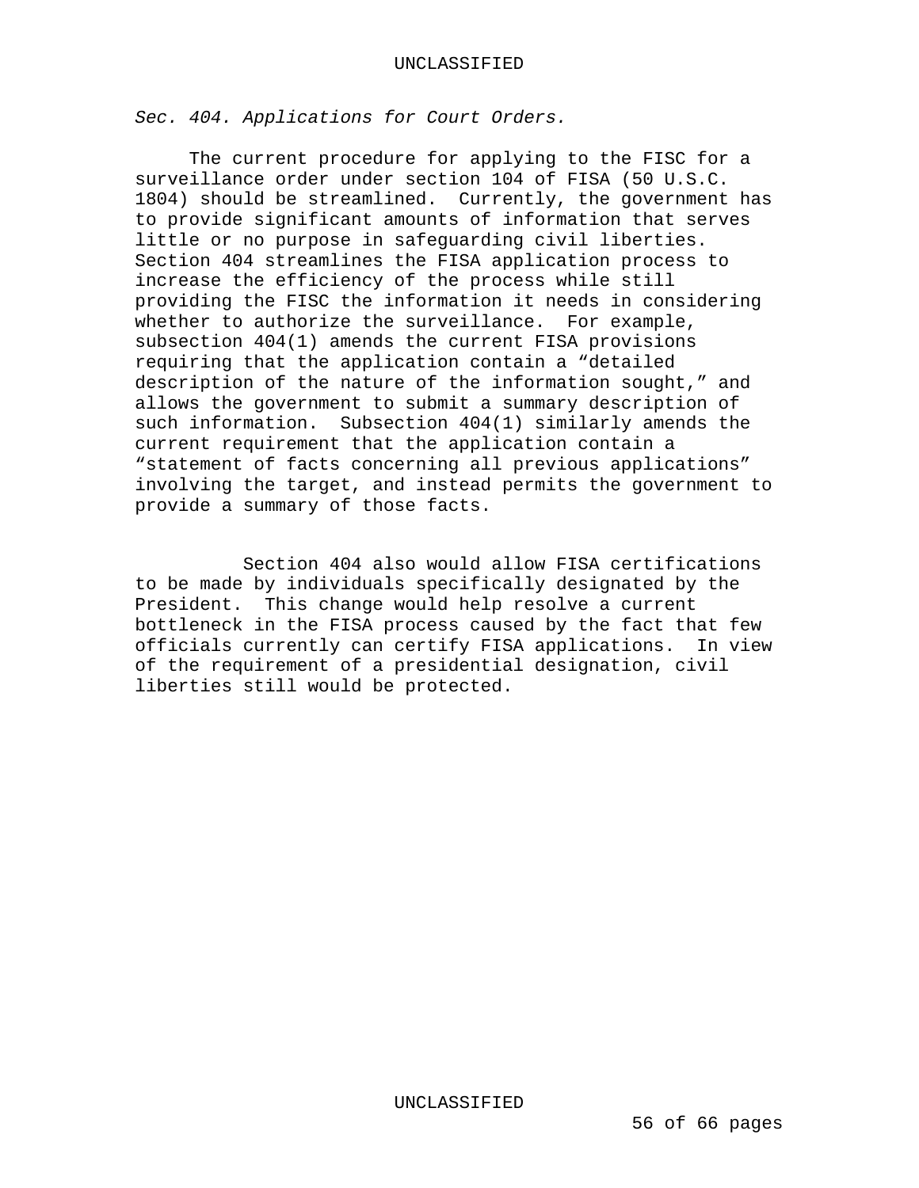*Sec. 404. Applications for Court Orders.*

The current procedure for applying to the FISC for a surveillance order under section 104 of FISA (50 U.S.C. 1804) should be streamlined. Currently, the government has to provide significant amounts of information that serves little or no purpose in safeguarding civil liberties. Section 404 streamlines the FISA application process to increase the efficiency of the process while still providing the FISC the information it needs in considering whether to authorize the surveillance. For example, subsection 404(1) amends the current FISA provisions requiring that the application contain a "detailed description of the nature of the information sought," and allows the government to submit a summary description of such information. Subsection 404(1) similarly amends the current requirement that the application contain a "statement of facts concerning all previous applications" involving the target, and instead permits the government to provide a summary of those facts.

Section 404 also would allow FISA certifications to be made by individuals specifically designated by the President. This change would help resolve a current bottleneck in the FISA process caused by the fact that few officials currently can certify FISA applications. In view of the requirement of a presidential designation, civil liberties still would be protected.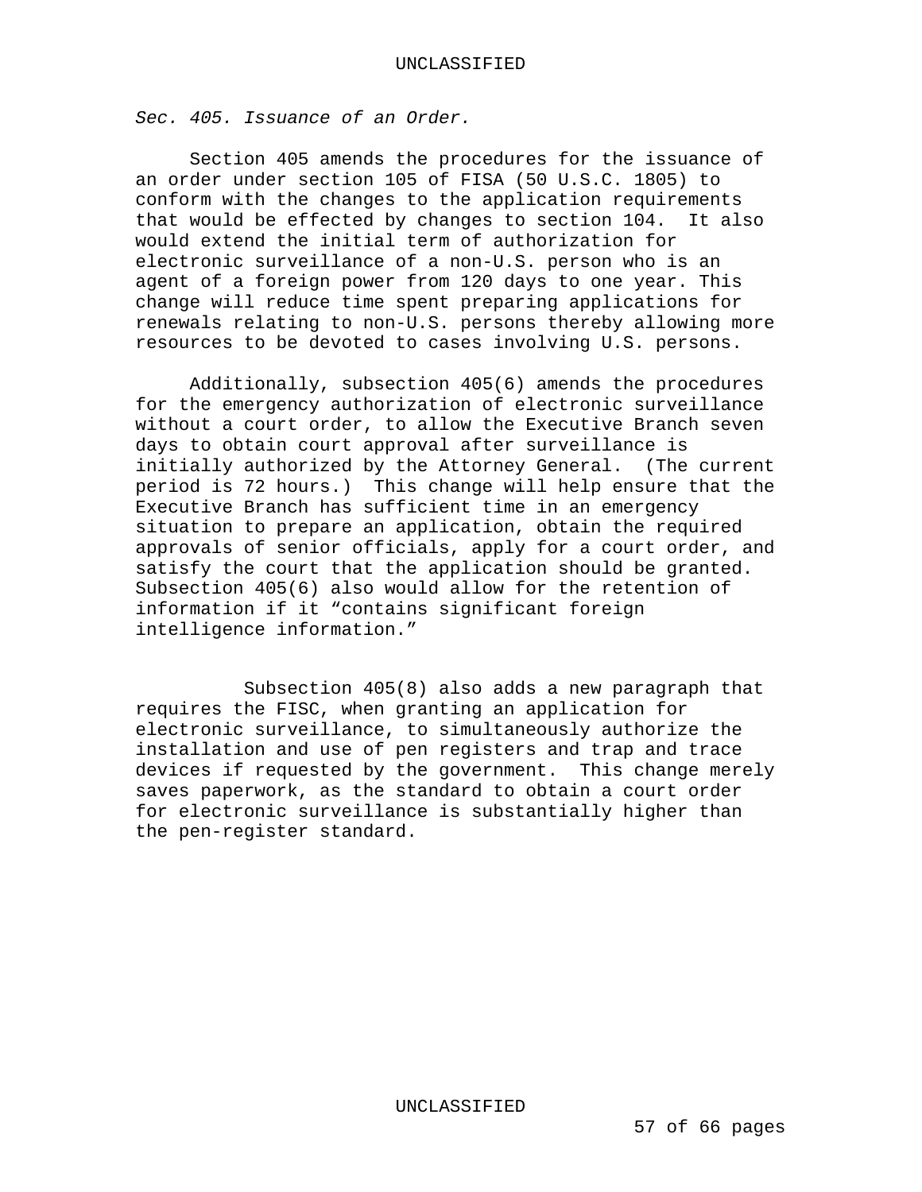*Sec. 405. Issuance of an Order.*

Section 405 amends the procedures for the issuance of an order under section 105 of FISA (50 U.S.C. 1805) to conform with the changes to the application requirements that would be effected by changes to section 104. It also would extend the initial term of authorization for electronic surveillance of a non-U.S. person who is an agent of a foreign power from 120 days to one year. This change will reduce time spent preparing applications for renewals relating to non-U.S. persons thereby allowing more resources to be devoted to cases involving U.S. persons.

Additionally, subsection 405(6) amends the procedures for the emergency authorization of electronic surveillance without a court order, to allow the Executive Branch seven days to obtain court approval after surveillance is initially authorized by the Attorney General. (The current period is 72 hours.) This change will help ensure that the Executive Branch has sufficient time in an emergency situation to prepare an application, obtain the required approvals of senior officials, apply for a court order, and satisfy the court that the application should be granted. Subsection 405(6) also would allow for the retention of information if it "contains significant foreign intelligence information."

Subsection 405(8) also adds a new paragraph that requires the FISC, when granting an application for electronic surveillance, to simultaneously authorize the installation and use of pen registers and trap and trace devices if requested by the government. This change merely saves paperwork, as the standard to obtain a court order for electronic surveillance is substantially higher than the pen-register standard.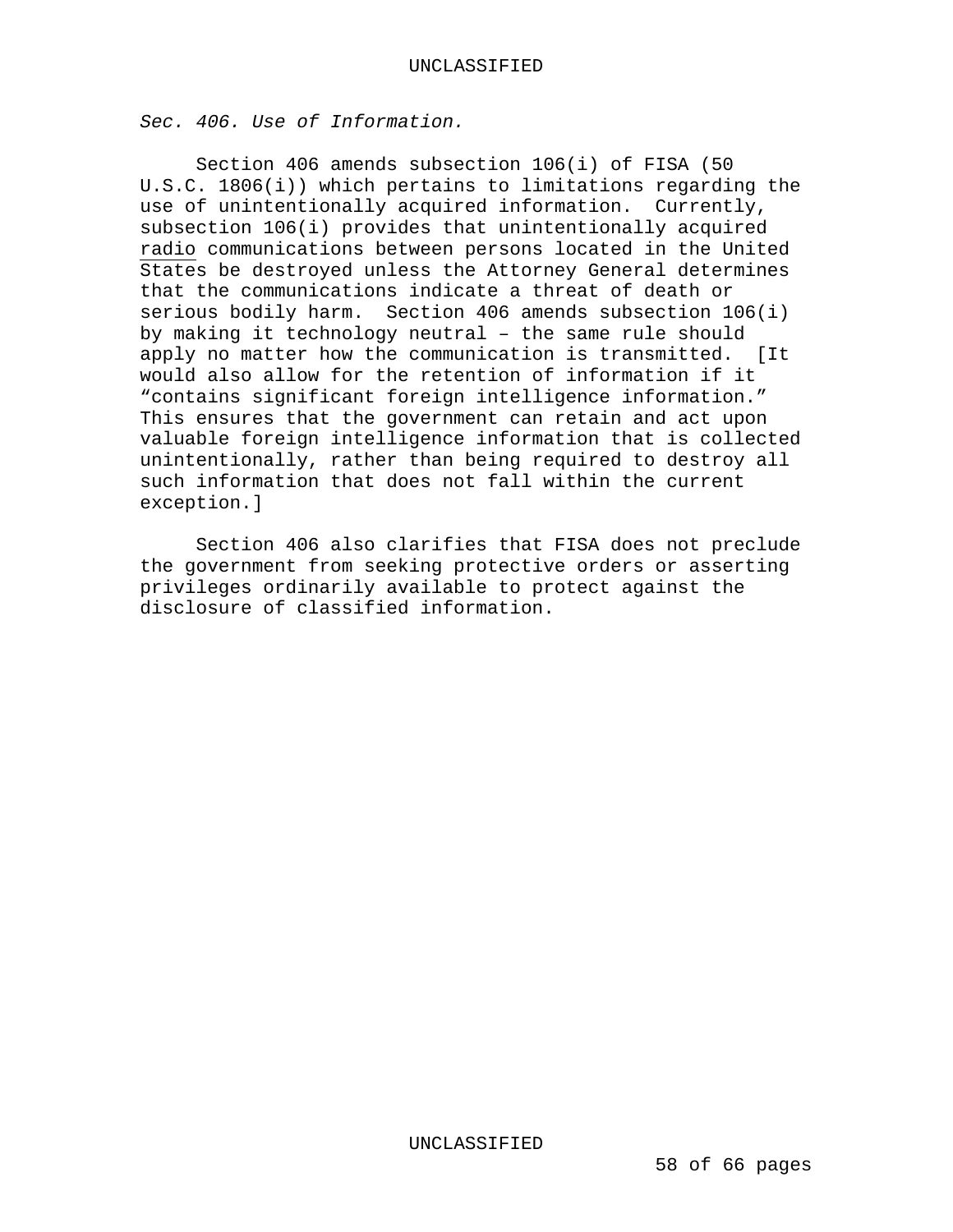*Sec. 406. Use of Information.*

Section 406 amends subsection 106(i) of FISA (50 U.S.C. 1806(i)) which pertains to limitations regarding the use of unintentionally acquired information. Currently, subsection 106(i) provides that unintentionally acquired radio communications between persons located in the United States be destroyed unless the Attorney General determines that the communications indicate a threat of death or serious bodily harm. Section 406 amends subsection 106(i) by making it technology neutral – the same rule should apply no matter how the communication is transmitted. [It would also allow for the retention of information if it "contains significant foreign intelligence information." This ensures that the government can retain and act upon valuable foreign intelligence information that is collected unintentionally, rather than being required to destroy all such information that does not fall within the current exception.]

Section 406 also clarifies that FISA does not preclude the government from seeking protective orders or asserting privileges ordinarily available to protect against the disclosure of classified information.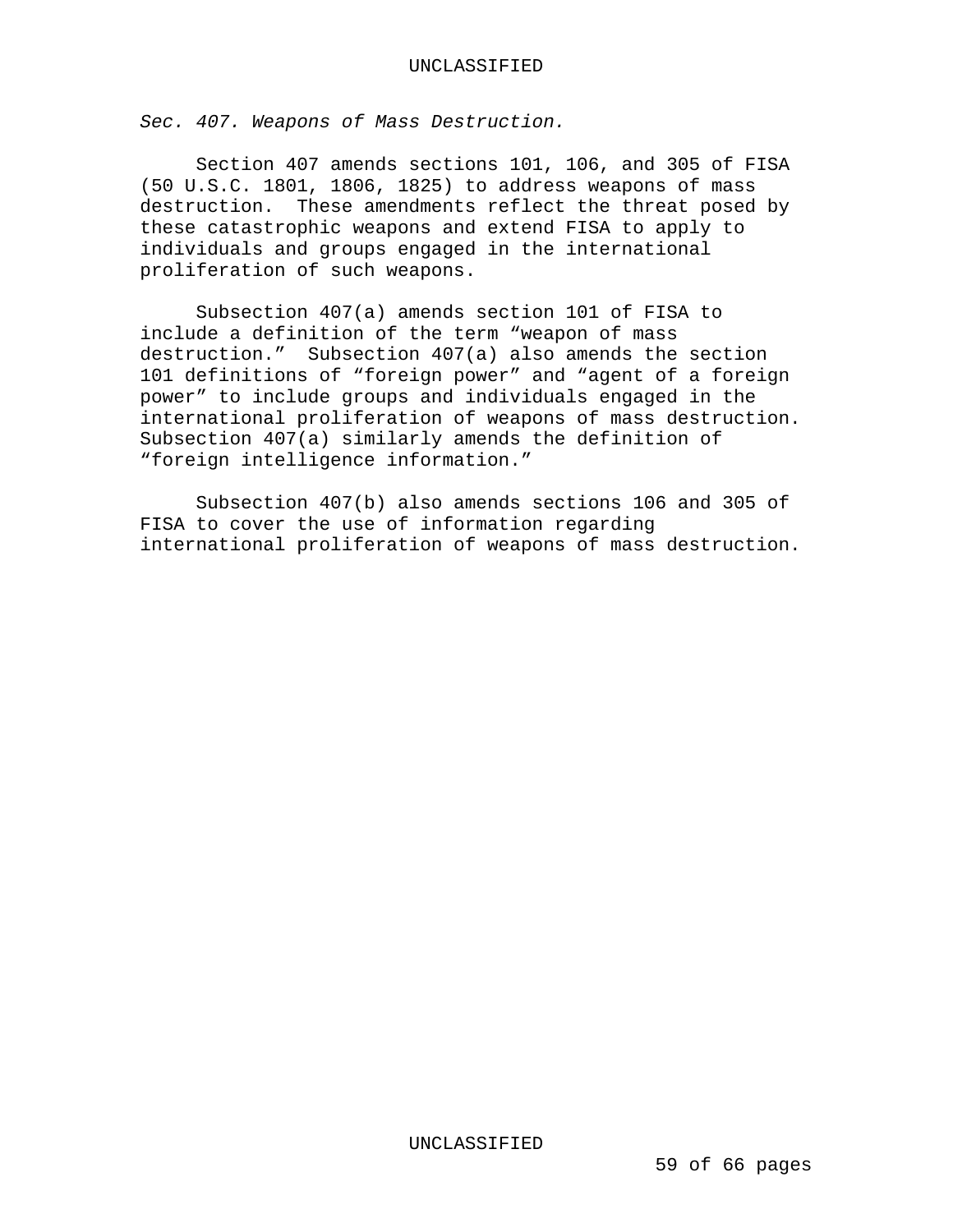*Sec. 407. Weapons of Mass Destruction.*

Section 407 amends sections 101, 106, and 305 of FISA (50 U.S.C. 1801, 1806, 1825) to address weapons of mass destruction. These amendments reflect the threat posed by these catastrophic weapons and extend FISA to apply to individuals and groups engaged in the international proliferation of such weapons.

Subsection 407(a) amends section 101 of FISA to include a definition of the term "weapon of mass destruction." Subsection 407(a) also amends the section 101 definitions of "foreign power" and "agent of a foreign power" to include groups and individuals engaged in the international proliferation of weapons of mass destruction. Subsection 407(a) similarly amends the definition of "foreign intelligence information."

Subsection 407(b) also amends sections 106 and 305 of FISA to cover the use of information regarding international proliferation of weapons of mass destruction.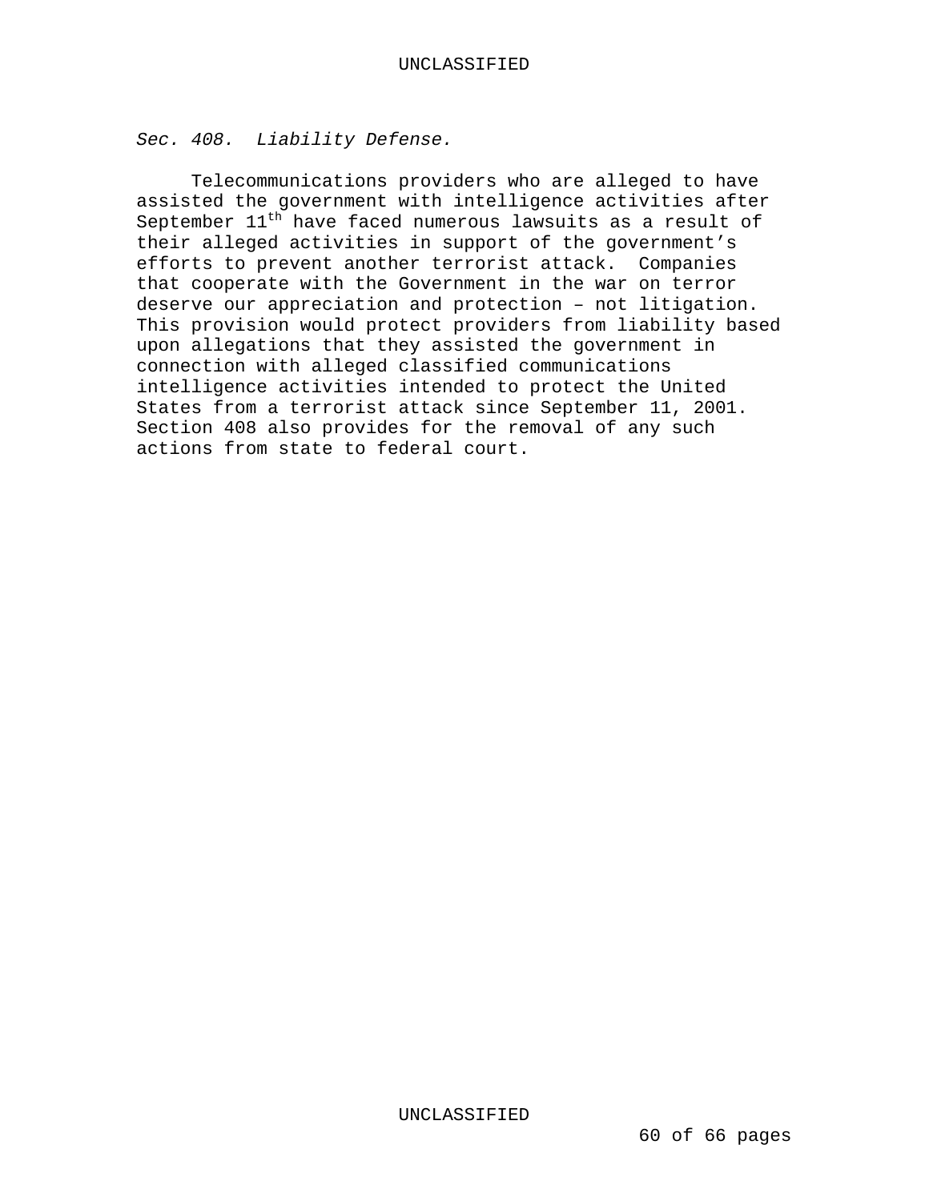*Sec. 408. Liability Defense.*

Telecommunications providers who are alleged to have assisted the government with intelligence activities after September 11th have faced numerous lawsuits as a result of their alleged activities in support of the government's efforts to prevent another terrorist attack. Companies that cooperate with the Government in the war on terror deserve our appreciation and protection – not litigation. This provision would protect providers from liability based upon allegations that they assisted the government in connection with alleged classified communications intelligence activities intended to protect the United States from a terrorist attack since September 11, 2001. Section 408 also provides for the removal of any such actions from state to federal court.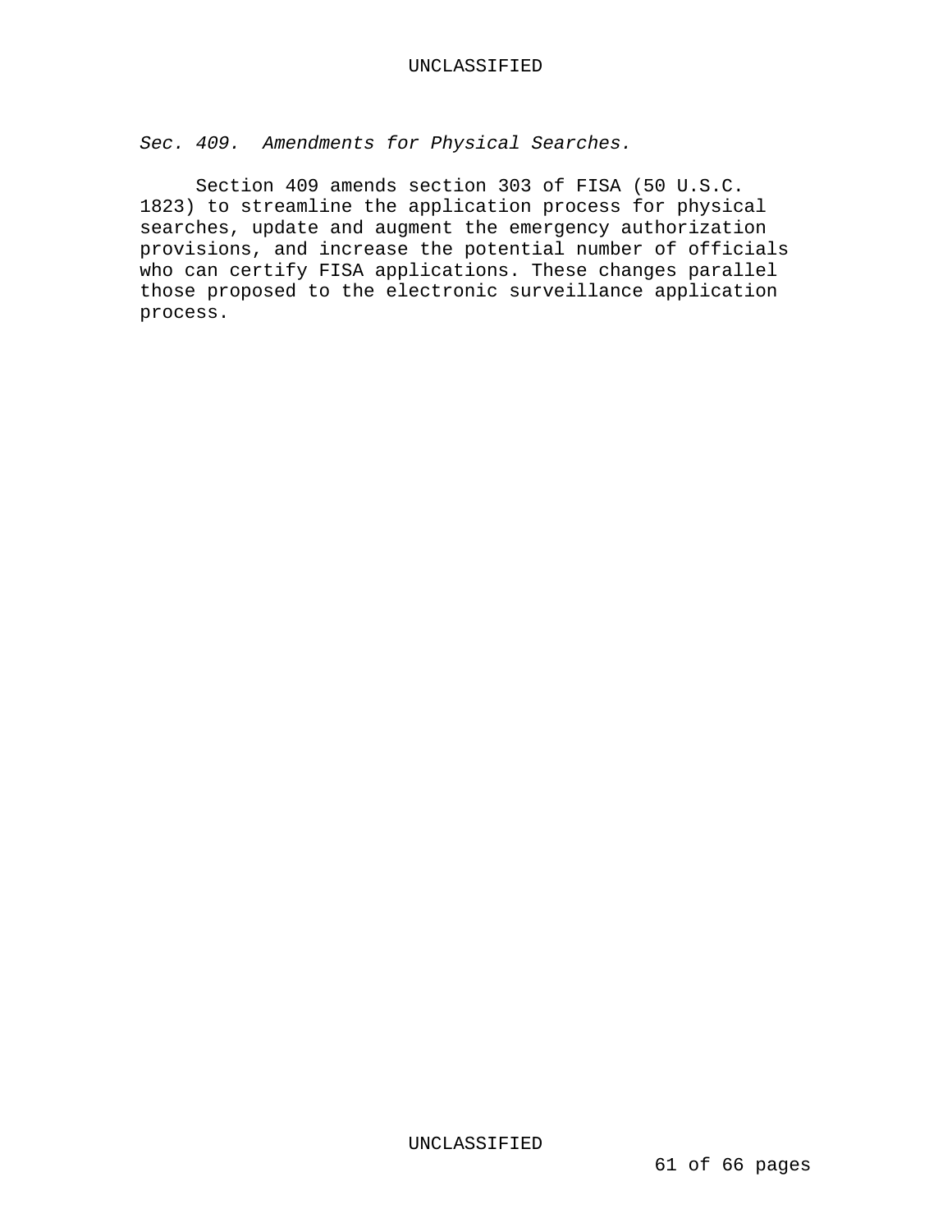*Sec. 409. Amendments for Physical Searches.*

Section 409 amends section 303 of FISA (50 U.S.C. 1823) to streamline the application process for physical searches, update and augment the emergency authorization provisions, and increase the potential number of officials who can certify FISA applications. These changes parallel those proposed to the electronic surveillance application process.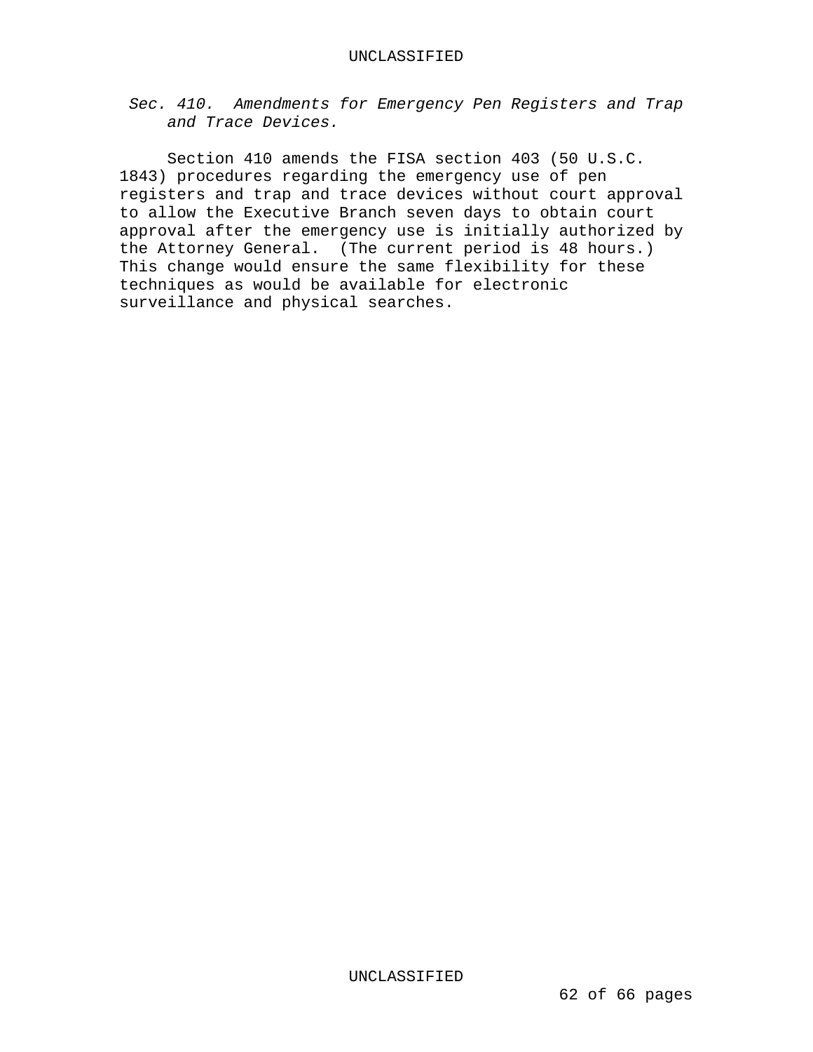*Sec. 410. Amendments for Emergency Pen Registers and Trap and Trace Devices.*

Section 410 amends the FISA section 403 (50 U.S.C. 1843) procedures regarding the emergency use of pen registers and trap and trace devices without court approval to allow the Executive Branch seven days to obtain court approval after the emergency use is initially authorized by the Attorney General. (The current period is 48 hours.) This change would ensure the same flexibility for these techniques as would be available for electronic surveillance and physical searches.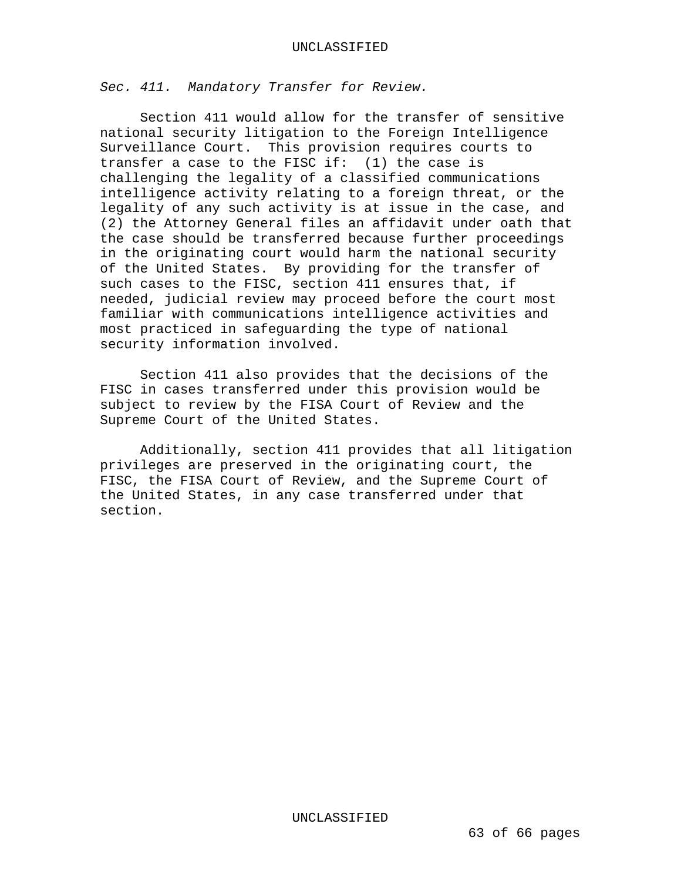*Sec. 411. Mandatory Transfer for Review.*

Section 411 would allow for the transfer of sensitive national security litigation to the Foreign Intelligence Surveillance Court. This provision requires courts to transfer a case to the FISC if: (1) the case is challenging the legality of a classified communications intelligence activity relating to a foreign threat, or the legality of any such activity is at issue in the case, and (2) the Attorney General files an affidavit under oath that the case should be transferred because further proceedings in the originating court would harm the national security of the United States. By providing for the transfer of such cases to the FISC, section 411 ensures that, if needed, judicial review may proceed before the court most familiar with communications intelligence activities and most practiced in safeguarding the type of national security information involved.

Section 411 also provides that the decisions of the FISC in cases transferred under this provision would be subject to review by the FISA Court of Review and the Supreme Court of the United States.

Additionally, section 411 provides that all litigation privileges are preserved in the originating court, the FISC, the FISA Court of Review, and the Supreme Court of the United States, in any case transferred under that section.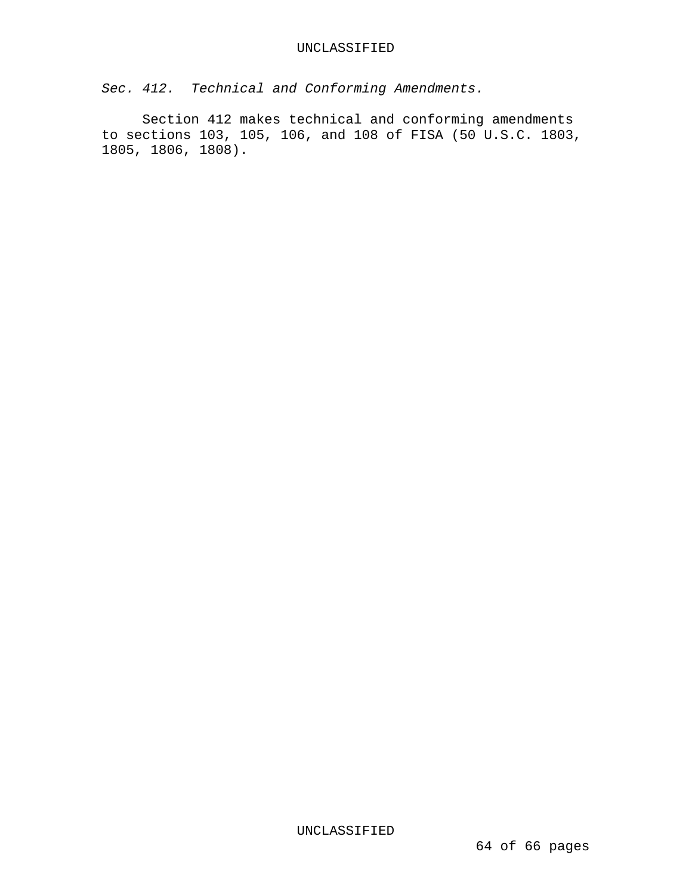*Sec. 412. Technical and Conforming Amendments.*

Section 412 makes technical and conforming amendments to sections 103, 105, 106, and 108 of FISA (50 U.S.C. 1803, 1805, 1806, 1808).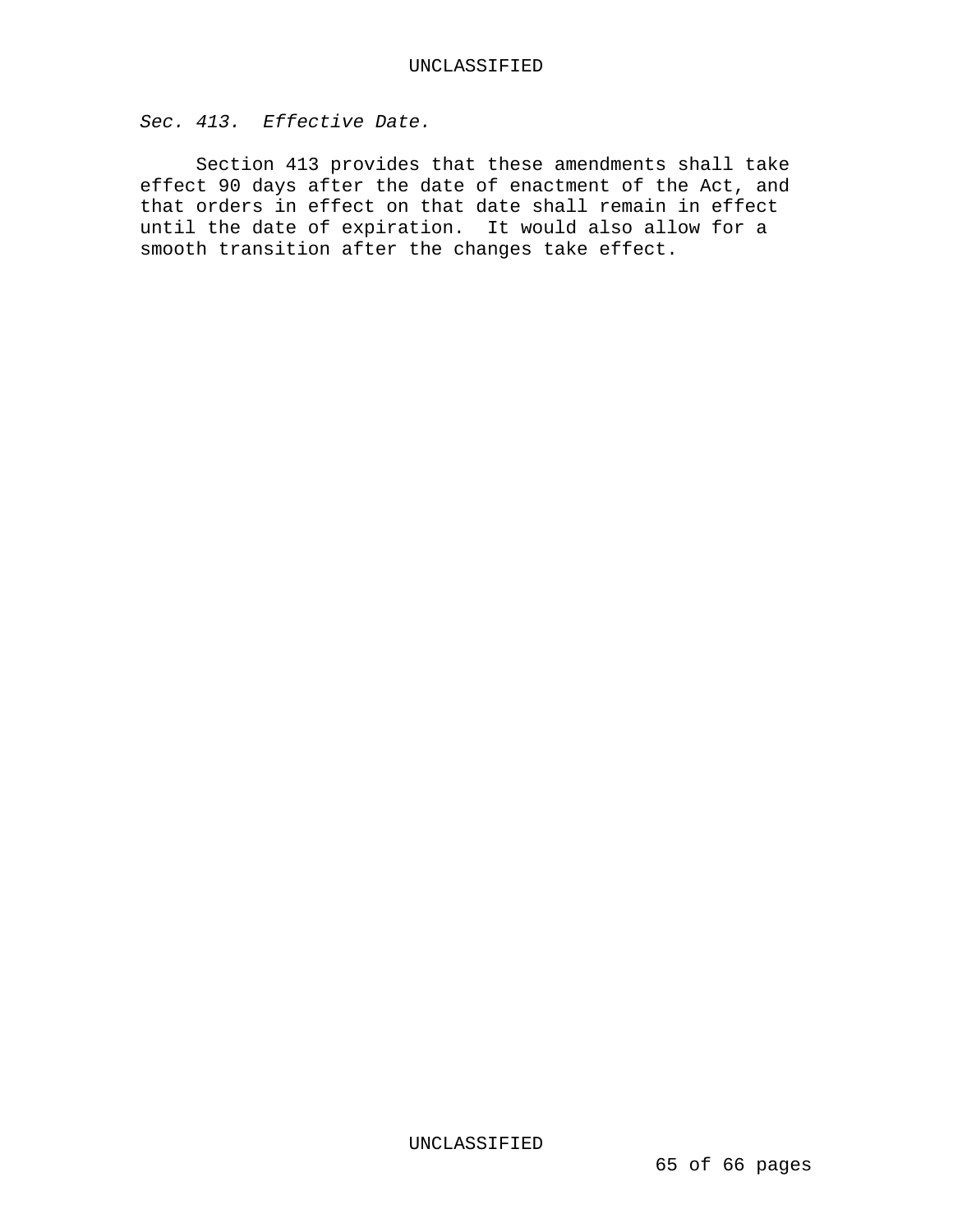*Sec. 413. Effective Date.*

Section 413 provides that these amendments shall take effect 90 days after the date of enactment of the Act, and that orders in effect on that date shall remain in effect until the date of expiration. It would also allow for a smooth transition after the changes take effect.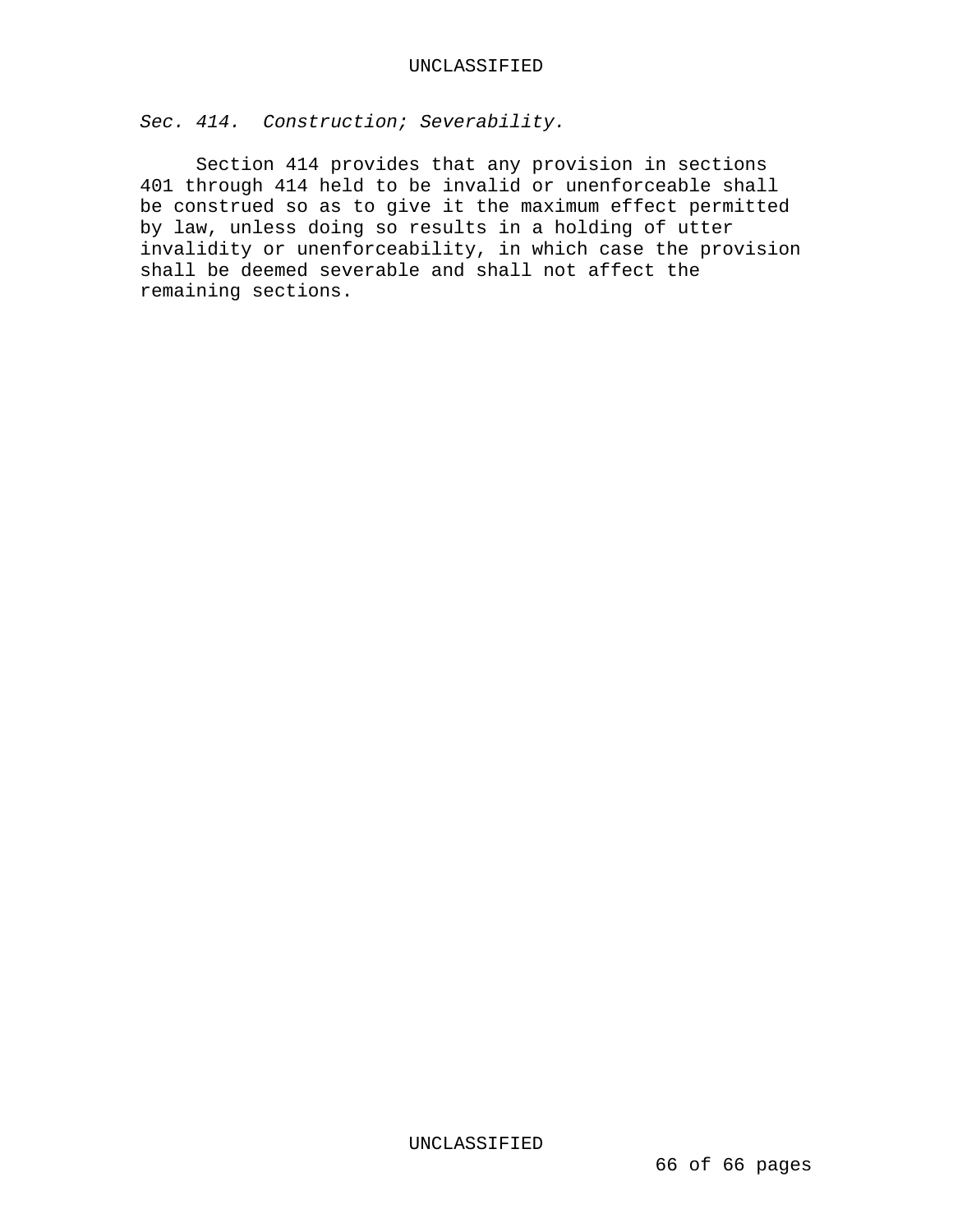*Sec. 414. Construction; Severability.*

Section 414 provides that any provision in sections 401 through 414 held to be invalid or unenforceable shall be construed so as to give it the maximum effect permitted by law, unless doing so results in a holding of utter invalidity or unenforceability, in which case the provision shall be deemed severable and shall not affect the remaining sections.